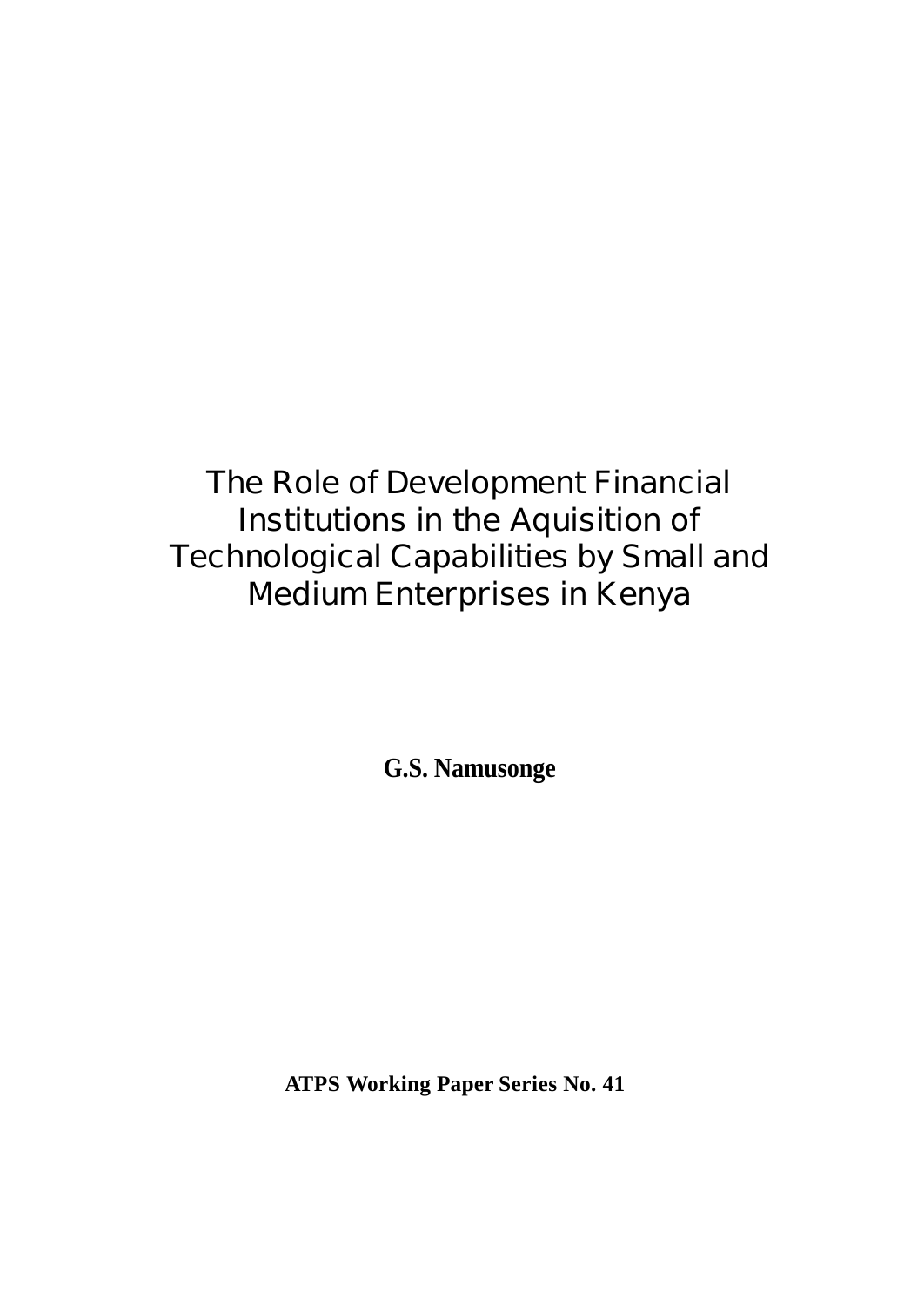# The Role of Development Financial Institutions in the Aquisition of Technological Capabilities by Small and Medium Enterprises in Kenya

**G.S. Namusonge**

**ATPS Working Paper Series No. 41**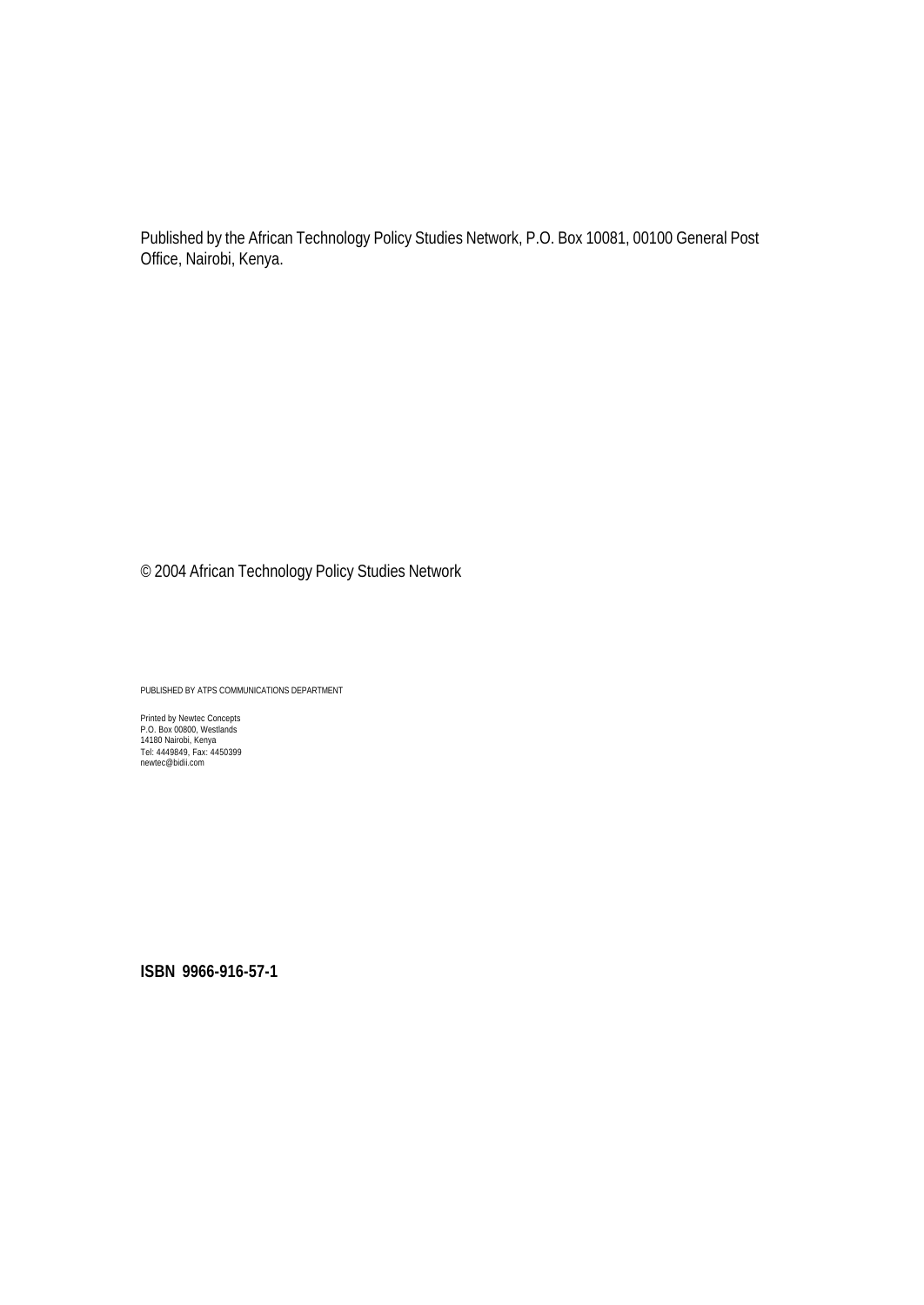Published by the African Technology Policy Studies Network, P.O. Box 10081, 00100 General Post Office, Nairobi, Kenya.

© 2004 African Technology Policy Studies Network

PUBLISHED BY ATPS COMMUNICATIONS DEPARTMENT

Printed by Newtec Concepts
P.O. Box 00800, Westlands
14180 Nairobi, Kenya
Tel: 4449849, Fax: 4450399
newtec@bidii.com

**ISBN 9966-916-57-1**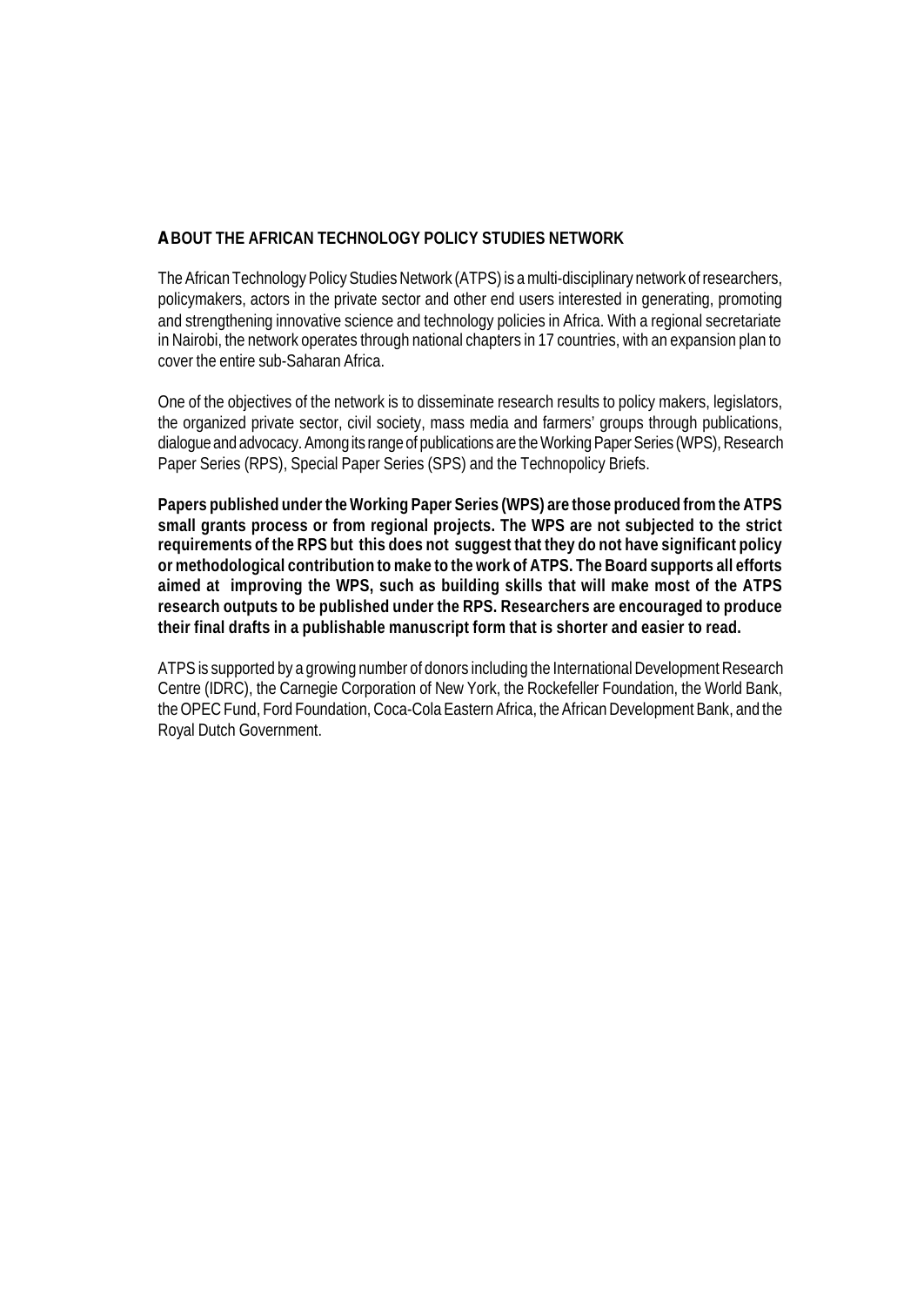## ABOUT THE AFRICAN TECHNOLOGY POLICY STUDIES NETWORK

The African Technology Policy Studies Network (ATPS) is a multi-disciplinary network of researchers, policymakers, actors in the private sector and other end users interested in generating, promoting and strengthening innovative science and technology policies in Africa. With a regional secretariate in Nairobi, the network operates through national chapters in 17 countries, with an expansion plan to cover the entire sub-Saharan Africa.

One of the objectives of the network is to disseminate research results to policy makers, legislators, the organized private sector, civil society, mass media and farmers' groups through publications, dialogue and advocacy. Among its range of publications are the Working Paper Series (WPS), Research Paper Series (RPS), Special Paper Series (SPS) and the Technopolicy Briefs.

**Papers published under the Working Paper Series (WPS) are those produced from the ATPS small grants process or from regional projects. The WPS are not subjected to the strict requirements of the RPS but this does not suggest that they do not have significant policy or methodological contribution to make to the work of ATPS. The Board supports all efforts aimed at improving the WPS, such as building skills that will make most of the ATPS research outputs to be published under the RPS. Researchers are encouraged to produce their final drafts in a publishable manuscript form that is shorter and easier to read.**

ATPS is supported by a growing number of donors including the International Development Research Centre (IDRC), the Carnegie Corporation of New York, the Rockefeller Foundation, the World Bank, the OPEC Fund, Ford Foundation, Coca-Cola Eastern Africa, the African Development Bank, and the Royal Dutch Government.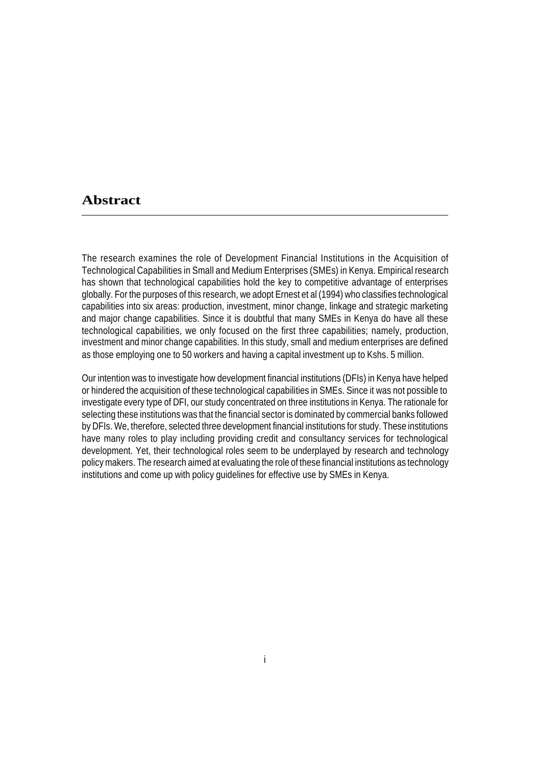# Abstract

The research examines the role of Development Financial Institutions in the Acquisition of Technological Capabilities in Small and Medium Enterprises (SMEs) in Kenya. Empirical research has shown that technological capabilities hold the key to competitive advantage of enterprises globally. For the purposes of this research, we adopt Ernest et al (1994) who classifies technological capabilities into six areas: production, investment, minor change, linkage and strategic marketing and major change capabilities. Since it is doubtful that many SMEs in Kenya do have all these technological capabilities, we only focused on the first three capabilities; namely, production, investment and minor change capabilities. In this study, small and medium enterprises are defined as those employing one to 50 workers and having a capital investment up to Kshs. 5 million.

Our intention was to investigate how development financial institutions (DFIs) in Kenya have helped or hindered the acquisition of these technological capabilities in SMEs. Since it was not possible to investigate every type of DFI, our study concentrated on three institutions in Kenya. The rationale for selecting these institutions was that the financial sector is dominated by commercial banks followed by DFIs. We, therefore, selected three development financial institutions for study. These institutions have many roles to play including providing credit and consultancy services for technological development. Yet, their technological roles seem to be underplayed by research and technology policy makers. The research aimed at evaluating the role of these financial institutions as technology institutions and come up with policy guidelines for effective use by SMEs in Kenya.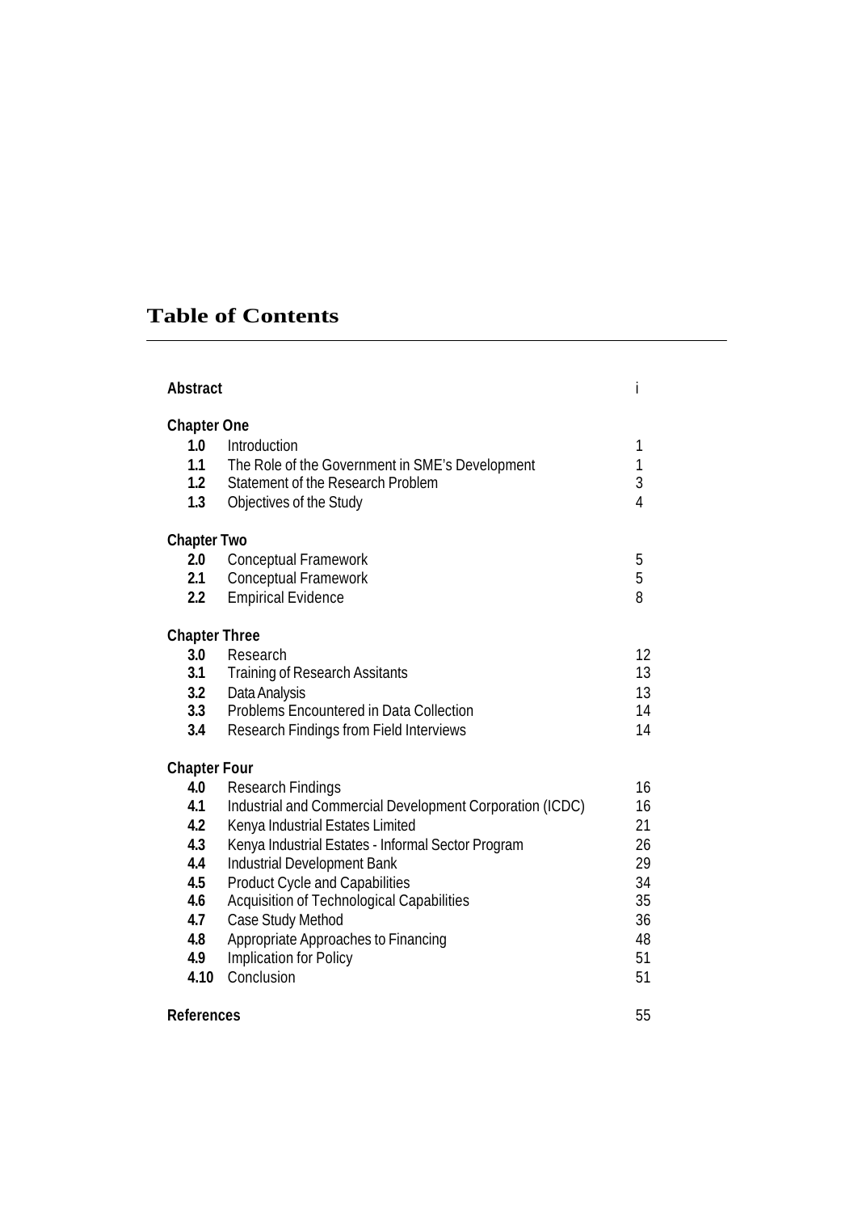# Table of Contents

| | | |
|---|---|---|
| **Abstract** | | i |
| **Chapter One** | | |
| **1.0** | Introduction | 1 |
| **1.1** | The Role of the Government in SME's Development | 1 |
| **1.2** | Statement of the Research Problem | 3 |
| **1.3** | Objectives of the Study | 4 |
| **Chapter Two** | | |
| **2.0** | Conceptual Framework | 5 |
| **2.1** | Conceptual Framework | 5 |
| **2.2** | Empirical Evidence | 8 |
| **Chapter Three** | | |
| **3.0** | Research | 12 |
| **3.1** | Training of Research Assitants | 13 |
| **3.2** | Data Analysis | 13 |
| **3.3** | Problems Encountered in Data Collection | 14 |
| **3.4** | Research Findings from Field Interviews | 14 |
| **Chapter Four** | | |
| **4.0** | Research Findings | 16 |
| **4.1** | Industrial and Commercial Development Corporation (ICDC) | 16 |
| **4.2** | Kenya Industrial Estates Limited | 21 |
| **4.3** | Kenya Industrial Estates - Informal Sector Program | 26 |
| **4.4** | Industrial Development Bank | 29 |
| **4.5** | Product Cycle and Capabilities | 34 |
| **4.6** | Acquisition of Technological Capabilities | 35 |
| **4.7** | Case Study Method | 36 |
| **4.8** | Appropriate Approaches to Financing | 48 |
| **4.9** | Implication for Policy | 51 |
| **4.10** | Conclusion | 51 |
| **References** | | 55 |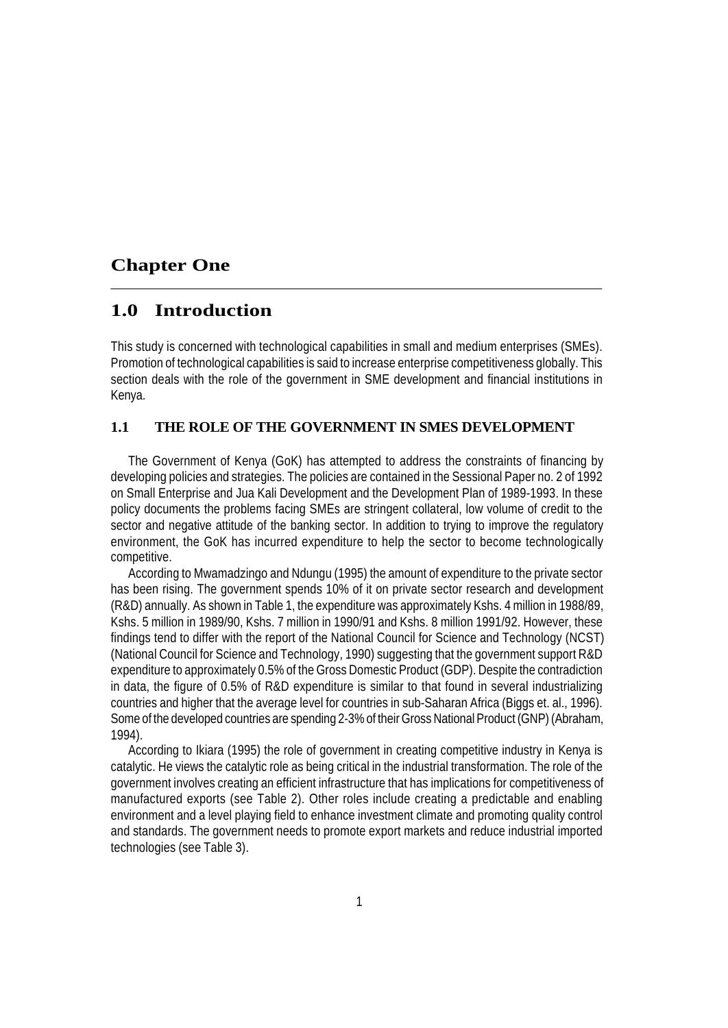# Chapter One

## 1.0 Introduction

This study is concerned with technological capabilities in small and medium enterprises (SMEs). Promotion of technological capabilities is said to increase enterprise competitiveness globally. This section deals with the role of the government in SME development and financial institutions in Kenya.

### 1.1 THE ROLE OF THE GOVERNMENT IN SMES DEVELOPMENT

The Government of Kenya (GoK) has attempted to address the constraints of financing by developing policies and strategies. The policies are contained in the Sessional Paper no. 2 of 1992 on Small Enterprise and Jua Kali Development and the Development Plan of 1989-1993. In these policy documents the problems facing SMEs are stringent collateral, low volume of credit to the sector and negative attitude of the banking sector. In addition to trying to improve the regulatory environment, the GoK has incurred expenditure to help the sector to become technologically competitive.

According to Mwamadzingo and Ndungu (1995) the amount of expenditure to the private sector has been rising. The government spends 10% of it on private sector research and development (R&D) annually. As shown in Table 1, the expenditure was approximately Kshs. 4 million in 1988/89, Kshs. 5 million in 1989/90, Kshs. 7 million in 1990/91 and Kshs. 8 million 1991/92. However, these findings tend to differ with the report of the National Council for Science and Technology (NCST) (National Council for Science and Technology, 1990) suggesting that the government support R&D expenditure to approximately 0.5% of the Gross Domestic Product (GDP). Despite the contradiction in data, the figure of 0.5% of R&D expenditure is similar to that found in several industrializing countries and higher that the average level for countries in sub-Saharan Africa (Biggs et. al., 1996). Some of the developed countries are spending 2-3% of their Gross National Product (GNP) (Abraham, 1994).

According to Ikiara (1995) the role of government in creating competitive industry in Kenya is catalytic. He views the catalytic role as being critical in the industrial transformation. The role of the government involves creating an efficient infrastructure that has implications for competitiveness of manufactured exports (see Table 2). Other roles include creating a predictable and enabling environment and a level playing field to enhance investment climate and promoting quality control and standards. The government needs to promote export markets and reduce industrial imported technologies (see Table 3).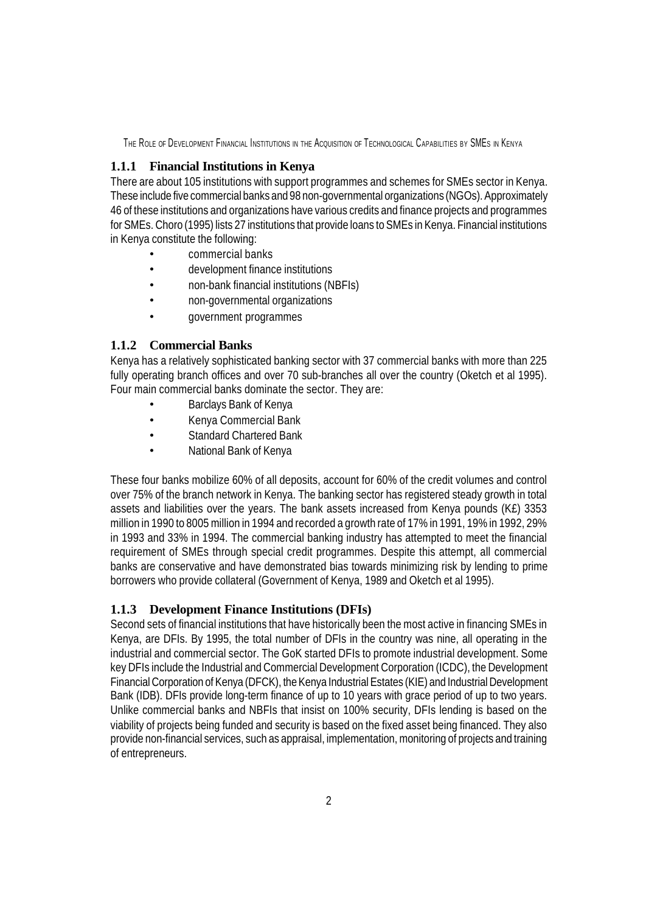### 1.1.1 Financial Institutions in Kenya

There are about 105 institutions with support programmes and schemes for SMEs sector in Kenya. These include five commercial banks and 98 non-governmental organizations (NGOs). Approximately 46 of these institutions and organizations have various credits and finance projects and programmes for SMEs. Choro (1995) lists 27 institutions that provide loans to SMEs in Kenya. Financial institutions in Kenya constitute the following:

- commercial banks
- development finance institutions
- non-bank financial institutions (NBFIs)
- non-governmental organizations
- government programmes

### 1.1.2 Commercial Banks

Kenya has a relatively sophisticated banking sector with 37 commercial banks with more than 225 fully operating branch offices and over 70 sub-branches all over the country (Oketch et al 1995). Four main commercial banks dominate the sector. They are:

- Barclays Bank of Kenya
- Kenya Commercial Bank
- Standard Chartered Bank
- National Bank of Kenya

These four banks mobilize 60% of all deposits, account for 60% of the credit volumes and control over 75% of the branch network in Kenya. The banking sector has registered steady growth in total assets and liabilities over the years. The bank assets increased from Kenya pounds (K£) 3353 million in 1990 to 8005 million in 1994 and recorded a growth rate of 17% in 1991, 19% in 1992, 29% in 1993 and 33% in 1994. The commercial banking industry has attempted to meet the financial requirement of SMEs through special credit programmes. Despite this attempt, all commercial banks are conservative and have demonstrated bias towards minimizing risk by lending to prime borrowers who provide collateral (Government of Kenya, 1989 and Oketch et al 1995).

### 1.1.3 Development Finance Institutions (DFIs)

Second sets of financial institutions that have historically been the most active in financing SMEs in Kenya, are DFIs. By 1995, the total number of DFIs in the country was nine, all operating in the industrial and commercial sector. The GoK started DFIs to promote industrial development. Some key DFIs include the Industrial and Commercial Development Corporation (ICDC), the Development Financial Corporation of Kenya (DFCK), the Kenya Industrial Estates (KIE) and Industrial Development Bank (IDB). DFIs provide long-term finance of up to 10 years with grace period of up to two years. Unlike commercial banks and NBFIs that insist on 100% security, DFIs lending is based on the viability of projects being funded and security is based on the fixed asset being financed. They also provide non-financial services, such as appraisal, implementation, monitoring of projects and training of entrepreneurs.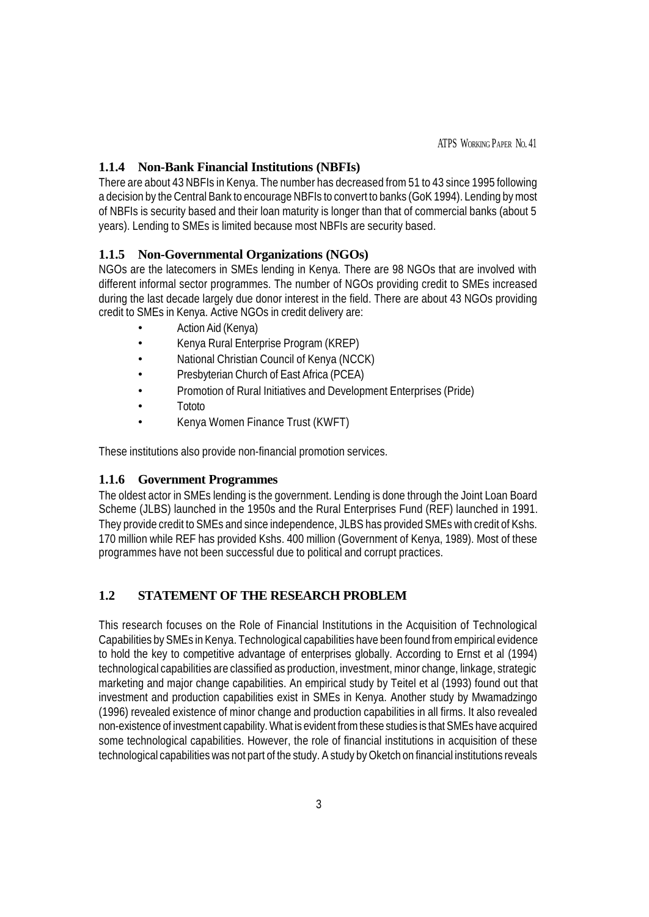### 1.1.4 Non-Bank Financial Institutions (NBFIs)

There are about 43 NBFIs in Kenya. The number has decreased from 51 to 43 since 1995 following a decision by the Central Bank to encourage NBFIs to convert to banks (GoK 1994). Lending by most of NBFIs is security based and their loan maturity is longer than that of commercial banks (about 5 years). Lending to SMEs is limited because most NBFIs are security based.

### 1.1.5 Non-Governmental Organizations (NGOs)

NGOs are the latecomers in SMEs lending in Kenya. There are 98 NGOs that are involved with different informal sector programmes. The number of NGOs providing credit to SMEs increased during the last decade largely due donor interest in the field. There are about 43 NGOs providing credit to SMEs in Kenya. Active NGOs in credit delivery are:

- Action Aid (Kenya)
- Kenya Rural Enterprise Program (KREP)
- National Christian Council of Kenya (NCCK)
- Presbyterian Church of East Africa (PCEA)
- Promotion of Rural Initiatives and Development Enterprises (Pride)
- Tototo
- Kenya Women Finance Trust (KWFT)

These institutions also provide non-financial promotion services.

### 1.1.6 Government Programmes

The oldest actor in SMEs lending is the government. Lending is done through the Joint Loan Board Scheme (JLBS) launched in the 1950s and the Rural Enterprises Fund (REF) launched in 1991. They provide credit to SMEs and since independence, JLBS has provided SMEs with credit of Kshs. 170 million while REF has provided Kshs. 400 million (Government of Kenya, 1989). Most of these programmes have not been successful due to political and corrupt practices.

## 1.2 STATEMENT OF THE RESEARCH PROBLEM

This research focuses on the Role of Financial Institutions in the Acquisition of Technological Capabilities by SMEs in Kenya. Technological capabilities have been found from empirical evidence to hold the key to competitive advantage of enterprises globally. According to Ernst et al (1994) technological capabilities are classified as production, investment, minor change, linkage, strategic marketing and major change capabilities. An empirical study by Teitel et al (1993) found out that investment and production capabilities exist in SMEs in Kenya. Another study by Mwamadzingo (1996) revealed existence of minor change and production capabilities in all firms. It also revealed non-existence of investment capability. What is evident from these studies is that SMEs have acquired some technological capabilities. However, the role of financial institutions in acquisition of these technological capabilities was not part of the study. A study by Oketch on financial institutions reveals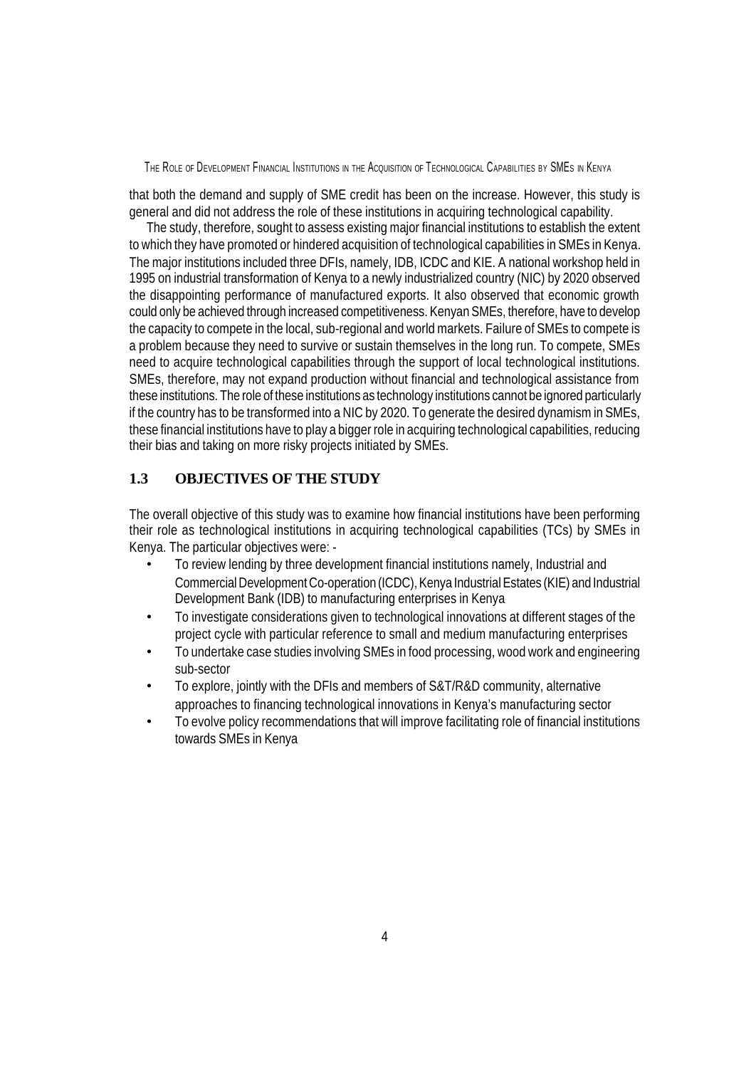that both the demand and supply of SME credit has been on the increase. However, this study is general and did not address the role of these institutions in acquiring technological capability.

The study, therefore, sought to assess existing major financial institutions to establish the extent to which they have promoted or hindered acquisition of technological capabilities in SMEs in Kenya. The major institutions included three DFIs, namely, IDB, ICDC and KIE. A national workshop held in 1995 on industrial transformation of Kenya to a newly industrialized country (NIC) by 2020 observed the disappointing performance of manufactured exports. It also observed that economic growth could only be achieved through increased competitiveness. Kenyan SMEs, therefore, have to develop the capacity to compete in the local, sub-regional and world markets. Failure of SMEs to compete is a problem because they need to survive or sustain themselves in the long run. To compete, SMEs need to acquire technological capabilities through the support of local technological institutions. SMEs, therefore, may not expand production without financial and technological assistance from these institutions. The role of these institutions as technology institutions cannot be ignored particularly if the country has to be transformed into a NIC by 2020. To generate the desired dynamism in SMEs, these financial institutions have to play a bigger role in acquiring technological capabilities, reducing their bias and taking on more risky projects initiated by SMEs.

## 1.3 OBJECTIVES OF THE STUDY

The overall objective of this study was to examine how financial institutions have been performing their role as technological institutions in acquiring technological capabilities (TCs) by SMEs in Kenya. The particular objectives were: -

- To review lending by three development financial institutions namely, Industrial and Commercial Development Co-operation (ICDC), Kenya Industrial Estates (KIE) and Industrial Development Bank (IDB) to manufacturing enterprises in Kenya
- To investigate considerations given to technological innovations at different stages of the project cycle with particular reference to small and medium manufacturing enterprises
- To undertake case studies involving SMEs in food processing, wood work and engineering sub-sector
- To explore, jointly with the DFIs and members of S&T/R&D community, alternative approaches to financing technological innovations in Kenya's manufacturing sector
- To evolve policy recommendations that will improve facilitating role of financial institutions towards SMEs in Kenya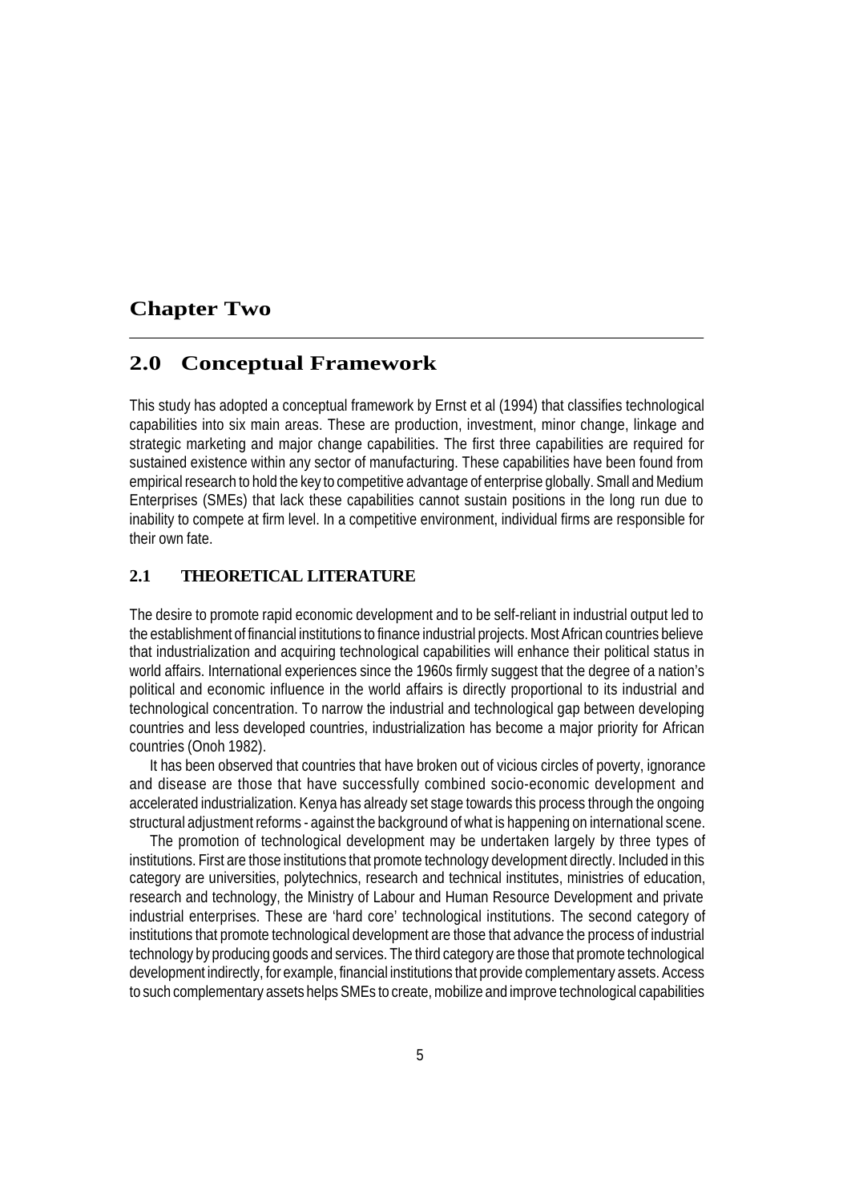# Chapter Two

## 2.0 Conceptual Framework

This study has adopted a conceptual framework by Ernst et al (1994) that classifies technological capabilities into six main areas. These are production, investment, minor change, linkage and strategic marketing and major change capabilities. The first three capabilities are required for sustained existence within any sector of manufacturing. These capabilities have been found from empirical research to hold the key to competitive advantage of enterprise globally. Small and Medium Enterprises (SMEs) that lack these capabilities cannot sustain positions in the long run due to inability to compete at firm level. In a competitive environment, individual firms are responsible for their own fate.

### 2.1 THEORETICAL LITERATURE

The desire to promote rapid economic development and to be self-reliant in industrial output led to the establishment of financial institutions to finance industrial projects. Most African countries believe that industrialization and acquiring technological capabilities will enhance their political status in world affairs. International experiences since the 1960s firmly suggest that the degree of a nation's political and economic influence in the world affairs is directly proportional to its industrial and technological concentration. To narrow the industrial and technological gap between developing countries and less developed countries, industrialization has become a major priority for African countries (Onoh 1982).

It has been observed that countries that have broken out of vicious circles of poverty, ignorance and disease are those that have successfully combined socio-economic development and accelerated industrialization. Kenya has already set stage towards this process through the ongoing structural adjustment reforms - against the background of what is happening on international scene.

The promotion of technological development may be undertaken largely by three types of institutions. First are those institutions that promote technology development directly. Included in this category are universities, polytechnics, research and technical institutes, ministries of education, research and technology, the Ministry of Labour and Human Resource Development and private industrial enterprises. These are 'hard core' technological institutions. The second category of institutions that promote technological development are those that advance the process of industrial technology by producing goods and services. The third category are those that promote technological development indirectly, for example, financial institutions that provide complementary assets. Access to such complementary assets helps SMEs to create, mobilize and improve technological capabilities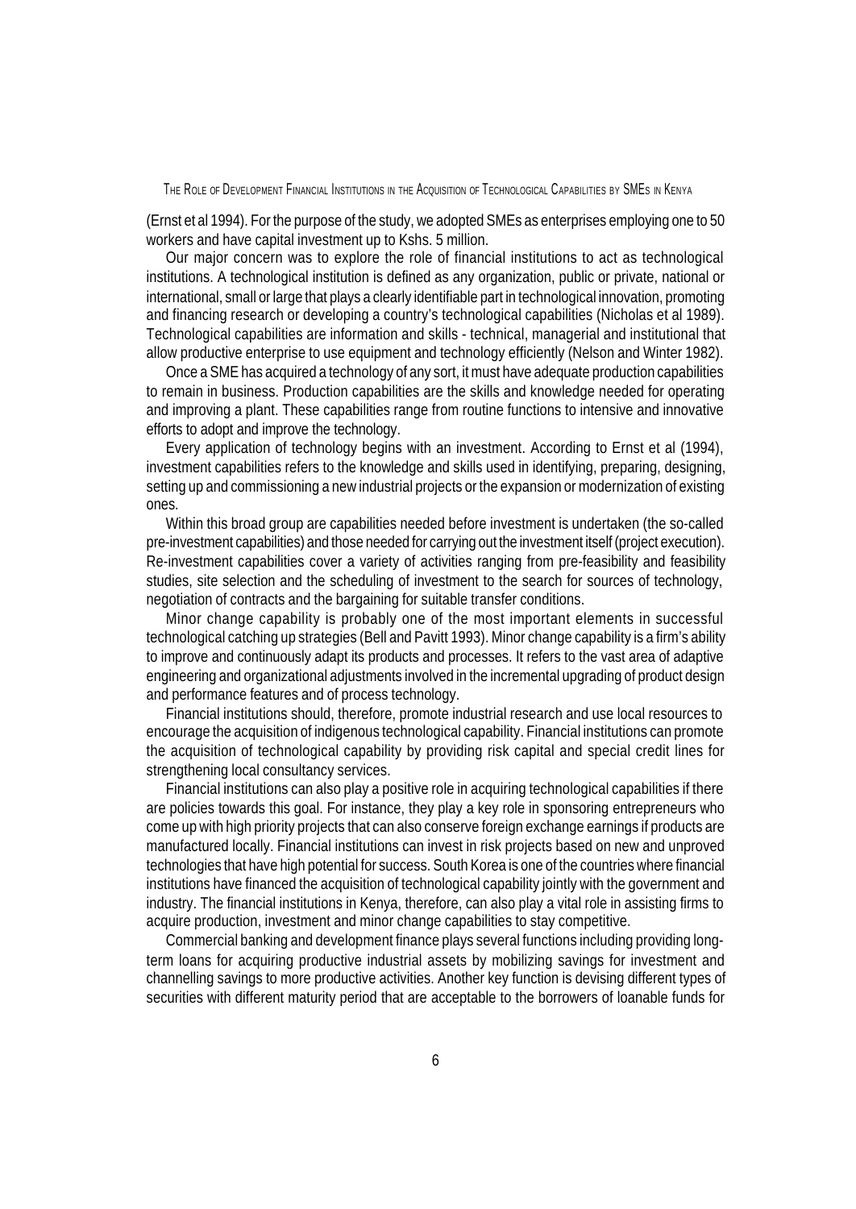(Ernst et al 1994). For the purpose of the study, we adopted SMEs as enterprises employing one to 50 workers and have capital investment up to Kshs. 5 million.

Our major concern was to explore the role of financial institutions to act as technological institutions. A technological institution is defined as any organization, public or private, national or international, small or large that plays a clearly identifiable part in technological innovation, promoting and financing research or developing a country's technological capabilities (Nicholas et al 1989). Technological capabilities are information and skills - technical, managerial and institutional that allow productive enterprise to use equipment and technology efficiently (Nelson and Winter 1982).

Once a SME has acquired a technology of any sort, it must have adequate production capabilities to remain in business. Production capabilities are the skills and knowledge needed for operating and improving a plant. These capabilities range from routine functions to intensive and innovative efforts to adopt and improve the technology.

Every application of technology begins with an investment. According to Ernst et al (1994), investment capabilities refers to the knowledge and skills used in identifying, preparing, designing, setting up and commissioning a new industrial projects or the expansion or modernization of existing ones.

Within this broad group are capabilities needed before investment is undertaken (the so-called pre-investment capabilities) and those needed for carrying out the investment itself (project execution). Re-investment capabilities cover a variety of activities ranging from pre-feasibility and feasibility studies, site selection and the scheduling of investment to the search for sources of technology, negotiation of contracts and the bargaining for suitable transfer conditions.

Minor change capability is probably one of the most important elements in successful technological catching up strategies (Bell and Pavitt 1993). Minor change capability is a firm's ability to improve and continuously adapt its products and processes. It refers to the vast area of adaptive engineering and organizational adjustments involved in the incremental upgrading of product design and performance features and of process technology.

Financial institutions should, therefore, promote industrial research and use local resources to encourage the acquisition of indigenous technological capability. Financial institutions can promote the acquisition of technological capability by providing risk capital and special credit lines for strengthening local consultancy services.

Financial institutions can also play a positive role in acquiring technological capabilities if there are policies towards this goal. For instance, they play a key role in sponsoring entrepreneurs who come up with high priority projects that can also conserve foreign exchange earnings if products are manufactured locally. Financial institutions can invest in risk projects based on new and unproved technologies that have high potential for success. South Korea is one of the countries where financial institutions have financed the acquisition of technological capability jointly with the government and industry. The financial institutions in Kenya, therefore, can also play a vital role in assisting firms to acquire production, investment and minor change capabilities to stay competitive.

Commercial banking and development finance plays several functions including providing long-term loans for acquiring productive industrial assets by mobilizing savings for investment and channelling savings to more productive activities. Another key function is devising different types of securities with different maturity period that are acceptable to the borrowers of loanable funds for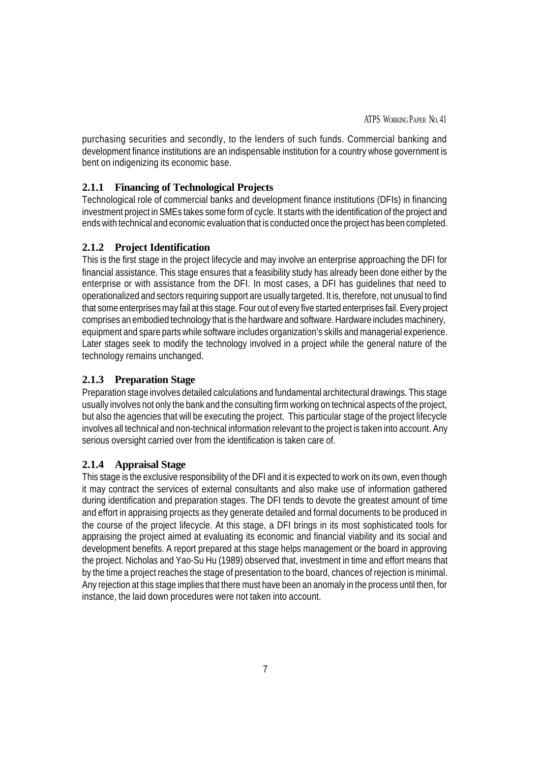purchasing securities and secondly, to the lenders of such funds. Commercial banking and development finance institutions are an indispensable institution for a country whose government is bent on indigenizing its economic base.

### 2.1.1 Financing of Technological Projects

Technological role of commercial banks and development finance institutions (DFIs) in financing investment project in SMEs takes some form of cycle. It starts with the identification of the project and ends with technical and economic evaluation that is conducted once the project has been completed.

### 2.1.2 Project Identification

This is the first stage in the project lifecycle and may involve an enterprise approaching the DFI for financial assistance. This stage ensures that a feasibility study has already been done either by the enterprise or with assistance from the DFI. In most cases, a DFI has guidelines that need to operationalized and sectors requiring support are usually targeted. It is, therefore, not unusual to find that some enterprises may fail at this stage. Four out of every five started enterprises fail. Every project comprises an embodied technology that is the hardware and software. Hardware includes machinery, equipment and spare parts while software includes organization's skills and managerial experience. Later stages seek to modify the technology involved in a project while the general nature of the technology remains unchanged.

### 2.1.3 Preparation Stage

Preparation stage involves detailed calculations and fundamental architectural drawings. This stage usually involves not only the bank and the consulting firm working on technical aspects of the project, but also the agencies that will be executing the project. This particular stage of the project lifecycle involves all technical and non-technical information relevant to the project is taken into account. Any serious oversight carried over from the identification is taken care of.

### 2.1.4 Appraisal Stage

This stage is the exclusive responsibility of the DFI and it is expected to work on its own, even though it may contract the services of external consultants and also make use of information gathered during identification and preparation stages. The DFI tends to devote the greatest amount of time and effort in appraising projects as they generate detailed and formal documents to be produced in the course of the project lifecycle. At this stage, a DFI brings in its most sophisticated tools for appraising the project aimed at evaluating its economic and financial viability and its social and development benefits. A report prepared at this stage helps management or the board in approving the project. Nicholas and Yao-Su Hu (1989) observed that, investment in time and effort means that by the time a project reaches the stage of presentation to the board, chances of rejection is minimal. Any rejection at this stage implies that there must have been an anomaly in the process until then, for instance, the laid down procedures were not taken into account.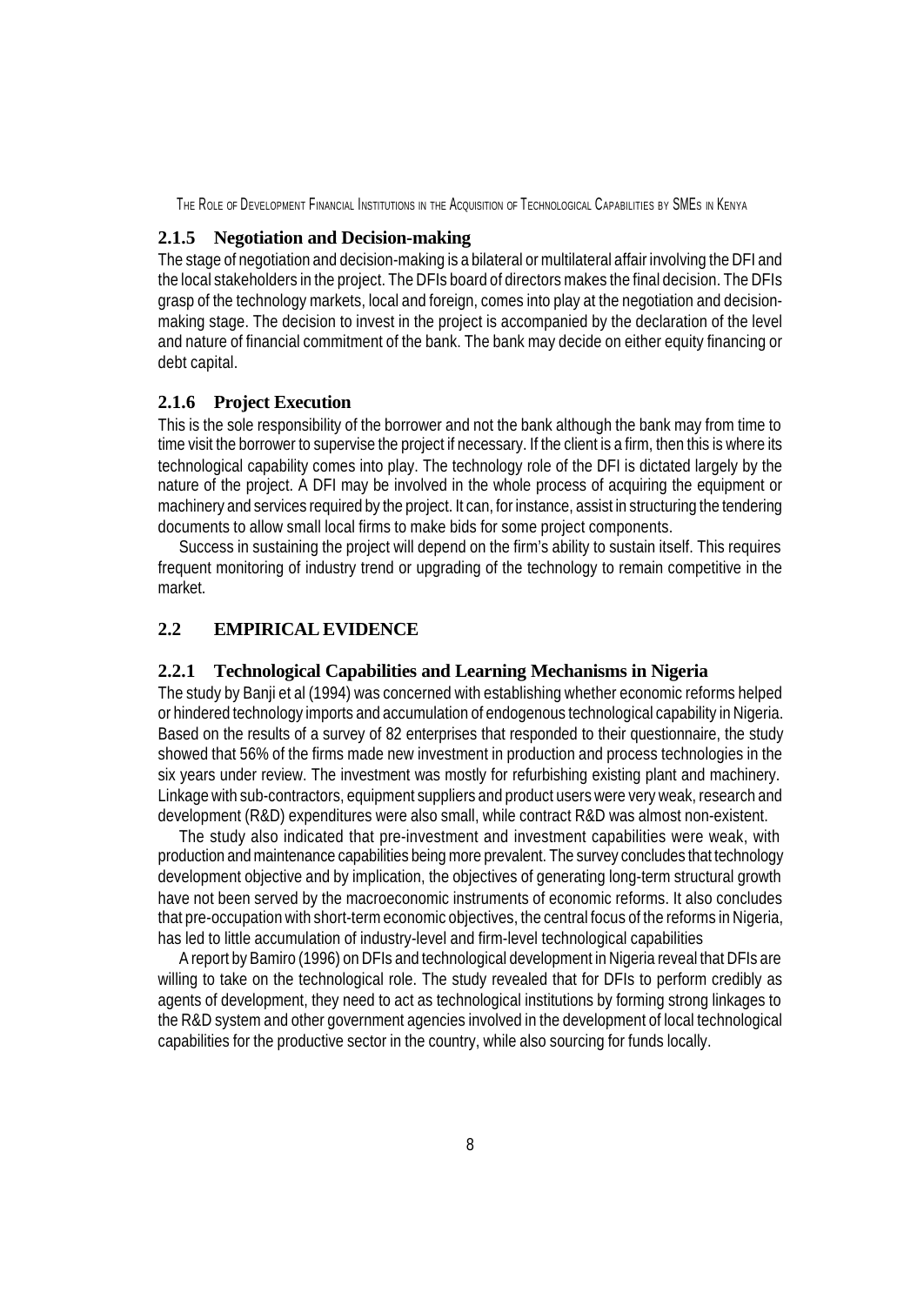### 2.1.5 Negotiation and Decision-making

The stage of negotiation and decision-making is a bilateral or multilateral affair involving the DFI and the local stakeholders in the project. The DFIs board of directors makes the final decision. The DFIs grasp of the technology markets, local and foreign, comes into play at the negotiation and decision-making stage. The decision to invest in the project is accompanied by the declaration of the level and nature of financial commitment of the bank. The bank may decide on either equity financing or debt capital.

### 2.1.6 Project Execution

This is the sole responsibility of the borrower and not the bank although the bank may from time to time visit the borrower to supervise the project if necessary. If the client is a firm, then this is where its technological capability comes into play. The technology role of the DFI is dictated largely by the nature of the project. A DFI may be involved in the whole process of acquiring the equipment or machinery and services required by the project. It can, for instance, assist in structuring the tendering documents to allow small local firms to make bids for some project components.

Success in sustaining the project will depend on the firm's ability to sustain itself. This requires frequent monitoring of industry trend or upgrading of the technology to remain competitive in the market.

## 2.2 EMPIRICAL EVIDENCE

### 2.2.1 Technological Capabilities and Learning Mechanisms in Nigeria

The study by Banji et al (1994) was concerned with establishing whether economic reforms helped or hindered technology imports and accumulation of endogenous technological capability in Nigeria. Based on the results of a survey of 82 enterprises that responded to their questionnaire, the study showed that 56% of the firms made new investment in production and process technologies in the six years under review. The investment was mostly for refurbishing existing plant and machinery. Linkage with sub-contractors, equipment suppliers and product users were very weak, research and development (R&D) expenditures were also small, while contract R&D was almost non-existent.

The study also indicated that pre-investment and investment capabilities were weak, with production and maintenance capabilities being more prevalent. The survey concludes that technology development objective and by implication, the objectives of generating long-term structural growth have not been served by the macroeconomic instruments of economic reforms. It also concludes that pre-occupation with short-term economic objectives, the central focus of the reforms in Nigeria, has led to little accumulation of industry-level and firm-level technological capabilities

A report by Bamiro (1996) on DFIs and technological development in Nigeria reveal that DFIs are willing to take on the technological role. The study revealed that for DFIs to perform credibly as agents of development, they need to act as technological institutions by forming strong linkages to the R&D system and other government agencies involved in the development of local technological capabilities for the productive sector in the country, while also sourcing for funds locally.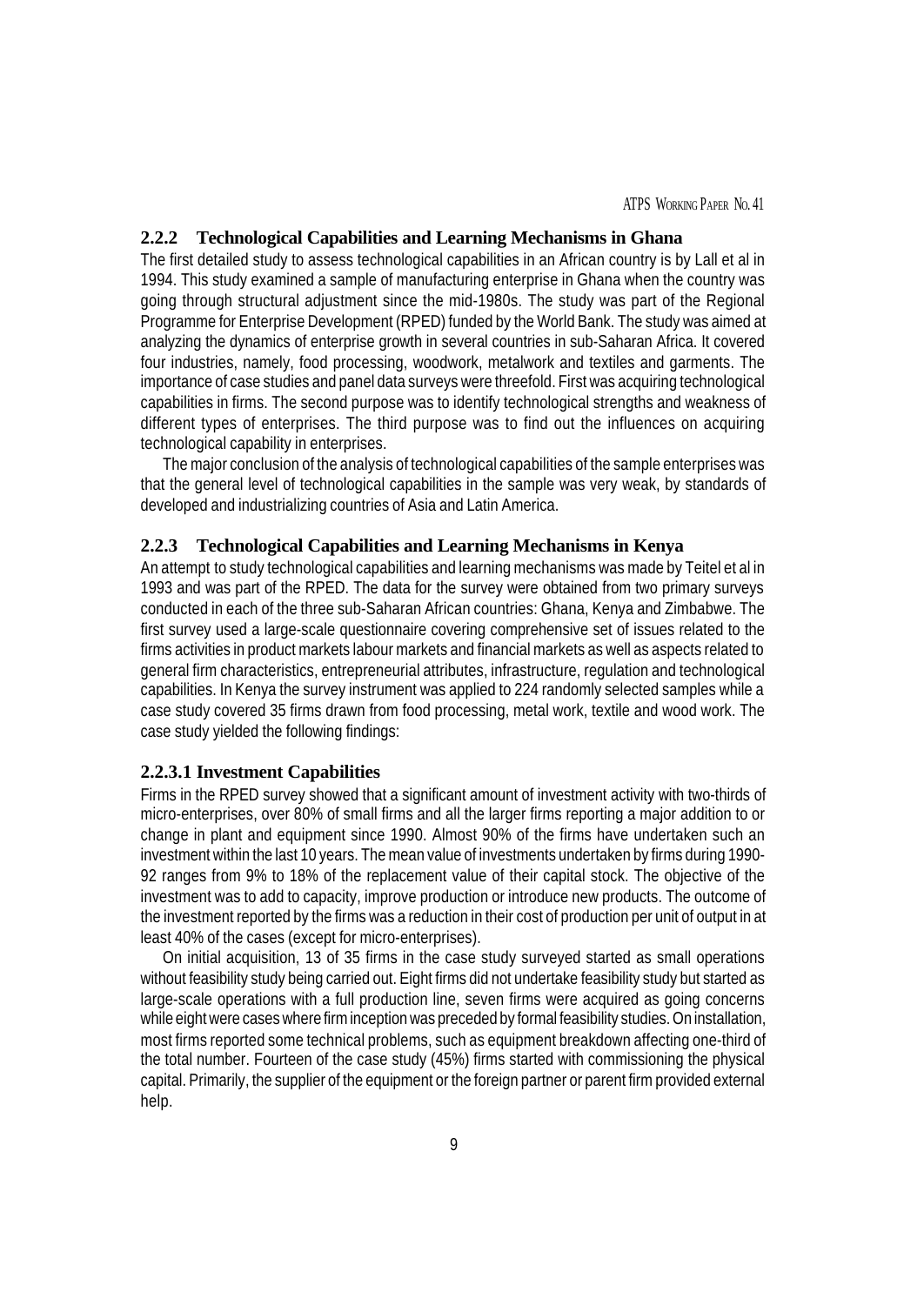### 2.2.2 Technological Capabilities and Learning Mechanisms in Ghana

The first detailed study to assess technological capabilities in an African country is by Lall et al in 1994. This study examined a sample of manufacturing enterprise in Ghana when the country was going through structural adjustment since the mid-1980s. The study was part of the Regional Programme for Enterprise Development (RPED) funded by the World Bank. The study was aimed at analyzing the dynamics of enterprise growth in several countries in sub-Saharan Africa. It covered four industries, namely, food processing, woodwork, metalwork and textiles and garments. The importance of case studies and panel data surveys were threefold. First was acquiring technological capabilities in firms. The second purpose was to identify technological strengths and weakness of different types of enterprises. The third purpose was to find out the influences on acquiring technological capability in enterprises.

The major conclusion of the analysis of technological capabilities of the sample enterprises was that the general level of technological capabilities in the sample was very weak, by standards of developed and industrializing countries of Asia and Latin America.

### 2.2.3 Technological Capabilities and Learning Mechanisms in Kenya

An attempt to study technological capabilities and learning mechanisms was made by Teitel et al in 1993 and was part of the RPED. The data for the survey were obtained from two primary surveys conducted in each of the three sub-Saharan African countries: Ghana, Kenya and Zimbabwe. The first survey used a large-scale questionnaire covering comprehensive set of issues related to the firms activities in product markets labour markets and financial markets as well as aspects related to general firm characteristics, entrepreneurial attributes, infrastructure, regulation and technological capabilities. In Kenya the survey instrument was applied to 224 randomly selected samples while a case study covered 35 firms drawn from food processing, metal work, textile and wood work. The case study yielded the following findings:

#### 2.2.3.1 Investment Capabilities

Firms in the RPED survey showed that a significant amount of investment activity with two-thirds of micro-enterprises, over 80% of small firms and all the larger firms reporting a major addition to or change in plant and equipment since 1990. Almost 90% of the firms have undertaken such an investment within the last 10 years. The mean value of investments undertaken by firms during 1990-92 ranges from 9% to 18% of the replacement value of their capital stock. The objective of the investment was to add to capacity, improve production or introduce new products. The outcome of the investment reported by the firms was a reduction in their cost of production per unit of output in at least 40% of the cases (except for micro-enterprises).

On initial acquisition, 13 of 35 firms in the case study surveyed started as small operations without feasibility study being carried out. Eight firms did not undertake feasibility study but started as large-scale operations with a full production line, seven firms were acquired as going concerns while eight were cases where firm inception was preceded by formal feasibility studies. On installation, most firms reported some technical problems, such as equipment breakdown affecting one-third of the total number. Fourteen of the case study (45%) firms started with commissioning the physical capital. Primarily, the supplier of the equipment or the foreign partner or parent firm provided external help.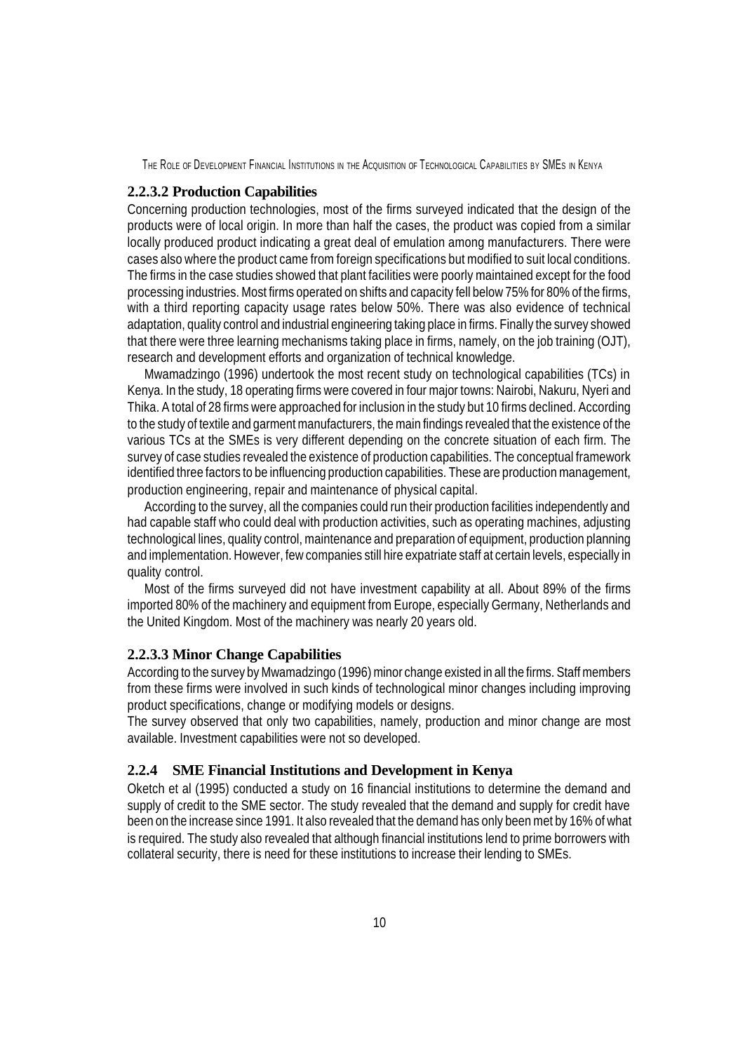#### 2.2.3.2 Production Capabilities

Concerning production technologies, most of the firms surveyed indicated that the design of the products were of local origin. In more than half the cases, the product was copied from a similar locally produced product indicating a great deal of emulation among manufacturers. There were cases also where the product came from foreign specifications but modified to suit local conditions. The firms in the case studies showed that plant facilities were poorly maintained except for the food processing industries. Most firms operated on shifts and capacity fell below 75% for 80% of the firms, with a third reporting capacity usage rates below 50%. There was also evidence of technical adaptation, quality control and industrial engineering taking place in firms. Finally the survey showed that there were three learning mechanisms taking place in firms, namely, on the job training (OJT), research and development efforts and organization of technical knowledge.

Mwamadzingo (1996) undertook the most recent study on technological capabilities (TCs) in Kenya. In the study, 18 operating firms were covered in four major towns: Nairobi, Nakuru, Nyeri and Thika. A total of 28 firms were approached for inclusion in the study but 10 firms declined. According to the study of textile and garment manufacturers, the main findings revealed that the existence of the various TCs at the SMEs is very different depending on the concrete situation of each firm. The survey of case studies revealed the existence of production capabilities. The conceptual framework identified three factors to be influencing production capabilities. These are production management, production engineering, repair and maintenance of physical capital.

According to the survey, all the companies could run their production facilities independently and had capable staff who could deal with production activities, such as operating machines, adjusting technological lines, quality control, maintenance and preparation of equipment, production planning and implementation. However, few companies still hire expatriate staff at certain levels, especially in quality control.

Most of the firms surveyed did not have investment capability at all. About 89% of the firms imported 80% of the machinery and equipment from Europe, especially Germany, Netherlands and the United Kingdom. Most of the machinery was nearly 20 years old.

#### 2.2.3.3 Minor Change Capabilities

According to the survey by Mwamadzingo (1996) minor change existed in all the firms. Staff members from these firms were involved in such kinds of technological minor changes including improving product specifications, change or modifying models or designs.

The survey observed that only two capabilities, namely, production and minor change are most available. Investment capabilities were not so developed.

### 2.2.4 SME Financial Institutions and Development in Kenya

Oketch et al (1995) conducted a study on 16 financial institutions to determine the demand and supply of credit to the SME sector. The study revealed that the demand and supply for credit have been on the increase since 1991. It also revealed that the demand has only been met by 16% of what is required. The study also revealed that although financial institutions lend to prime borrowers with collateral security, there is need for these institutions to increase their lending to SMEs.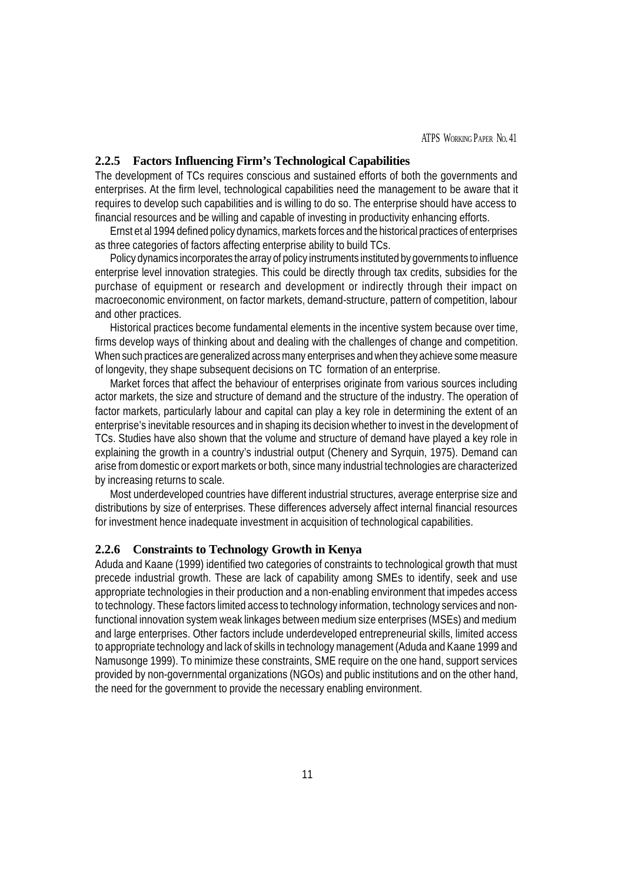### 2.2.5 Factors Influencing Firm's Technological Capabilities

The development of TCs requires conscious and sustained efforts of both the governments and enterprises. At the firm level, technological capabilities need the management to be aware that it requires to develop such capabilities and is willing to do so. The enterprise should have access to financial resources and be willing and capable of investing in productivity enhancing efforts.

Ernst et al 1994 defined policy dynamics, markets forces and the historical practices of enterprises as three categories of factors affecting enterprise ability to build TCs.

Policy dynamics incorporates the array of policy instruments instituted by governments to influence enterprise level innovation strategies. This could be directly through tax credits, subsidies for the purchase of equipment or research and development or indirectly through their impact on macroeconomic environment, on factor markets, demand-structure, pattern of competition, labour and other practices.

Historical practices become fundamental elements in the incentive system because over time, firms develop ways of thinking about and dealing with the challenges of change and competition. When such practices are generalized across many enterprises and when they achieve some measure of longevity, they shape subsequent decisions on TC formation of an enterprise.

Market forces that affect the behaviour of enterprises originate from various sources including actor markets, the size and structure of demand and the structure of the industry. The operation of factor markets, particularly labour and capital can play a key role in determining the extent of an enterprise's inevitable resources and in shaping its decision whether to invest in the development of TCs. Studies have also shown that the volume and structure of demand have played a key role in explaining the growth in a country's industrial output (Chenery and Syrquin, 1975). Demand can arise from domestic or export markets or both, since many industrial technologies are characterized by increasing returns to scale.

Most underdeveloped countries have different industrial structures, average enterprise size and distributions by size of enterprises. These differences adversely affect internal financial resources for investment hence inadequate investment in acquisition of technological capabilities.

### 2.2.6 Constraints to Technology Growth in Kenya

Aduda and Kaane (1999) identified two categories of constraints to technological growth that must precede industrial growth. These are lack of capability among SMEs to identify, seek and use appropriate technologies in their production and a non-enabling environment that impedes access to technology. These factors limited access to technology information, technology services and non-functional innovation system weak linkages between medium size enterprises (MSEs) and medium and large enterprises. Other factors include underdeveloped entrepreneurial skills, limited access to appropriate technology and lack of skills in technology management (Aduda and Kaane 1999 and Namusonge 1999). To minimize these constraints, SME require on the one hand, support services provided by non-governmental organizations (NGOs) and public institutions and on the other hand, the need for the government to provide the necessary enabling environment.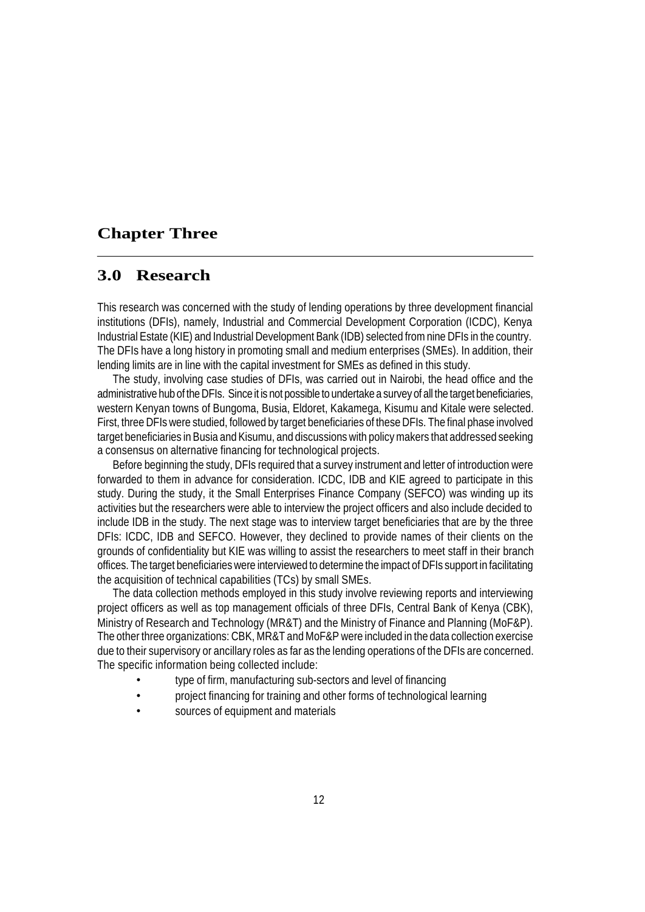# Chapter Three

## 3.0 Research

This research was concerned with the study of lending operations by three development financial institutions (DFIs), namely, Industrial and Commercial Development Corporation (ICDC), Kenya Industrial Estate (KIE) and Industrial Development Bank (IDB) selected from nine DFIs in the country. The DFIs have a long history in promoting small and medium enterprises (SMEs). In addition, their lending limits are in line with the capital investment for SMEs as defined in this study.

The study, involving case studies of DFIs, was carried out in Nairobi, the head office and the administrative hub of the DFIs. Since it is not possible to undertake a survey of all the target beneficiaries, western Kenyan towns of Bungoma, Busia, Eldoret, Kakamega, Kisumu and Kitale were selected. First, three DFIs were studied, followed by target beneficiaries of these DFIs. The final phase involved target beneficiaries in Busia and Kisumu, and discussions with policy makers that addressed seeking a consensus on alternative financing for technological projects.

Before beginning the study, DFIs required that a survey instrument and letter of introduction were forwarded to them in advance for consideration. ICDC, IDB and KIE agreed to participate in this study. During the study, it the Small Enterprises Finance Company (SEFCO) was winding up its activities but the researchers were able to interview the project officers and also include decided to include IDB in the study. The next stage was to interview target beneficiaries that are by the three DFIs: ICDC, IDB and SEFCO. However, they declined to provide names of their clients on the grounds of confidentiality but KIE was willing to assist the researchers to meet staff in their branch offices. The target beneficiaries were interviewed to determine the impact of DFIs support in facilitating the acquisition of technical capabilities (TCs) by small SMEs.

The data collection methods employed in this study involve reviewing reports and interviewing project officers as well as top management officials of three DFIs, Central Bank of Kenya (CBK), Ministry of Research and Technology (MR&T) and the Ministry of Finance and Planning (MoF&P). The other three organizations: CBK, MR&T and MoF&P were included in the data collection exercise due to their supervisory or ancillary roles as far as the lending operations of the DFIs are concerned. The specific information being collected include:

- type of firm, manufacturing sub-sectors and level of financing
- project financing for training and other forms of technological learning
- sources of equipment and materials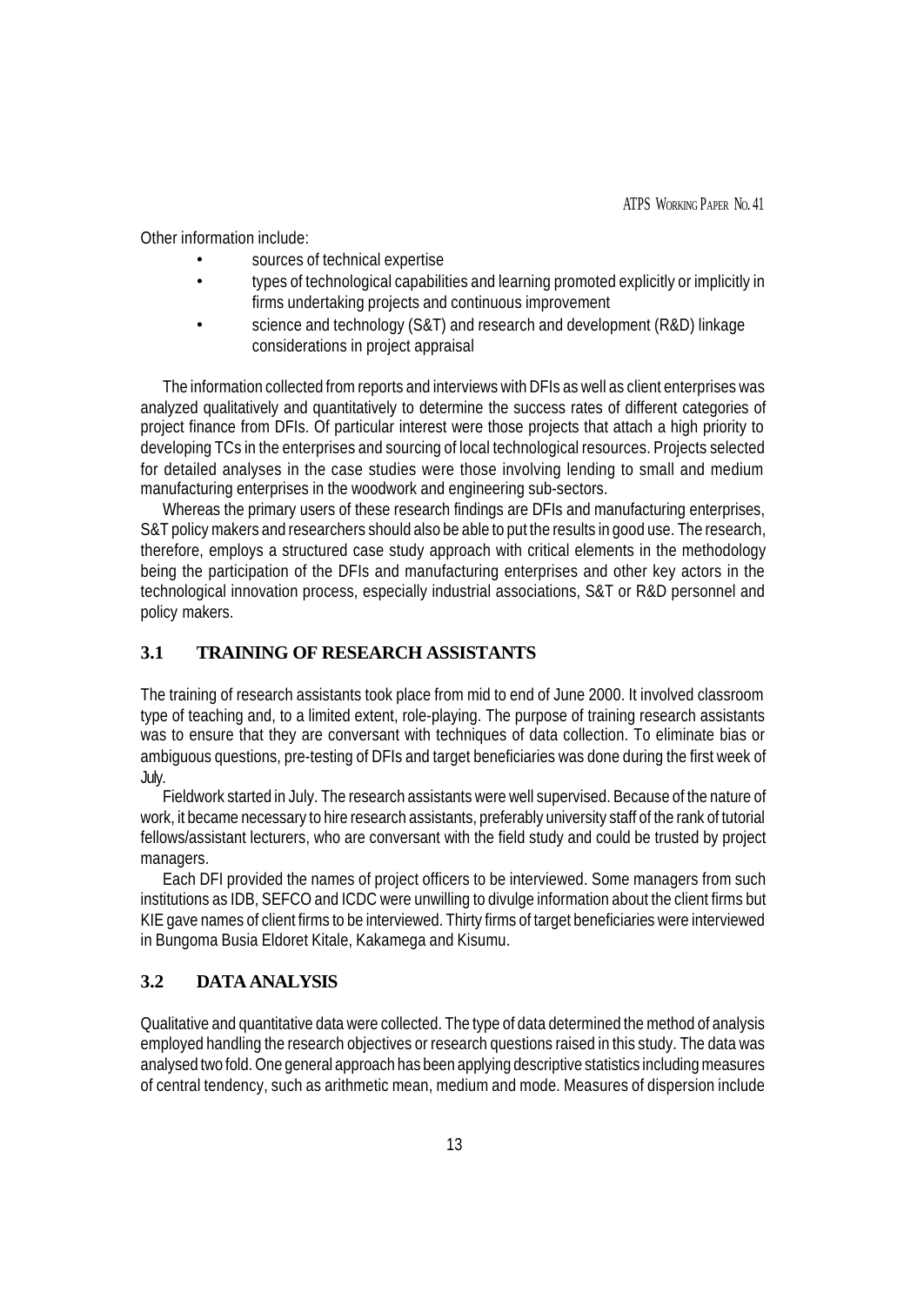Other information include:

- sources of technical expertise
- types of technological capabilities and learning promoted explicitly or implicitly in firms undertaking projects and continuous improvement
- science and technology (S&T) and research and development (R&D) linkage considerations in project appraisal

The information collected from reports and interviews with DFIs as well as client enterprises was analyzed qualitatively and quantitatively to determine the success rates of different categories of project finance from DFIs. Of particular interest were those projects that attach a high priority to developing TCs in the enterprises and sourcing of local technological resources. Projects selected for detailed analyses in the case studies were those involving lending to small and medium manufacturing enterprises in the woodwork and engineering sub-sectors.

Whereas the primary users of these research findings are DFIs and manufacturing enterprises, S&T policy makers and researchers should also be able to put the results in good use. The research, therefore, employs a structured case study approach with critical elements in the methodology being the participation of the DFIs and manufacturing enterprises and other key actors in the technological innovation process, especially industrial associations, S&T or R&D personnel and policy makers.

## 3.1 TRAINING OF RESEARCH ASSISTANTS

The training of research assistants took place from mid to end of June 2000. It involved classroom type of teaching and, to a limited extent, role-playing. The purpose of training research assistants was to ensure that they are conversant with techniques of data collection. To eliminate bias or ambiguous questions, pre-testing of DFIs and target beneficiaries was done during the first week of July.

Fieldwork started in July. The research assistants were well supervised. Because of the nature of work, it became necessary to hire research assistants, preferably university staff of the rank of tutorial fellows/assistant lecturers, who are conversant with the field study and could be trusted by project managers.

Each DFI provided the names of project officers to be interviewed. Some managers from such institutions as IDB, SEFCO and ICDC were unwilling to divulge information about the client firms but KIE gave names of client firms to be interviewed. Thirty firms of target beneficiaries were interviewed in Bungoma Busia Eldoret Kitale, Kakamega and Kisumu.

## 3.2 DATA ANALYSIS

Qualitative and quantitative data were collected. The type of data determined the method of analysis employed handling the research objectives or research questions raised in this study. The data was analysed two fold. One general approach has been applying descriptive statistics including measures of central tendency, such as arithmetic mean, medium and mode. Measures of dispersion include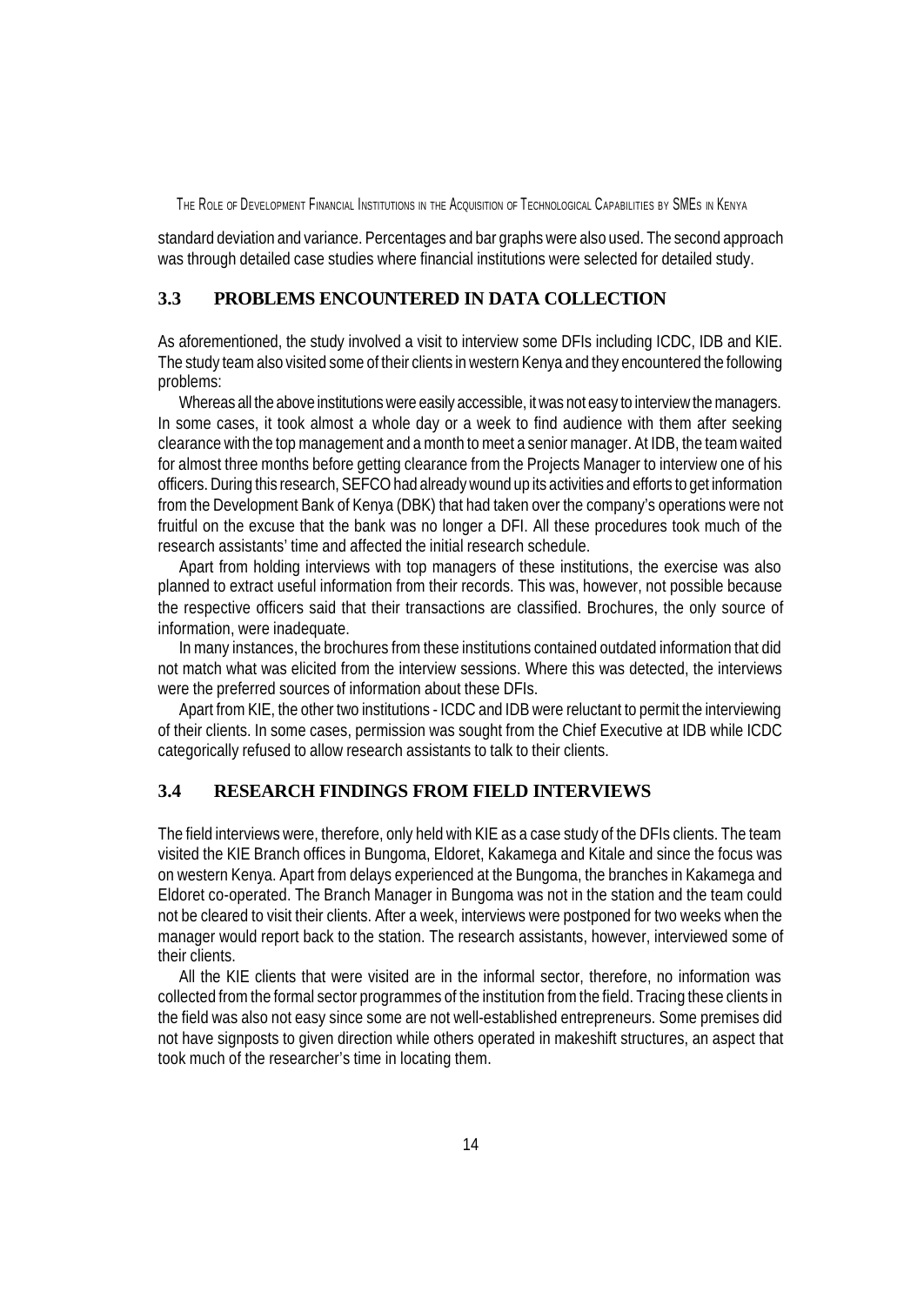standard deviation and variance. Percentages and bar graphs were also used. The second approach was through detailed case studies where financial institutions were selected for detailed study.

## 3.3 PROBLEMS ENCOUNTERED IN DATA COLLECTION

As aforementioned, the study involved a visit to interview some DFIs including ICDC, IDB and KIE. The study team also visited some of their clients in western Kenya and they encountered the following problems:

Whereas all the above institutions were easily accessible, it was not easy to interview the managers. In some cases, it took almost a whole day or a week to find audience with them after seeking clearance with the top management and a month to meet a senior manager. At IDB, the team waited for almost three months before getting clearance from the Projects Manager to interview one of his officers. During this research, SEFCO had already wound up its activities and efforts to get information from the Development Bank of Kenya (DBK) that had taken over the company's operations were not fruitful on the excuse that the bank was no longer a DFI. All these procedures took much of the research assistants' time and affected the initial research schedule.

Apart from holding interviews with top managers of these institutions, the exercise was also planned to extract useful information from their records. This was, however, not possible because the respective officers said that their transactions are classified. Brochures, the only source of information, were inadequate.

In many instances, the brochures from these institutions contained outdated information that did not match what was elicited from the interview sessions. Where this was detected, the interviews were the preferred sources of information about these DFIs.

Apart from KIE, the other two institutions - ICDC and IDB were reluctant to permit the interviewing of their clients. In some cases, permission was sought from the Chief Executive at IDB while ICDC categorically refused to allow research assistants to talk to their clients.

## 3.4 RESEARCH FINDINGS FROM FIELD INTERVIEWS

The field interviews were, therefore, only held with KIE as a case study of the DFIs clients. The team visited the KIE Branch offices in Bungoma, Eldoret, Kakamega and Kitale and since the focus was on western Kenya. Apart from delays experienced at the Bungoma, the branches in Kakamega and Eldoret co-operated. The Branch Manager in Bungoma was not in the station and the team could not be cleared to visit their clients. After a week, interviews were postponed for two weeks when the manager would report back to the station. The research assistants, however, interviewed some of their clients.

All the KIE clients that were visited are in the informal sector, therefore, no information was collected from the formal sector programmes of the institution from the field. Tracing these clients in the field was also not easy since some are not well-established entrepreneurs. Some premises did not have signposts to given direction while others operated in makeshift structures, an aspect that took much of the researcher's time in locating them.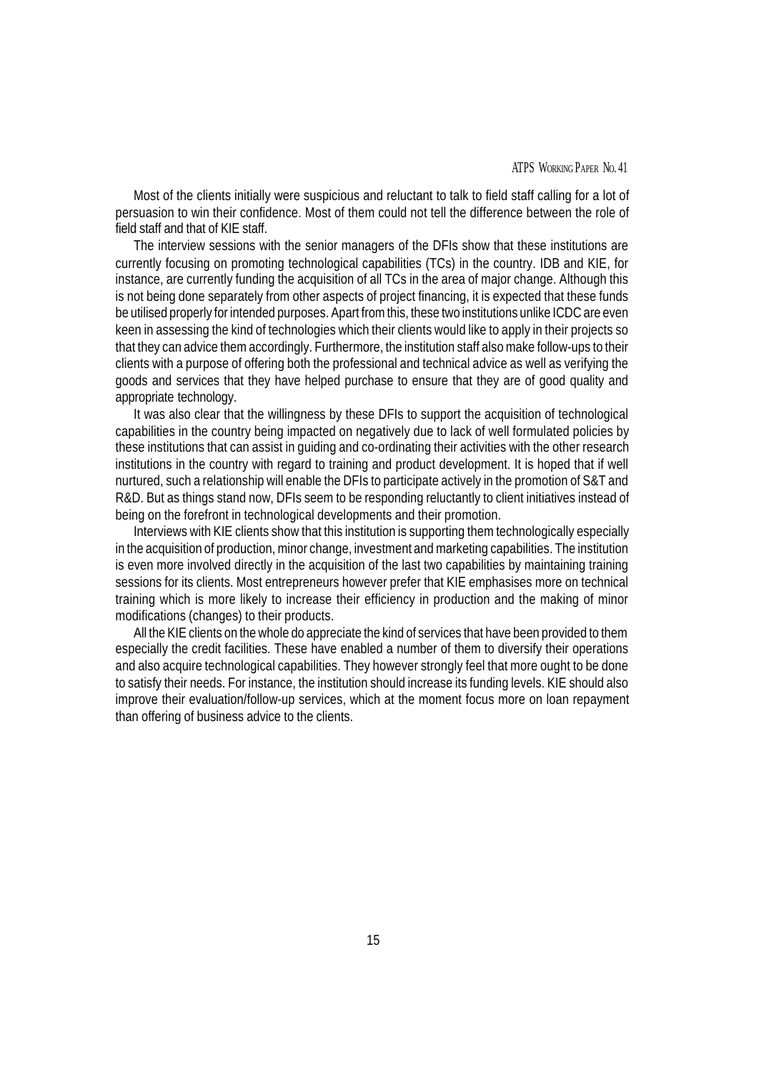Most of the clients initially were suspicious and reluctant to talk to field staff calling for a lot of persuasion to win their confidence. Most of them could not tell the difference between the role of field staff and that of KIE staff.

The interview sessions with the senior managers of the DFIs show that these institutions are currently focusing on promoting technological capabilities (TCs) in the country. IDB and KIE, for instance, are currently funding the acquisition of all TCs in the area of major change. Although this is not being done separately from other aspects of project financing, it is expected that these funds be utilised properly for intended purposes. Apart from this, these two institutions unlike ICDC are even keen in assessing the kind of technologies which their clients would like to apply in their projects so that they can advice them accordingly. Furthermore, the institution staff also make follow-ups to their clients with a purpose of offering both the professional and technical advice as well as verifying the goods and services that they have helped purchase to ensure that they are of good quality and appropriate technology.

It was also clear that the willingness by these DFIs to support the acquisition of technological capabilities in the country being impacted on negatively due to lack of well formulated policies by these institutions that can assist in guiding and co-ordinating their activities with the other research institutions in the country with regard to training and product development. It is hoped that if well nurtured, such a relationship will enable the DFIs to participate actively in the promotion of S&T and R&D. But as things stand now, DFIs seem to be responding reluctantly to client initiatives instead of being on the forefront in technological developments and their promotion.

Interviews with KIE clients show that this institution is supporting them technologically especially in the acquisition of production, minor change, investment and marketing capabilities. The institution is even more involved directly in the acquisition of the last two capabilities by maintaining training sessions for its clients. Most entrepreneurs however prefer that KIE emphasises more on technical training which is more likely to increase their efficiency in production and the making of minor modifications (changes) to their products.

All the KIE clients on the whole do appreciate the kind of services that have been provided to them especially the credit facilities. These have enabled a number of them to diversify their operations and also acquire technological capabilities. They however strongly feel that more ought to be done to satisfy their needs. For instance, the institution should increase its funding levels. KIE should also improve their evaluation/follow-up services, which at the moment focus more on loan repayment than offering of business advice to the clients.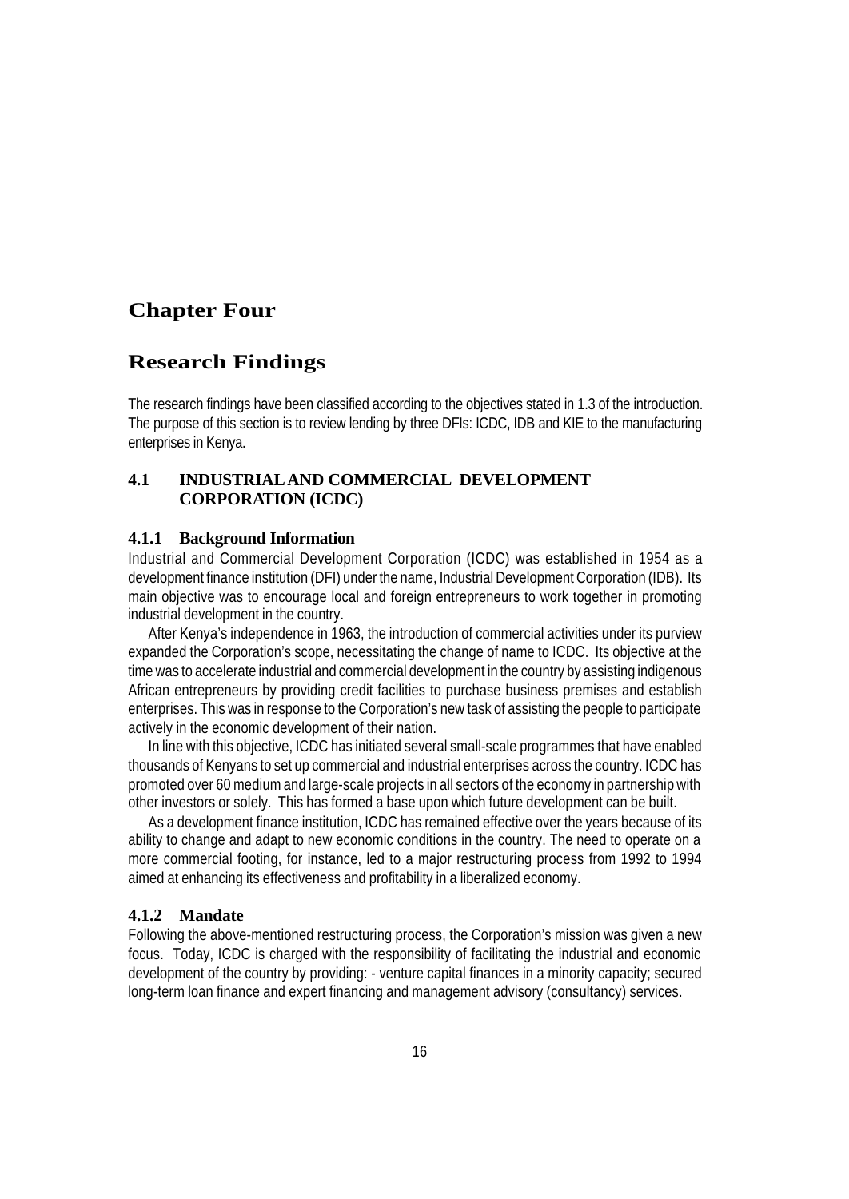# Chapter Four

## Research Findings

The research findings have been classified according to the objectives stated in 1.3 of the introduction. The purpose of this section is to review lending by three DFIs: ICDC, IDB and KIE to the manufacturing enterprises in Kenya.

### 4.1 INDUSTRIAL AND COMMERCIAL DEVELOPMENT CORPORATION (ICDC)

#### 4.1.1 Background Information

Industrial and Commercial Development Corporation (ICDC) was established in 1954 as a development finance institution (DFI) under the name, Industrial Development Corporation (IDB). Its main objective was to encourage local and foreign entrepreneurs to work together in promoting industrial development in the country.

After Kenya's independence in 1963, the introduction of commercial activities under its purview expanded the Corporation's scope, necessitating the change of name to ICDC. Its objective at the time was to accelerate industrial and commercial development in the country by assisting indigenous African entrepreneurs by providing credit facilities to purchase business premises and establish enterprises. This was in response to the Corporation's new task of assisting the people to participate actively in the economic development of their nation.

In line with this objective, ICDC has initiated several small-scale programmes that have enabled thousands of Kenyans to set up commercial and industrial enterprises across the country. ICDC has promoted over 60 medium and large-scale projects in all sectors of the economy in partnership with other investors or solely. This has formed a base upon which future development can be built.

As a development finance institution, ICDC has remained effective over the years because of its ability to change and adapt to new economic conditions in the country. The need to operate on a more commercial footing, for instance, led to a major restructuring process from 1992 to 1994 aimed at enhancing its effectiveness and profitability in a liberalized economy.

#### 4.1.2 Mandate

Following the above-mentioned restructuring process, the Corporation's mission was given a new focus. Today, ICDC is charged with the responsibility of facilitating the industrial and economic development of the country by providing: - venture capital finances in a minority capacity; secured long-term loan finance and expert financing and management advisory (consultancy) services.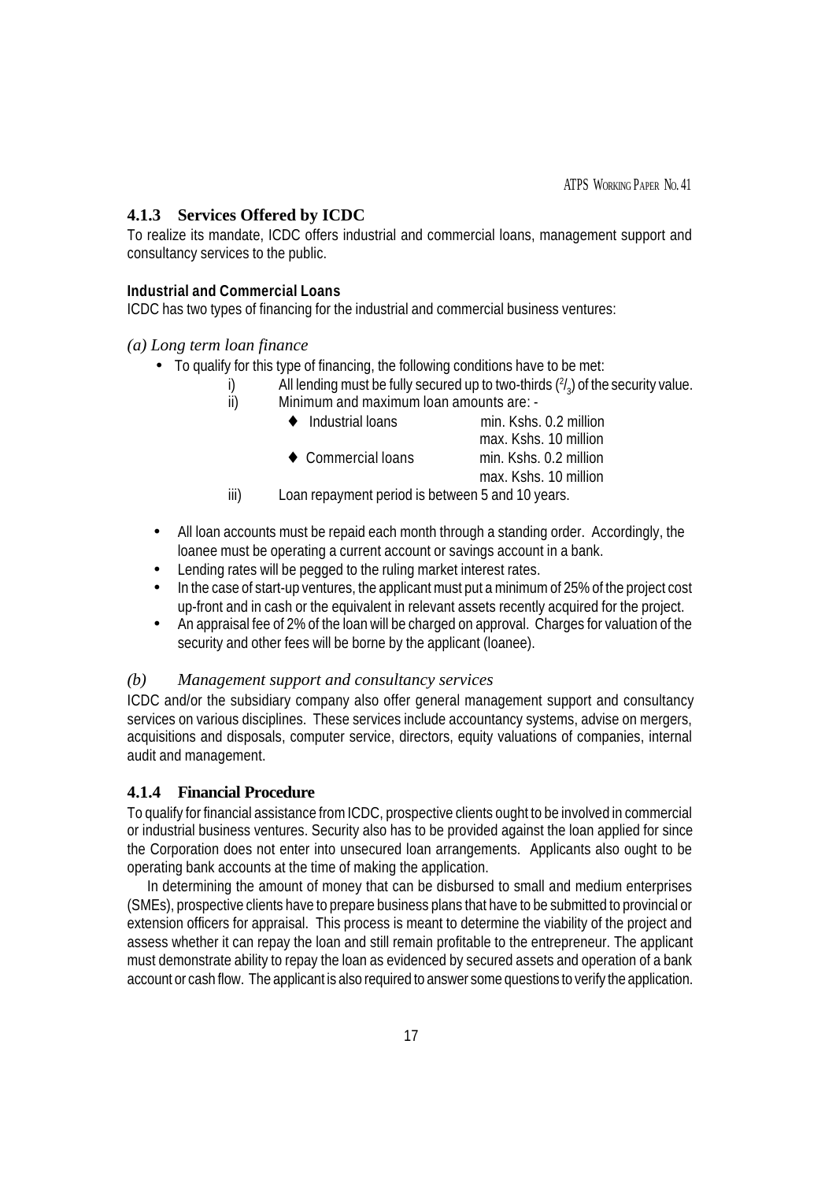### 4.1.3 Services Offered by ICDC

To realize its mandate, ICDC offers industrial and commercial loans, management support and consultancy services to the public.

**Industrial and Commercial Loans**

ICDC has two types of financing for the industrial and commercial business ventures:

*(a) Long term loan finance*

- To qualify for this type of financing, the following conditions have to be met:
  - i) All lending must be fully secured up to two-thirds ($^{2}/_{3}$) of the security value.
  - ii) Minimum and maximum loan amounts are: -
    - ♦ Industrial loans — min. Kshs. 0.2 million; max. Kshs. 10 million
    - ♦ Commercial loans — min. Kshs. 0.2 million; max. Kshs. 10 million
  - iii) Loan repayment period is between 5 and 10 years.
- All loan accounts must be repaid each month through a standing order. Accordingly, the loanee must be operating a current account or savings account in a bank.
- Lending rates will be pegged to the ruling market interest rates.
- In the case of start-up ventures, the applicant must put a minimum of 25% of the project cost up-front and in cash or the equivalent in relevant assets recently acquired for the project.
- An appraisal fee of 2% of the loan will be charged on approval. Charges for valuation of the security and other fees will be borne by the applicant (loanee).

*(b) Management support and consultancy services*

ICDC and/or the subsidiary company also offer general management support and consultancy services on various disciplines. These services include accountancy systems, advise on mergers, acquisitions and disposals, computer service, directors, equity valuations of companies, internal audit and management.

### 4.1.4 Financial Procedure

To qualify for financial assistance from ICDC, prospective clients ought to be involved in commercial or industrial business ventures. Security also has to be provided against the loan applied for since the Corporation does not enter into unsecured loan arrangements. Applicants also ought to be operating bank accounts at the time of making the application.

In determining the amount of money that can be disbursed to small and medium enterprises (SMEs), prospective clients have to prepare business plans that have to be submitted to provincial or extension officers for appraisal. This process is meant to determine the viability of the project and assess whether it can repay the loan and still remain profitable to the entrepreneur. The applicant must demonstrate ability to repay the loan as evidenced by secured assets and operation of a bank account or cash flow. The applicant is also required to answer some questions to verify the application.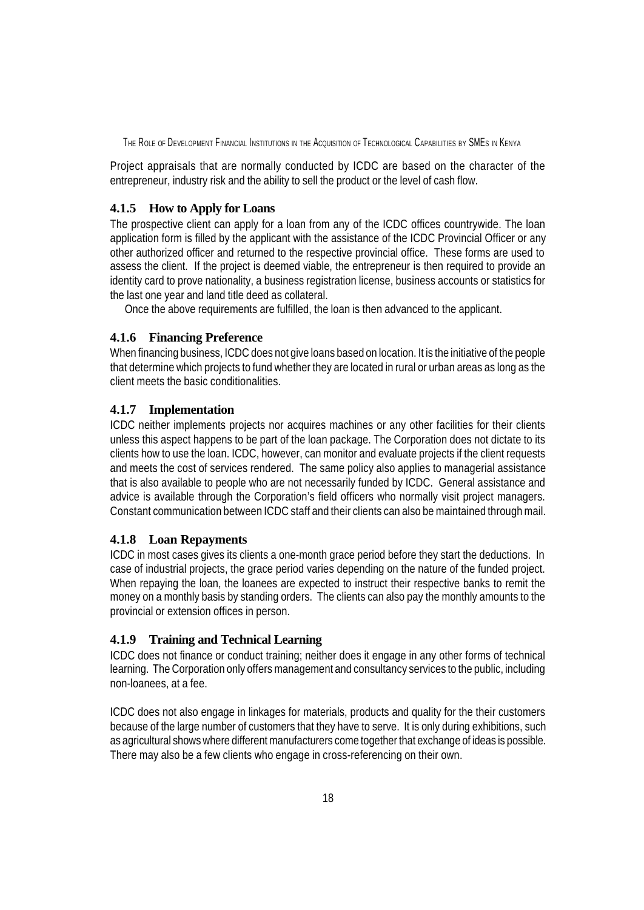Project appraisals that are normally conducted by ICDC are based on the character of the entrepreneur, industry risk and the ability to sell the product or the level of cash flow.

### 4.1.5 How to Apply for Loans

The prospective client can apply for a loan from any of the ICDC offices countrywide. The loan application form is filled by the applicant with the assistance of the ICDC Provincial Officer or any other authorized officer and returned to the respective provincial office. These forms are used to assess the client. If the project is deemed viable, the entrepreneur is then required to provide an identity card to prove nationality, a business registration license, business accounts or statistics for the last one year and land title deed as collateral.

Once the above requirements are fulfilled, the loan is then advanced to the applicant.

### 4.1.6 Financing Preference

When financing business, ICDC does not give loans based on location. It is the initiative of the people that determine which projects to fund whether they are located in rural or urban areas as long as the client meets the basic conditionalities.

### 4.1.7 Implementation

ICDC neither implements projects nor acquires machines or any other facilities for their clients unless this aspect happens to be part of the loan package. The Corporation does not dictate to its clients how to use the loan. ICDC, however, can monitor and evaluate projects if the client requests and meets the cost of services rendered. The same policy also applies to managerial assistance that is also available to people who are not necessarily funded by ICDC. General assistance and advice is available through the Corporation's field officers who normally visit project managers. Constant communication between ICDC staff and their clients can also be maintained through mail.

### 4.1.8 Loan Repayments

ICDC in most cases gives its clients a one-month grace period before they start the deductions. In case of industrial projects, the grace period varies depending on the nature of the funded project. When repaying the loan, the loanees are expected to instruct their respective banks to remit the money on a monthly basis by standing orders. The clients can also pay the monthly amounts to the provincial or extension offices in person.

### 4.1.9 Training and Technical Learning

ICDC does not finance or conduct training; neither does it engage in any other forms of technical learning. The Corporation only offers management and consultancy services to the public, including non-loanees, at a fee.

ICDC does not also engage in linkages for materials, products and quality for the their customers because of the large number of customers that they have to serve. It is only during exhibitions, such as agricultural shows where different manufacturers come together that exchange of ideas is possible. There may also be a few clients who engage in cross-referencing on their own.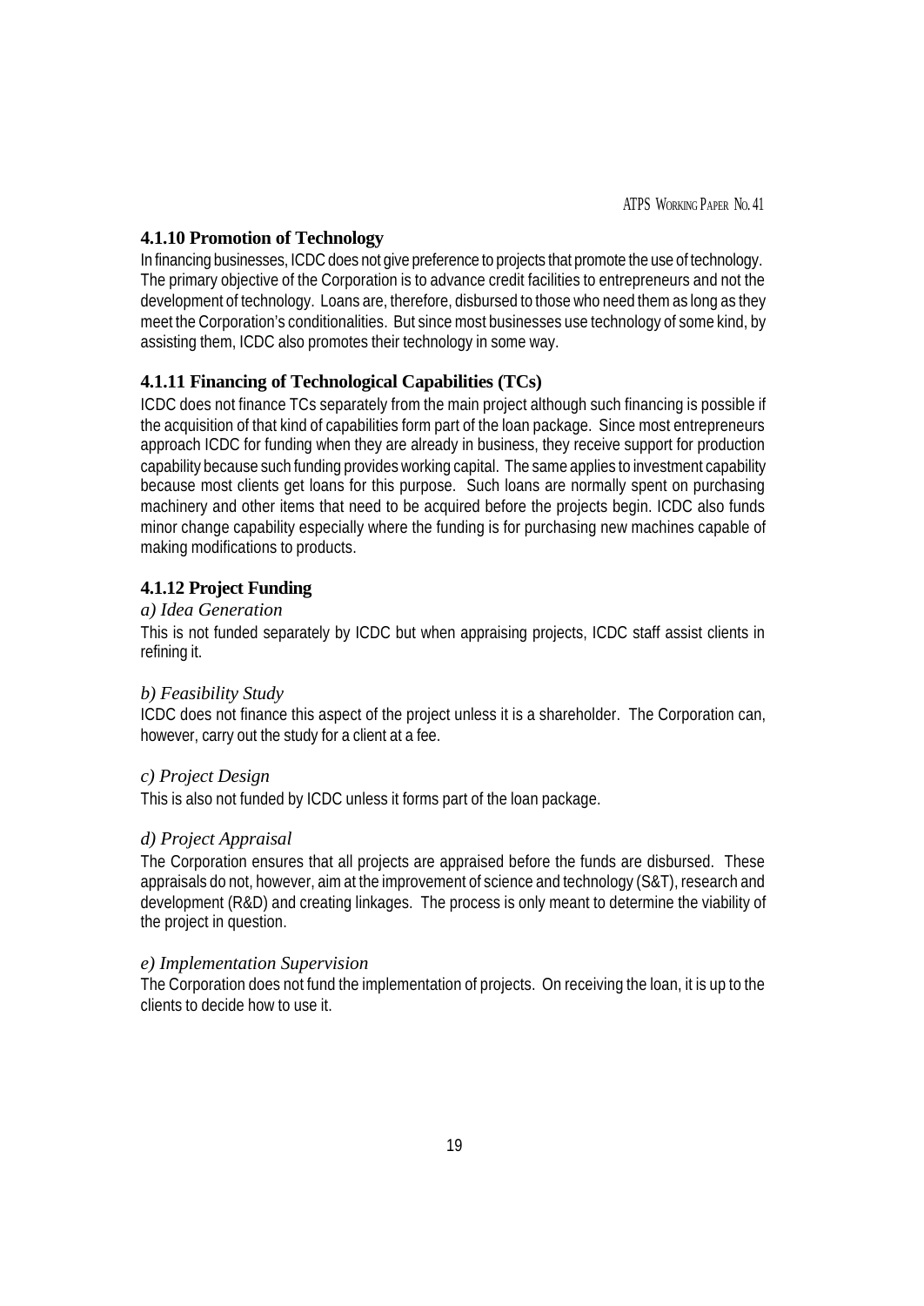### 4.1.10 Promotion of Technology

In financing businesses, ICDC does not give preference to projects that promote the use of technology. The primary objective of the Corporation is to advance credit facilities to entrepreneurs and not the development of technology. Loans are, therefore, disbursed to those who need them as long as they meet the Corporation's conditionalities. But since most businesses use technology of some kind, by assisting them, ICDC also promotes their technology in some way.

### 4.1.11 Financing of Technological Capabilities (TCs)

ICDC does not finance TCs separately from the main project although such financing is possible if the acquisition of that kind of capabilities form part of the loan package. Since most entrepreneurs approach ICDC for funding when they are already in business, they receive support for production capability because such funding provides working capital. The same applies to investment capability because most clients get loans for this purpose. Such loans are normally spent on purchasing machinery and other items that need to be acquired before the projects begin. ICDC also funds minor change capability especially where the funding is for purchasing new machines capable of making modifications to products.

### 4.1.12 Project Funding

*a) Idea Generation*

This is not funded separately by ICDC but when appraising projects, ICDC staff assist clients in refining it.

*b) Feasibility Study*

ICDC does not finance this aspect of the project unless it is a shareholder. The Corporation can, however, carry out the study for a client at a fee.

*c) Project Design*

This is also not funded by ICDC unless it forms part of the loan package.

*d) Project Appraisal*

The Corporation ensures that all projects are appraised before the funds are disbursed. These appraisals do not, however, aim at the improvement of science and technology (S&T), research and development (R&D) and creating linkages. The process is only meant to determine the viability of the project in question.

*e) Implementation Supervision*

The Corporation does not fund the implementation of projects. On receiving the loan, it is up to the clients to decide how to use it.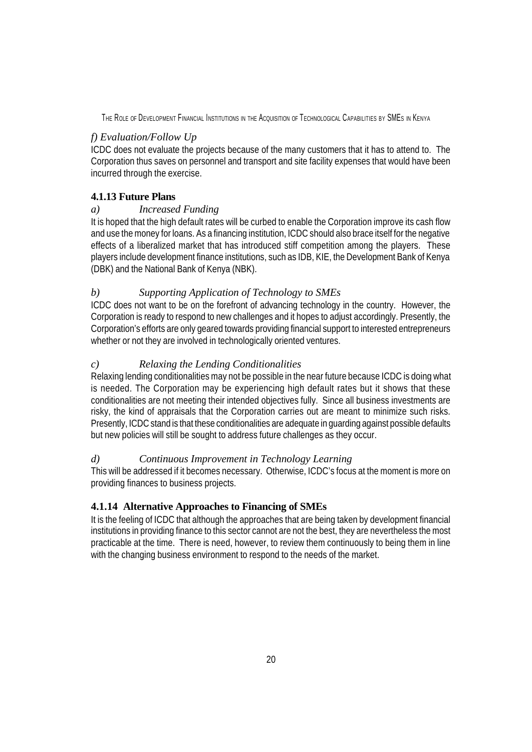*f) Evaluation/Follow Up*

ICDC does not evaluate the projects because of the many customers that it has to attend to. The Corporation thus saves on personnel and transport and site facility expenses that would have been incurred through the exercise.

### 4.1.13 Future Plans

*a) Increased Funding*

It is hoped that the high default rates will be curbed to enable the Corporation improve its cash flow and use the money for loans. As a financing institution, ICDC should also brace itself for the negative effects of a liberalized market that has introduced stiff competition among the players. These players include development finance institutions, such as IDB, KIE, the Development Bank of Kenya (DBK) and the National Bank of Kenya (NBK).

*b) Supporting Application of Technology to SMEs*

ICDC does not want to be on the forefront of advancing technology in the country. However, the Corporation is ready to respond to new challenges and it hopes to adjust accordingly. Presently, the Corporation's efforts are only geared towards providing financial support to interested entrepreneurs whether or not they are involved in technologically oriented ventures.

*c) Relaxing the Lending Conditionalities*

Relaxing lending conditionalities may not be possible in the near future because ICDC is doing what is needed. The Corporation may be experiencing high default rates but it shows that these conditionalities are not meeting their intended objectives fully. Since all business investments are risky, the kind of appraisals that the Corporation carries out are meant to minimize such risks. Presently, ICDC stand is that these conditionalities are adequate in guarding against possible defaults but new policies will still be sought to address future challenges as they occur.

*d) Continuous Improvement in Technology Learning*

This will be addressed if it becomes necessary. Otherwise, ICDC's focus at the moment is more on providing finances to business projects.

### 4.1.14 Alternative Approaches to Financing of SMEs

It is the feeling of ICDC that although the approaches that are being taken by development financial institutions in providing finance to this sector cannot are not the best, they are nevertheless the most practicable at the time. There is need, however, to review them continuously to being them in line with the changing business environment to respond to the needs of the market.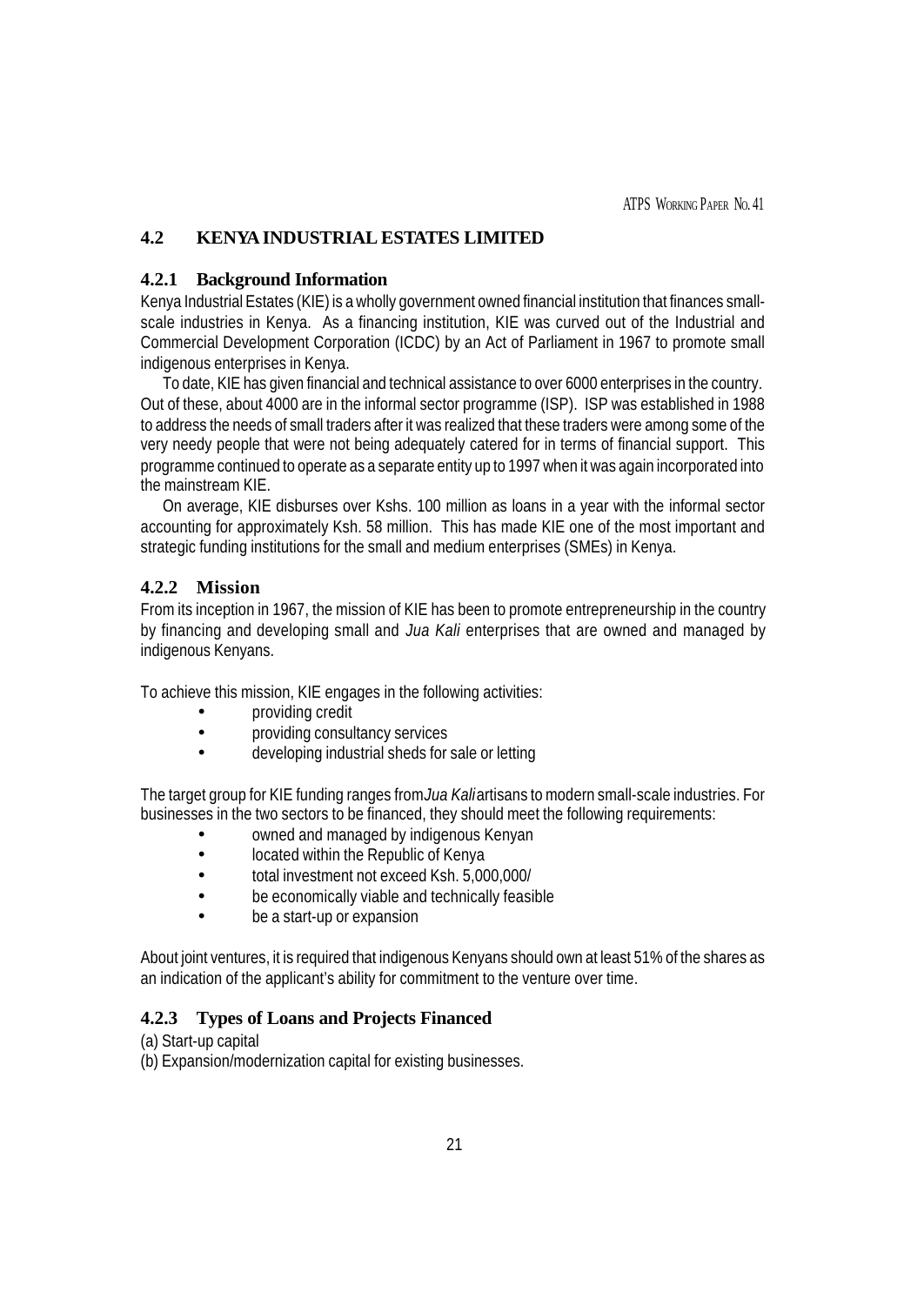## 4.2 KENYA INDUSTRIAL ESTATES LIMITED

### 4.2.1 Background Information

Kenya Industrial Estates (KIE) is a wholly government owned financial institution that finances small-scale industries in Kenya. As a financing institution, KIE was curved out of the Industrial and Commercial Development Corporation (ICDC) by an Act of Parliament in 1967 to promote small indigenous enterprises in Kenya.

To date, KIE has given financial and technical assistance to over 6000 enterprises in the country. Out of these, about 4000 are in the informal sector programme (ISP). ISP was established in 1988 to address the needs of small traders after it was realized that these traders were among some of the very needy people that were not being adequately catered for in terms of financial support. This programme continued to operate as a separate entity up to 1997 when it was again incorporated into the mainstream KIE.

On average, KIE disburses over Kshs. 100 million as loans in a year with the informal sector accounting for approximately Ksh. 58 million. This has made KIE one of the most important and strategic funding institutions for the small and medium enterprises (SMEs) in Kenya.

### 4.2.2 Mission

From its inception in 1967, the mission of KIE has been to promote entrepreneurship in the country by financing and developing small and *Jua Kali* enterprises that are owned and managed by indigenous Kenyans.

To achieve this mission, KIE engages in the following activities:

- providing credit
- providing consultancy services
- developing industrial sheds for sale or letting

The target group for KIE funding ranges from *Jua Kali* artisans to modern small-scale industries. For businesses in the two sectors to be financed, they should meet the following requirements:

- owned and managed by indigenous Kenyan
- located within the Republic of Kenya
- total investment not exceed Ksh. 5,000,000/
- be economically viable and technically feasible
- be a start-up or expansion

About joint ventures, it is required that indigenous Kenyans should own at least 51% of the shares as an indication of the applicant's ability for commitment to the venture over time.

### 4.2.3 Types of Loans and Projects Financed

(a) Start-up capital
(b) Expansion/modernization capital for existing businesses.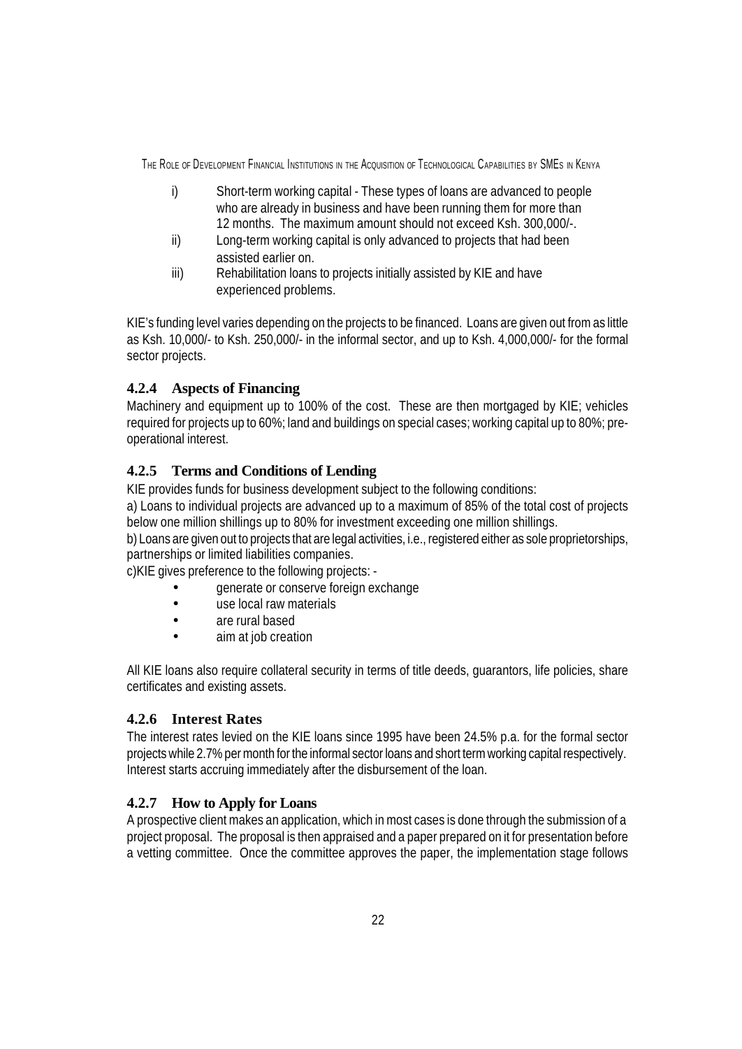i) Short-term working capital - These types of loans are advanced to people who are already in business and have been running them for more than 12 months. The maximum amount should not exceed Ksh. 300,000/-.

ii) Long-term working capital is only advanced to projects that had been assisted earlier on.

iii) Rehabilitation loans to projects initially assisted by KIE and have experienced problems.

KIE's funding level varies depending on the projects to be financed. Loans are given out from as little as Ksh. 10,000/- to Ksh. 250,000/- in the informal sector, and up to Ksh. 4,000,000/- for the formal sector projects.

### 4.2.4 Aspects of Financing

Machinery and equipment up to 100% of the cost. These are then mortgaged by KIE; vehicles required for projects up to 60%; land and buildings on special cases; working capital up to 80%; pre-operational interest.

### 4.2.5 Terms and Conditions of Lending

KIE provides funds for business development subject to the following conditions:

a) Loans to individual projects are advanced up to a maximum of 85% of the total cost of projects below one million shillings up to 80% for investment exceeding one million shillings.

b) Loans are given out to projects that are legal activities, i.e., registered either as sole proprietorships, partnerships or limited liabilities companies.

c)KIE gives preference to the following projects: -

- generate or conserve foreign exchange
- use local raw materials
- are rural based
- aim at job creation

All KIE loans also require collateral security in terms of title deeds, guarantors, life policies, share certificates and existing assets.

### 4.2.6 Interest Rates

The interest rates levied on the KIE loans since 1995 have been 24.5% p.a. for the formal sector projects while 2.7% per month for the informal sector loans and short term working capital respectively. Interest starts accruing immediately after the disbursement of the loan.

### 4.2.7 How to Apply for Loans

A prospective client makes an application, which in most cases is done through the submission of a project proposal. The proposal is then appraised and a paper prepared on it for presentation before a vetting committee. Once the committee approves the paper, the implementation stage follows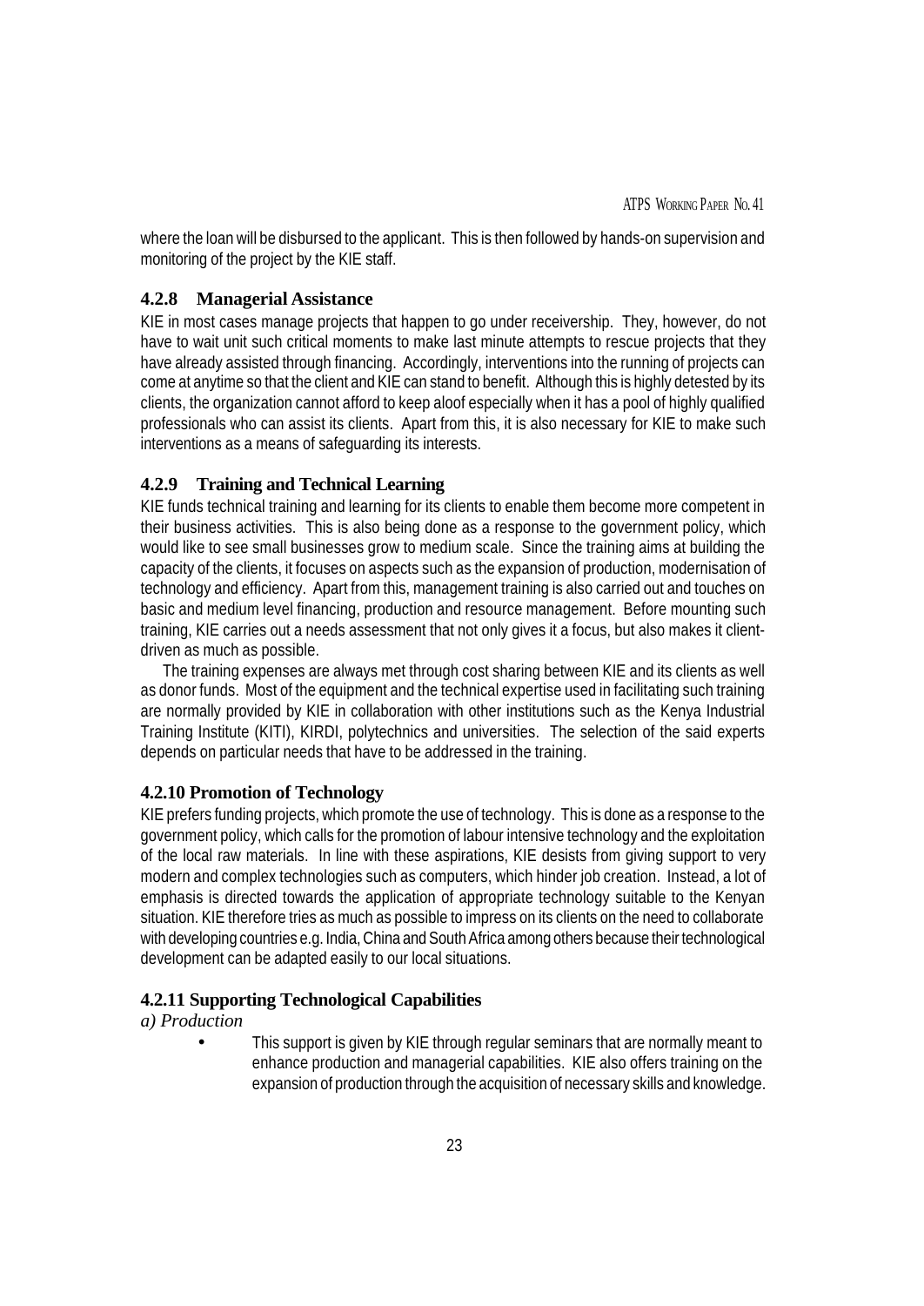where the loan will be disbursed to the applicant. This is then followed by hands-on supervision and monitoring of the project by the KIE staff.

### 4.2.8 Managerial Assistance

KIE in most cases manage projects that happen to go under receivership. They, however, do not have to wait unit such critical moments to make last minute attempts to rescue projects that they have already assisted through financing. Accordingly, interventions into the running of projects can come at anytime so that the client and KIE can stand to benefit. Although this is highly detested by its clients, the organization cannot afford to keep aloof especially when it has a pool of highly qualified professionals who can assist its clients. Apart from this, it is also necessary for KIE to make such interventions as a means of safeguarding its interests.

### 4.2.9 Training and Technical Learning

KIE funds technical training and learning for its clients to enable them become more competent in their business activities. This is also being done as a response to the government policy, which would like to see small businesses grow to medium scale. Since the training aims at building the capacity of the clients, it focuses on aspects such as the expansion of production, modernisation of technology and efficiency. Apart from this, management training is also carried out and touches on basic and medium level financing, production and resource management. Before mounting such training, KIE carries out a needs assessment that not only gives it a focus, but also makes it client-driven as much as possible.

The training expenses are always met through cost sharing between KIE and its clients as well as donor funds. Most of the equipment and the technical expertise used in facilitating such training are normally provided by KIE in collaboration with other institutions such as the Kenya Industrial Training Institute (KITI), KIRDI, polytechnics and universities. The selection of the said experts depends on particular needs that have to be addressed in the training.

### 4.2.10 Promotion of Technology

KIE prefers funding projects, which promote the use of technology. This is done as a response to the government policy, which calls for the promotion of labour intensive technology and the exploitation of the local raw materials. In line with these aspirations, KIE desists from giving support to very modern and complex technologies such as computers, which hinder job creation. Instead, a lot of emphasis is directed towards the application of appropriate technology suitable to the Kenyan situation. KIE therefore tries as much as possible to impress on its clients on the need to collaborate with developing countries e.g. India, China and South Africa among others because their technological development can be adapted easily to our local situations.

### 4.2.11 Supporting Technological Capabilities

*a) Production*

- This support is given by KIE through regular seminars that are normally meant to enhance production and managerial capabilities. KIE also offers training on the expansion of production through the acquisition of necessary skills and knowledge.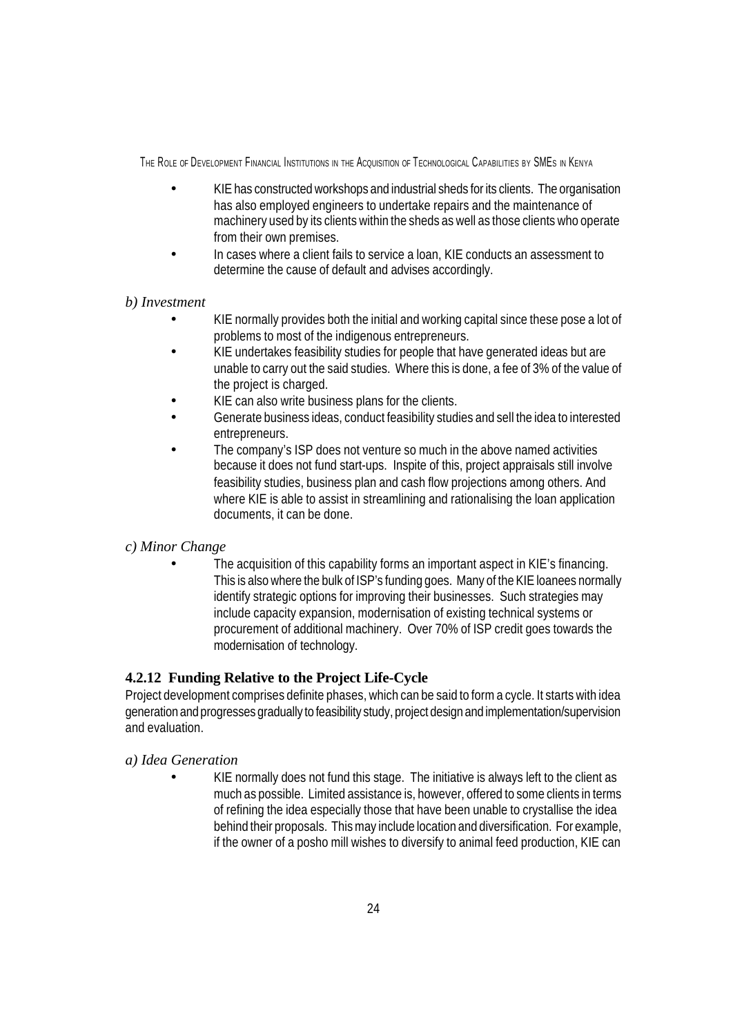- KIE has constructed workshops and industrial sheds for its clients. The organisation has also employed engineers to undertake repairs and the maintenance of machinery used by its clients within the sheds as well as those clients who operate from their own premises.
- In cases where a client fails to service a loan, KIE conducts an assessment to determine the cause of default and advises accordingly.

*b) Investment*

- KIE normally provides both the initial and working capital since these pose a lot of problems to most of the indigenous entrepreneurs.
- KIE undertakes feasibility studies for people that have generated ideas but are unable to carry out the said studies. Where this is done, a fee of 3% of the value of the project is charged.
- KIE can also write business plans for the clients.
- Generate business ideas, conduct feasibility studies and sell the idea to interested entrepreneurs.
- The company's ISP does not venture so much in the above named activities because it does not fund start-ups. Inspite of this, project appraisals still involve feasibility studies, business plan and cash flow projections among others. And where KIE is able to assist in streamlining and rationalising the loan application documents, it can be done.

*c) Minor Change*

- The acquisition of this capability forms an important aspect in KIE's financing. This is also where the bulk of ISP's funding goes. Many of the KIE loanees normally identify strategic options for improving their businesses. Such strategies may include capacity expansion, modernisation of existing technical systems or procurement of additional machinery. Over 70% of ISP credit goes towards the modernisation of technology.

### 4.2.12 Funding Relative to the Project Life-Cycle

Project development comprises definite phases, which can be said to form a cycle. It starts with idea generation and progresses gradually to feasibility study, project design and implementation/supervision and evaluation.

*a) Idea Generation*

- KIE normally does not fund this stage. The initiative is always left to the client as much as possible. Limited assistance is, however, offered to some clients in terms of refining the idea especially those that have been unable to crystallise the idea behind their proposals. This may include location and diversification. For example, if the owner of a posho mill wishes to diversify to animal feed production, KIE can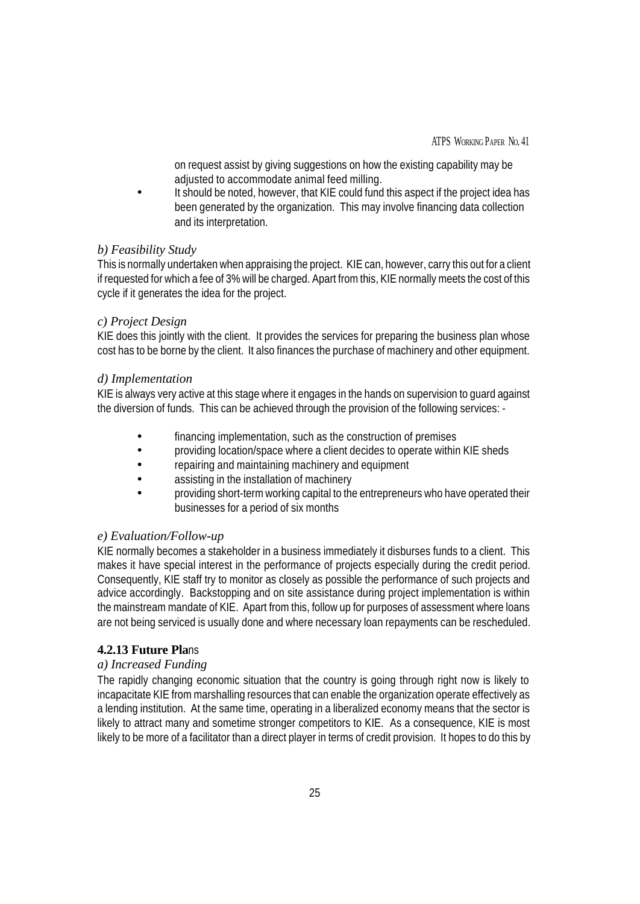on request assist by giving suggestions on how the existing capability may be adjusted to accommodate animal feed milling.

- It should be noted, however, that KIE could fund this aspect if the project idea has been generated by the organization. This may involve financing data collection and its interpretation.

*b) Feasibility Study*

This is normally undertaken when appraising the project. KIE can, however, carry this out for a client if requested for which a fee of 3% will be charged. Apart from this, KIE normally meets the cost of this cycle if it generates the idea for the project.

*c) Project Design*

KIE does this jointly with the client. It provides the services for preparing the business plan whose cost has to be borne by the client. It also finances the purchase of machinery and other equipment.

*d) Implementation*

KIE is always very active at this stage where it engages in the hands on supervision to guard against the diversion of funds. This can be achieved through the provision of the following services: -

- financing implementation, such as the construction of premises
- providing location/space where a client decides to operate within KIE sheds
- repairing and maintaining machinery and equipment
- assisting in the installation of machinery
- providing short-term working capital to the entrepreneurs who have operated their businesses for a period of six months

*e) Evaluation/Follow-up*

KIE normally becomes a stakeholder in a business immediately it disburses funds to a client. This makes it have special interest in the performance of projects especially during the credit period. Consequently, KIE staff try to monitor as closely as possible the performance of such projects and advice accordingly. Backstopping and on site assistance during project implementation is within the mainstream mandate of KIE. Apart from this, follow up for purposes of assessment where loans are not being serviced is usually done and where necessary loan repayments can be rescheduled.

### 4.2.13 Future Plans

*a) Increased Funding*

The rapidly changing economic situation that the country is going through right now is likely to incapacitate KIE from marshalling resources that can enable the organization operate effectively as a lending institution. At the same time, operating in a liberalized economy means that the sector is likely to attract many and sometime stronger competitors to KIE. As a consequence, KIE is most likely to be more of a facilitator than a direct player in terms of credit provision. It hopes to do this by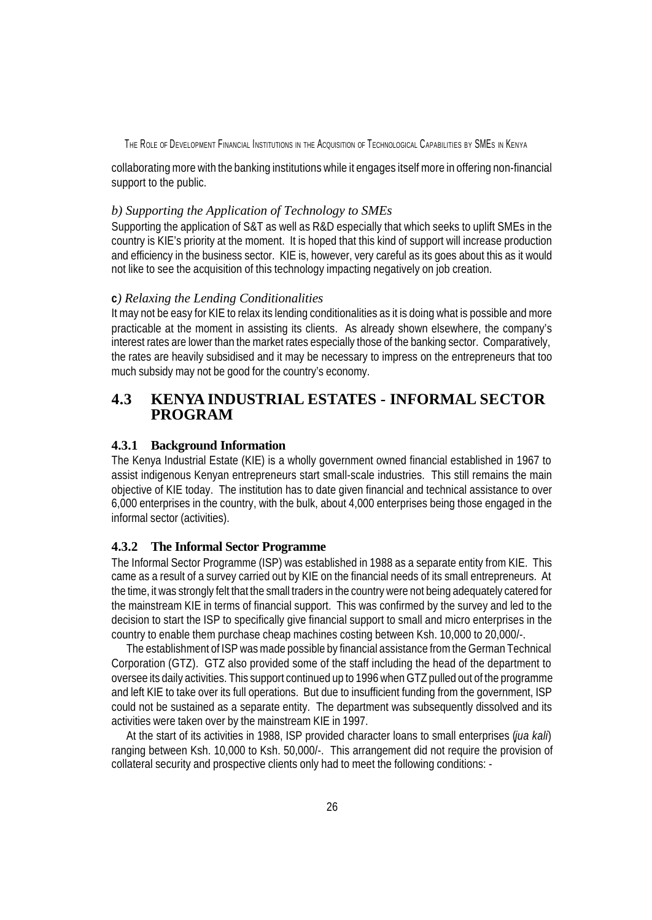collaborating more with the banking institutions while it engages itself more in offering non-financial support to the public.

*b) Supporting the Application of Technology to SMEs*

Supporting the application of S&T as well as R&D especially that which seeks to uplift SMEs in the country is KIE's priority at the moment. It is hoped that this kind of support will increase production and efficiency in the business sector. KIE is, however, very careful as its goes about this as it would not like to see the acquisition of this technology impacting negatively on job creation.

*c) Relaxing the Lending Conditionalities*

It may not be easy for KIE to relax its lending conditionalities as it is doing what is possible and more practicable at the moment in assisting its clients. As already shown elsewhere, the company's interest rates are lower than the market rates especially those of the banking sector. Comparatively, the rates are heavily subsidised and it may be necessary to impress on the entrepreneurs that too much subsidy may not be good for the country's economy.

## 4.3 KENYA INDUSTRIAL ESTATES - INFORMAL SECTOR PROGRAM

### 4.3.1 Background Information

The Kenya Industrial Estate (KIE) is a wholly government owned financial established in 1967 to assist indigenous Kenyan entrepreneurs start small-scale industries. This still remains the main objective of KIE today. The institution has to date given financial and technical assistance to over 6,000 enterprises in the country, with the bulk, about 4,000 enterprises being those engaged in the informal sector (activities).

### 4.3.2 The Informal Sector Programme

The Informal Sector Programme (ISP) was established in 1988 as a separate entity from KIE. This came as a result of a survey carried out by KIE on the financial needs of its small entrepreneurs. At the time, it was strongly felt that the small traders in the country were not being adequately catered for the mainstream KIE in terms of financial support. This was confirmed by the survey and led to the decision to start the ISP to specifically give financial support to small and micro enterprises in the country to enable them purchase cheap machines costing between Ksh. 10,000 to 20,000/-.

The establishment of ISP was made possible by financial assistance from the German Technical Corporation (GTZ). GTZ also provided some of the staff including the head of the department to oversee its daily activities. This support continued up to 1996 when GTZ pulled out of the programme and left KIE to take over its full operations. But due to insufficient funding from the government, ISP could not be sustained as a separate entity. The department was subsequently dissolved and its activities were taken over by the mainstream KIE in 1997.

At the start of its activities in 1988, ISP provided character loans to small enterprises (*jua kali*) ranging between Ksh. 10,000 to Ksh. 50,000/-. This arrangement did not require the provision of collateral security and prospective clients only had to meet the following conditions: -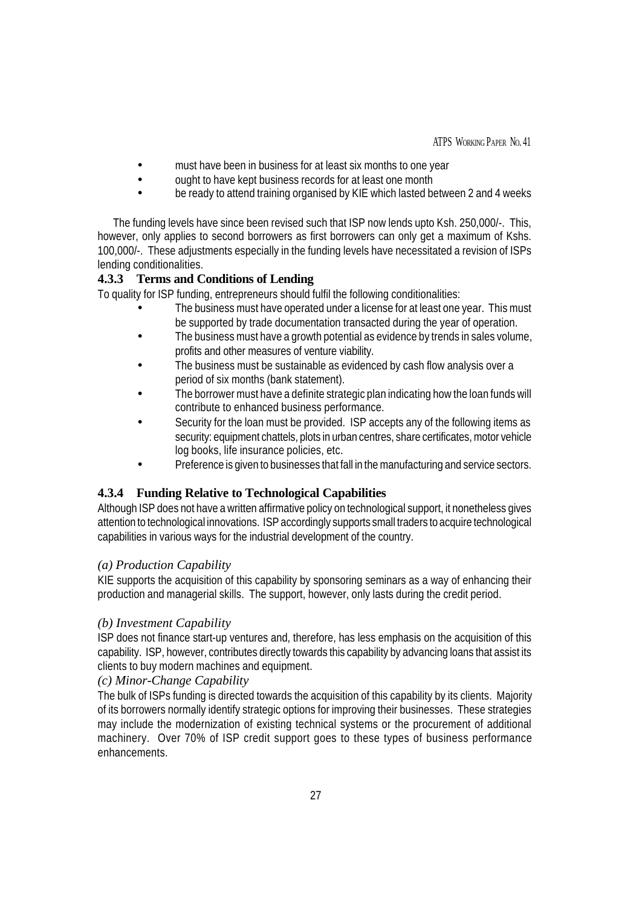- must have been in business for at least six months to one year
- ought to have kept business records for at least one month
- be ready to attend training organised by KIE which lasted between 2 and 4 weeks

The funding levels have since been revised such that ISP now lends upto Ksh. 250,000/-. This, however, only applies to second borrowers as first borrowers can only get a maximum of Kshs. 100,000/-. These adjustments especially in the funding levels have necessitated a revision of ISPs lending conditionalities.

### 4.3.3 Terms and Conditions of Lending

To quality for ISP funding, entrepreneurs should fulfil the following conditionalities:

- The business must have operated under a license for at least one year. This must be supported by trade documentation transacted during the year of operation.
- The business must have a growth potential as evidence by trends in sales volume, profits and other measures of venture viability.
- The business must be sustainable as evidenced by cash flow analysis over a period of six months (bank statement).
- The borrower must have a definite strategic plan indicating how the loan funds will contribute to enhanced business performance.
- Security for the loan must be provided. ISP accepts any of the following items as security: equipment chattels, plots in urban centres, share certificates, motor vehicle log books, life insurance policies, etc.
- Preference is given to businesses that fall in the manufacturing and service sectors.

### 4.3.4 Funding Relative to Technological Capabilities

Although ISP does not have a written affirmative policy on technological support, it nonetheless gives attention to technological innovations. ISP accordingly supports small traders to acquire technological capabilities in various ways for the industrial development of the country.

*(a) Production Capability*

KIE supports the acquisition of this capability by sponsoring seminars as a way of enhancing their production and managerial skills. The support, however, only lasts during the credit period.

*(b) Investment Capability*

ISP does not finance start-up ventures and, therefore, has less emphasis on the acquisition of this capability. ISP, however, contributes directly towards this capability by advancing loans that assist its clients to buy modern machines and equipment.

*(c) Minor-Change Capability*

The bulk of ISPs funding is directed towards the acquisition of this capability by its clients. Majority of its borrowers normally identify strategic options for improving their businesses. These strategies may include the modernization of existing technical systems or the procurement of additional machinery. Over 70% of ISP credit support goes to these types of business performance enhancements.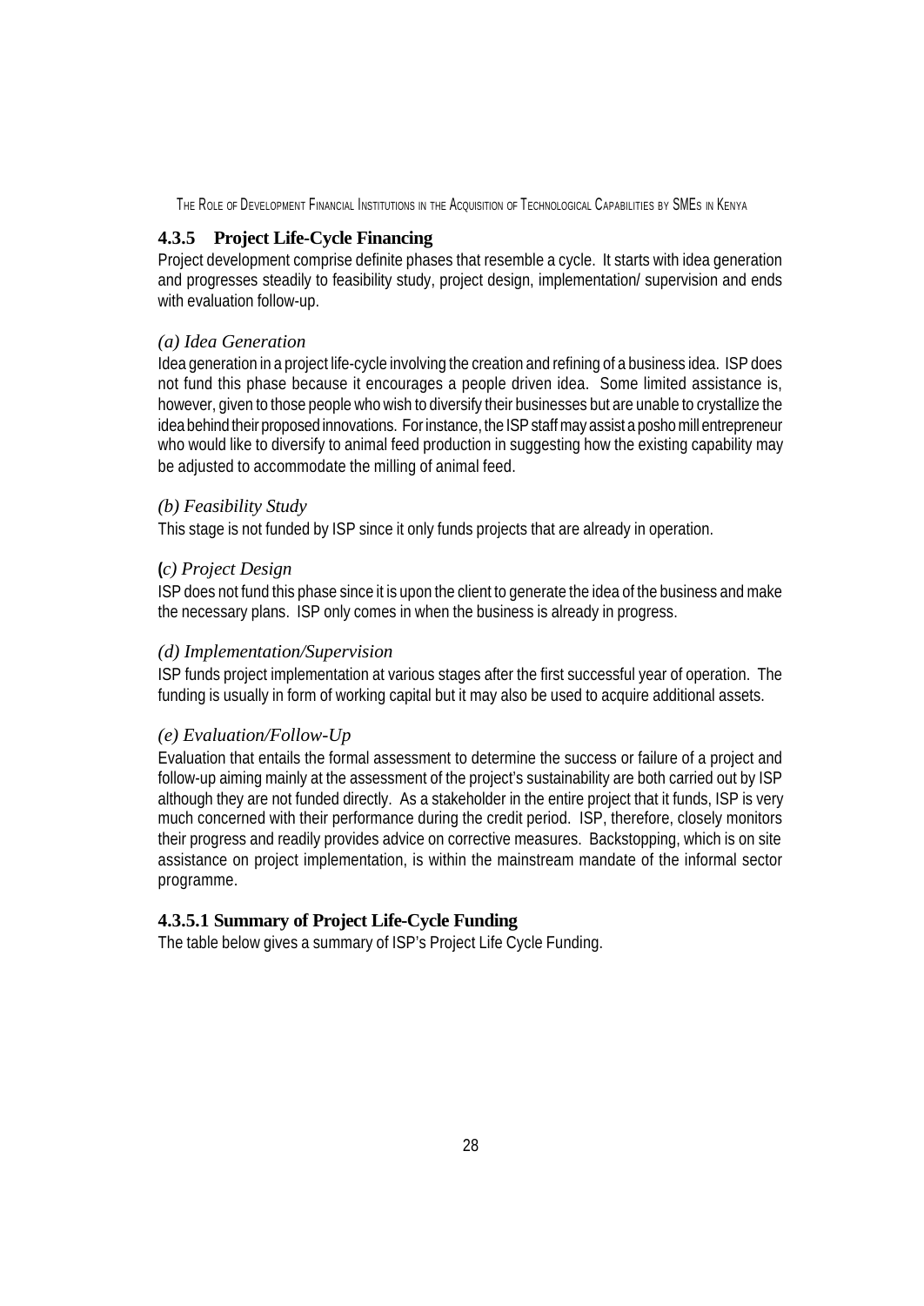### 4.3.5 Project Life-Cycle Financing

Project development comprise definite phases that resemble a cycle. It starts with idea generation and progresses steadily to feasibility study, project design, implementation/ supervision and ends with evaluation follow-up.

*(a) Idea Generation*

Idea generation in a project life-cycle involving the creation and refining of a business idea. ISP does not fund this phase because it encourages a people driven idea. Some limited assistance is, however, given to those people who wish to diversify their businesses but are unable to crystallize the idea behind their proposed innovations. For instance, the ISP staff may assist a posho mill entrepreneur who would like to diversify to animal feed production in suggesting how the existing capability may be adjusted to accommodate the milling of animal feed.

*(b) Feasibility Study*

This stage is not funded by ISP since it only funds projects that are already in operation.

**(***c) Project Design*

ISP does not fund this phase since it is upon the client to generate the idea of the business and make the necessary plans. ISP only comes in when the business is already in progress.

*(d) Implementation/Supervision*

ISP funds project implementation at various stages after the first successful year of operation. The funding is usually in form of working capital but it may also be used to acquire additional assets.

*(e) Evaluation/Follow-Up*

Evaluation that entails the formal assessment to determine the success or failure of a project and follow-up aiming mainly at the assessment of the project's sustainability are both carried out by ISP although they are not funded directly. As a stakeholder in the entire project that it funds, ISP is very much concerned with their performance during the credit period. ISP, therefore, closely monitors their progress and readily provides advice on corrective measures. Backstopping, which is on site assistance on project implementation, is within the mainstream mandate of the informal sector programme.

#### 4.3.5.1 Summary of Project Life-Cycle Funding

The table below gives a summary of ISP's Project Life Cycle Funding.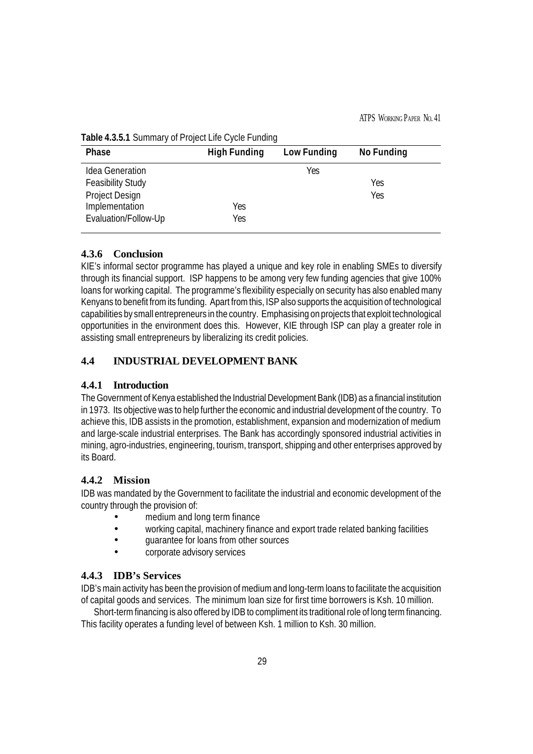**Table 4.3.5.1** Summary of Project Life Cycle Funding

| Phase | High Funding | Low Funding | No Funding |
|---|---|---|---|
| Idea Generation | | Yes | |
| Feasibility Study | | | Yes |
| Project Design | | | Yes |
| Implementation | Yes | | |
| Evaluation/Follow-Up | Yes | | |

### 4.3.6 Conclusion

KIE's informal sector programme has played a unique and key role in enabling SMEs to diversify through its financial support. ISP happens to be among very few funding agencies that give 100% loans for working capital. The programme's flexibility especially on security has also enabled many Kenyans to benefit from its funding. Apart from this, ISP also supports the acquisition of technological capabilities by small entrepreneurs in the country. Emphasising on projects that exploit technological opportunities in the environment does this. However, KIE through ISP can play a greater role in assisting small entrepreneurs by liberalizing its credit policies.

## 4.4 INDUSTRIAL DEVELOPMENT BANK

### 4.4.1 Introduction

The Government of Kenya established the Industrial Development Bank (IDB) as a financial institution in 1973. Its objective was to help further the economic and industrial development of the country. To achieve this, IDB assists in the promotion, establishment, expansion and modernization of medium and large-scale industrial enterprises. The Bank has accordingly sponsored industrial activities in mining, agro-industries, engineering, tourism, transport, shipping and other enterprises approved by its Board.

### 4.4.2 Mission

IDB was mandated by the Government to facilitate the industrial and economic development of the country through the provision of:

- medium and long term finance
- working capital, machinery finance and export trade related banking facilities
- guarantee for loans from other sources
- corporate advisory services

### 4.4.3 IDB's Services

IDB's main activity has been the provision of medium and long-term loans to facilitate the acquisition of capital goods and services. The minimum loan size for first time borrowers is Ksh. 10 million.

Short-term financing is also offered by IDB to compliment its traditional role of long term financing. This facility operates a funding level of between Ksh. 1 million to Ksh. 30 million.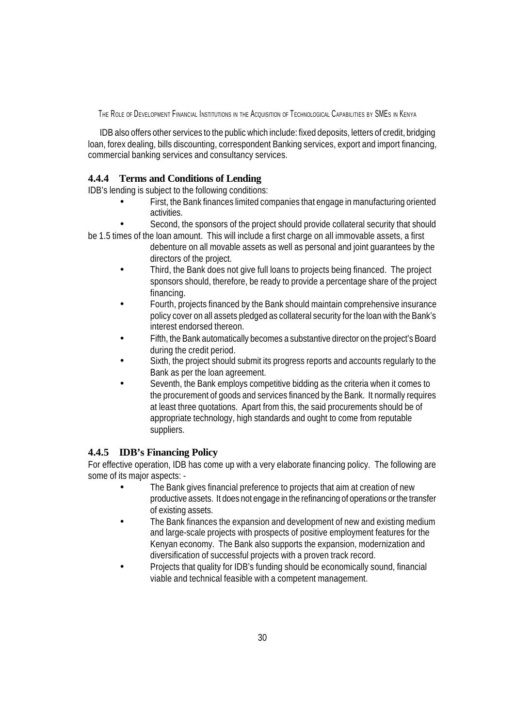IDB also offers other services to the public which include: fixed deposits, letters of credit, bridging loan, forex dealing, bills discounting, correspondent Banking services, export and import financing, commercial banking services and consultancy services.

### 4.4.4 Terms and Conditions of Lending

IDB's lending is subject to the following conditions:

- First, the Bank finances limited companies that engage in manufacturing oriented activities.
- Second, the sponsors of the project should provide collateral security that should be 1.5 times of the loan amount. This will include a first charge on all immovable assets, a first debenture on all movable assets as well as personal and joint guarantees by the directors of the project.
- Third, the Bank does not give full loans to projects being financed. The project sponsors should, therefore, be ready to provide a percentage share of the project financing.
- Fourth, projects financed by the Bank should maintain comprehensive insurance policy cover on all assets pledged as collateral security for the loan with the Bank's interest endorsed thereon.
- Fifth, the Bank automatically becomes a substantive director on the project's Board during the credit period.
- Sixth, the project should submit its progress reports and accounts regularly to the Bank as per the loan agreement.
- Seventh, the Bank employs competitive bidding as the criteria when it comes to the procurement of goods and services financed by the Bank. It normally requires at least three quotations. Apart from this, the said procurements should be of appropriate technology, high standards and ought to come from reputable suppliers.

### 4.4.5 IDB's Financing Policy

For effective operation, IDB has come up with a very elaborate financing policy. The following are some of its major aspects: -

- The Bank gives financial preference to projects that aim at creation of new productive assets. It does not engage in the refinancing of operations or the transfer of existing assets.
- The Bank finances the expansion and development of new and existing medium and large-scale projects with prospects of positive employment features for the Kenyan economy. The Bank also supports the expansion, modernization and diversification of successful projects with a proven track record.
- Projects that quality for IDB's funding should be economically sound, financial viable and technical feasible with a competent management.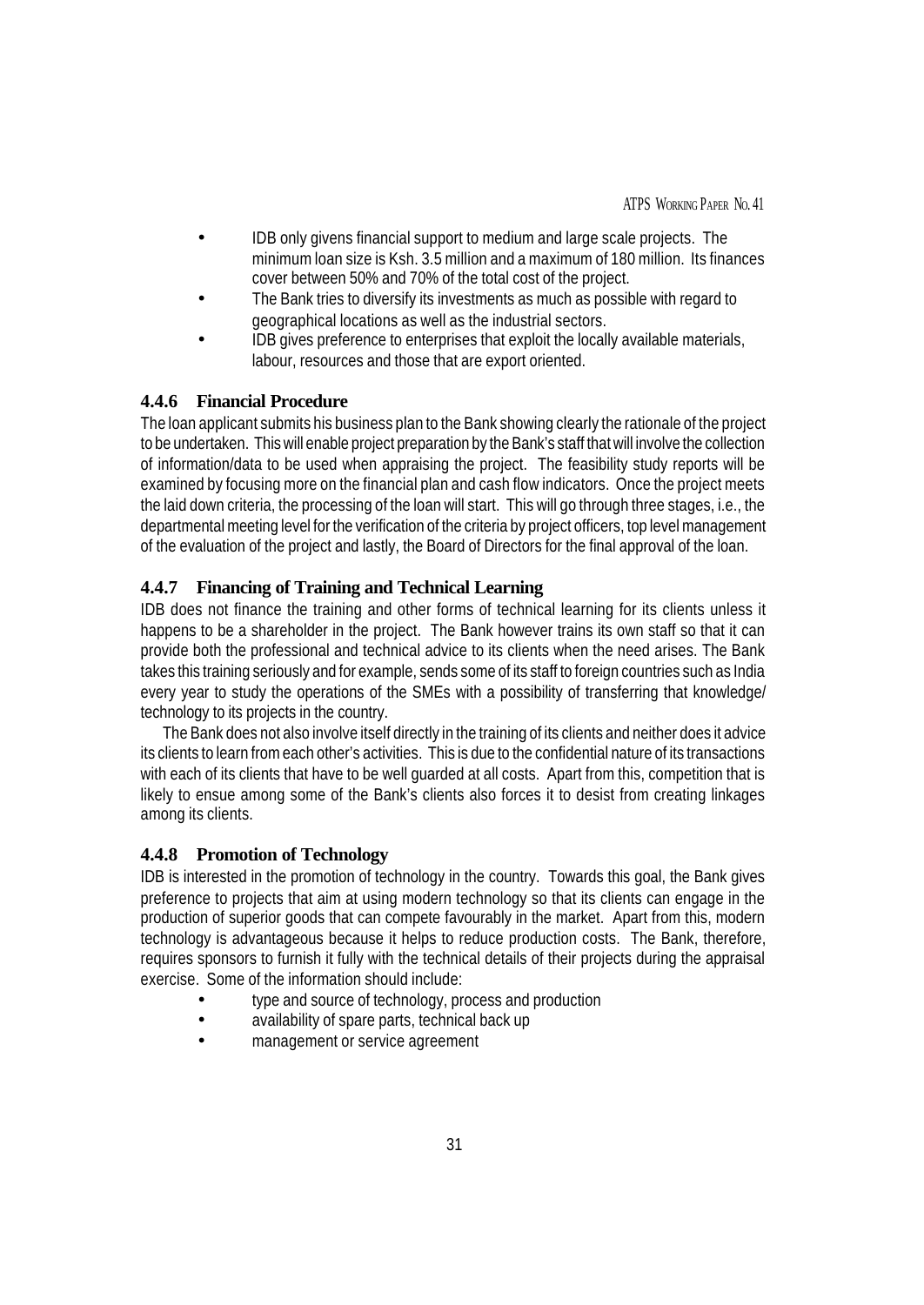- IDB only givens financial support to medium and large scale projects. The minimum loan size is Ksh. 3.5 million and a maximum of 180 million. Its finances cover between 50% and 70% of the total cost of the project.
- The Bank tries to diversify its investments as much as possible with regard to geographical locations as well as the industrial sectors.
- IDB gives preference to enterprises that exploit the locally available materials, labour, resources and those that are export oriented.

### 4.4.6 Financial Procedure

The loan applicant submits his business plan to the Bank showing clearly the rationale of the project to be undertaken. This will enable project preparation by the Bank's staff that will involve the collection of information/data to be used when appraising the project. The feasibility study reports will be examined by focusing more on the financial plan and cash flow indicators. Once the project meets the laid down criteria, the processing of the loan will start. This will go through three stages, i.e., the departmental meeting level for the verification of the criteria by project officers, top level management of the evaluation of the project and lastly, the Board of Directors for the final approval of the loan.

### 4.4.7 Financing of Training and Technical Learning

IDB does not finance the training and other forms of technical learning for its clients unless it happens to be a shareholder in the project. The Bank however trains its own staff so that it can provide both the professional and technical advice to its clients when the need arises. The Bank takes this training seriously and for example, sends some of its staff to foreign countries such as India every year to study the operations of the SMEs with a possibility of transferring that knowledge/ technology to its projects in the country.

The Bank does not also involve itself directly in the training of its clients and neither does it advice its clients to learn from each other's activities. This is due to the confidential nature of its transactions with each of its clients that have to be well guarded at all costs. Apart from this, competition that is likely to ensue among some of the Bank's clients also forces it to desist from creating linkages among its clients.

### 4.4.8 Promotion of Technology

IDB is interested in the promotion of technology in the country. Towards this goal, the Bank gives preference to projects that aim at using modern technology so that its clients can engage in the production of superior goods that can compete favourably in the market. Apart from this, modern technology is advantageous because it helps to reduce production costs. The Bank, therefore, requires sponsors to furnish it fully with the technical details of their projects during the appraisal exercise. Some of the information should include:

- type and source of technology, process and production
- availability of spare parts, technical back up
- management or service agreement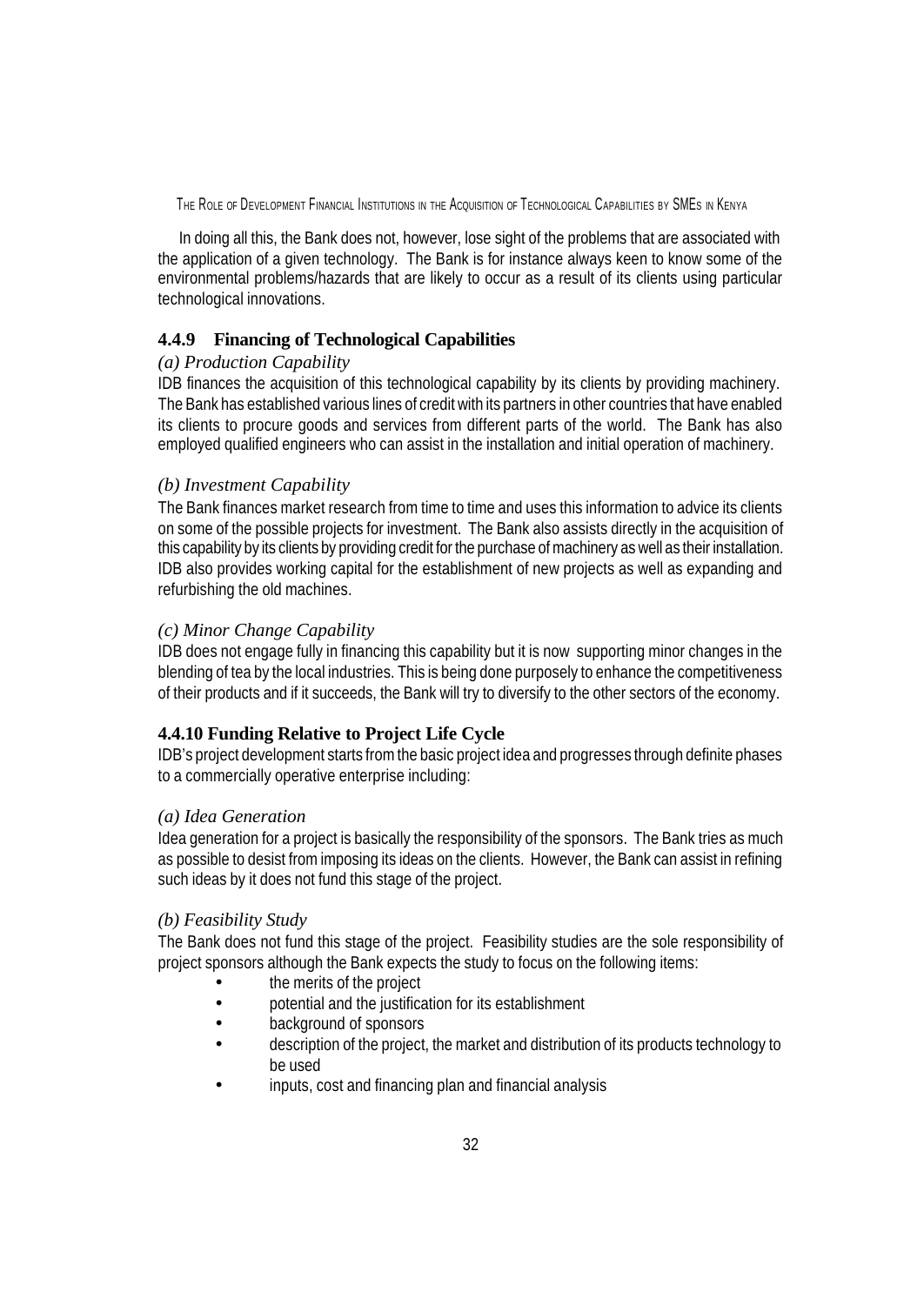In doing all this, the Bank does not, however, lose sight of the problems that are associated with the application of a given technology. The Bank is for instance always keen to know some of the environmental problems/hazards that are likely to occur as a result of its clients using particular technological innovations.

### 4.4.9 Financing of Technological Capabilities

*(a) Production Capability*

IDB finances the acquisition of this technological capability by its clients by providing machinery. The Bank has established various lines of credit with its partners in other countries that have enabled its clients to procure goods and services from different parts of the world. The Bank has also employed qualified engineers who can assist in the installation and initial operation of machinery.

*(b) Investment Capability*

The Bank finances market research from time to time and uses this information to advice its clients on some of the possible projects for investment. The Bank also assists directly in the acquisition of this capability by its clients by providing credit for the purchase of machinery as well as their installation. IDB also provides working capital for the establishment of new projects as well as expanding and refurbishing the old machines.

*(c) Minor Change Capability*

IDB does not engage fully in financing this capability but it is now supporting minor changes in the blending of tea by the local industries. This is being done purposely to enhance the competitiveness of their products and if it succeeds, the Bank will try to diversify to the other sectors of the economy.

### 4.4.10 Funding Relative to Project Life Cycle

IDB's project development starts from the basic project idea and progresses through definite phases to a commercially operative enterprise including:

*(a) Idea Generation*

Idea generation for a project is basically the responsibility of the sponsors. The Bank tries as much as possible to desist from imposing its ideas on the clients. However, the Bank can assist in refining such ideas by it does not fund this stage of the project.

*(b) Feasibility Study*

The Bank does not fund this stage of the project. Feasibility studies are the sole responsibility of project sponsors although the Bank expects the study to focus on the following items:

- the merits of the project
- potential and the justification for its establishment
- background of sponsors
- description of the project, the market and distribution of its products technology to be used
- inputs, cost and financing plan and financial analysis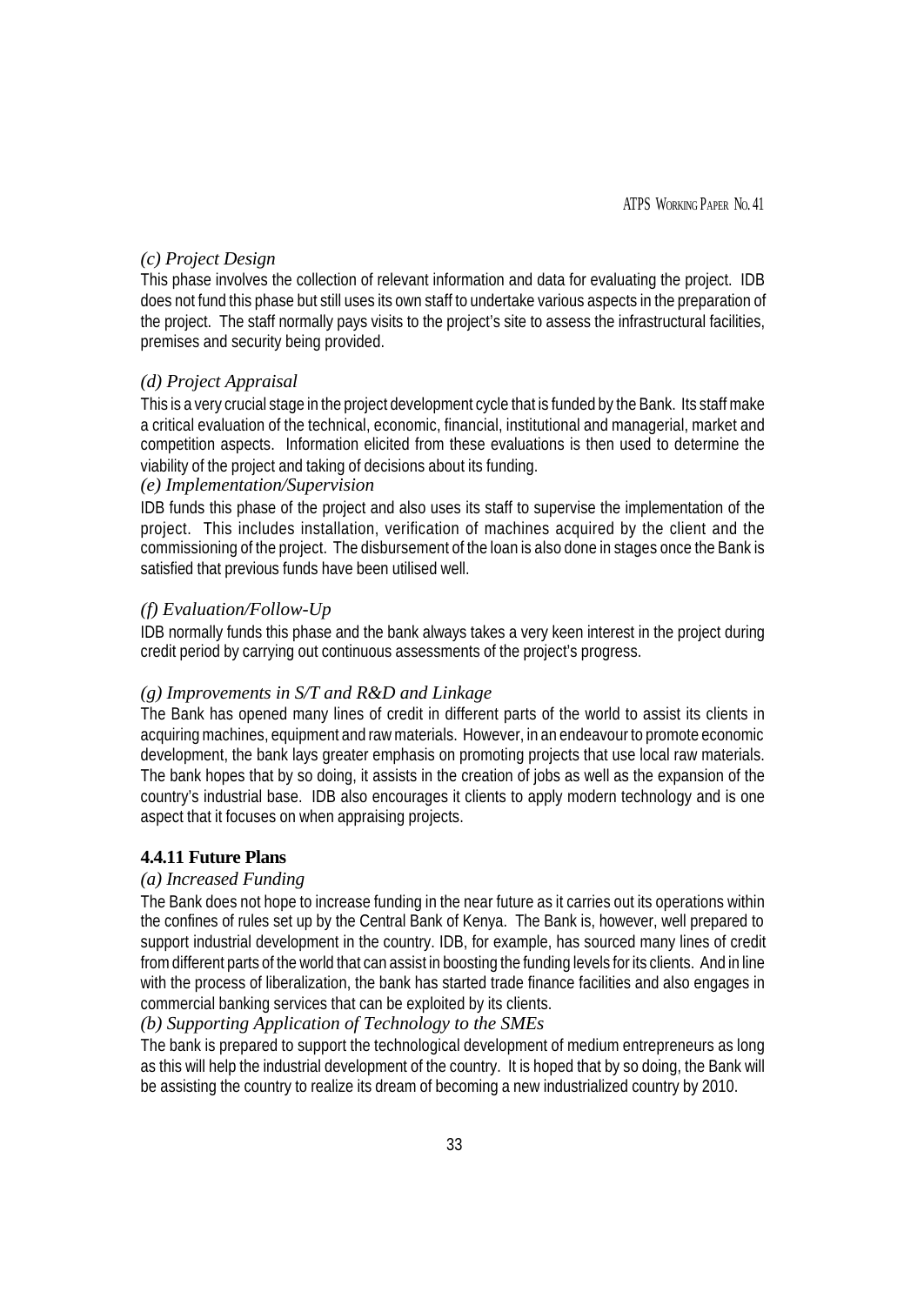*(c) Project Design*

This phase involves the collection of relevant information and data for evaluating the project. IDB does not fund this phase but still uses its own staff to undertake various aspects in the preparation of the project. The staff normally pays visits to the project's site to assess the infrastructural facilities, premises and security being provided.

*(d) Project Appraisal*

This is a very crucial stage in the project development cycle that is funded by the Bank. Its staff make a critical evaluation of the technical, economic, financial, institutional and managerial, market and competition aspects. Information elicited from these evaluations is then used to determine the viability of the project and taking of decisions about its funding.

*(e) Implementation/Supervision*

IDB funds this phase of the project and also uses its staff to supervise the implementation of the project. This includes installation, verification of machines acquired by the client and the commissioning of the project. The disbursement of the loan is also done in stages once the Bank is satisfied that previous funds have been utilised well.

*(f) Evaluation/Follow-Up*

IDB normally funds this phase and the bank always takes a very keen interest in the project during credit period by carrying out continuous assessments of the project's progress.

*(g) Improvements in S/T and R&D and Linkage*

The Bank has opened many lines of credit in different parts of the world to assist its clients in acquiring machines, equipment and raw materials. However, in an endeavour to promote economic development, the bank lays greater emphasis on promoting projects that use local raw materials. The bank hopes that by so doing, it assists in the creation of jobs as well as the expansion of the country's industrial base. IDB also encourages it clients to apply modern technology and is one aspect that it focuses on when appraising projects.

### 4.4.11 Future Plans

*(a) Increased Funding*

The Bank does not hope to increase funding in the near future as it carries out its operations within the confines of rules set up by the Central Bank of Kenya. The Bank is, however, well prepared to support industrial development in the country. IDB, for example, has sourced many lines of credit from different parts of the world that can assist in boosting the funding levels for its clients. And in line with the process of liberalization, the bank has started trade finance facilities and also engages in commercial banking services that can be exploited by its clients.

*(b) Supporting Application of Technology to the SMEs*

The bank is prepared to support the technological development of medium entrepreneurs as long as this will help the industrial development of the country. It is hoped that by so doing, the Bank will be assisting the country to realize its dream of becoming a new industrialized country by 2010.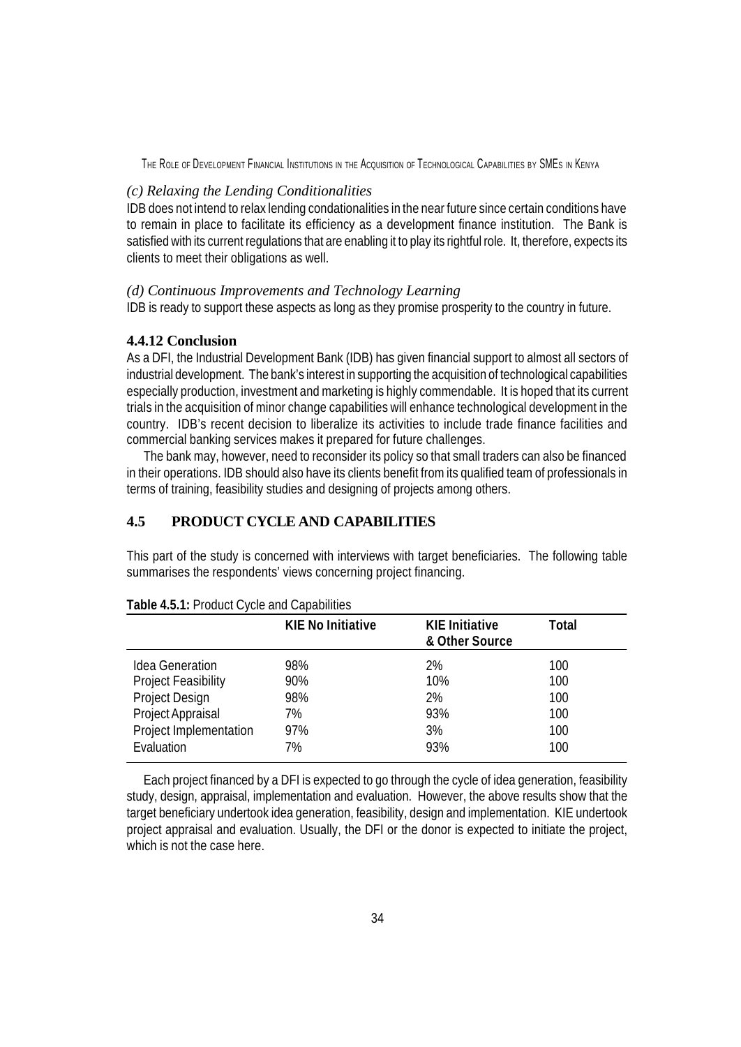*(c) Relaxing the Lending Conditionalities*

IDB does not intend to relax lending condationalities in the near future since certain conditions have to remain in place to facilitate its efficiency as a development finance institution. The Bank is satisfied with its current regulations that are enabling it to play its rightful role. It, therefore, expects its clients to meet their obligations as well.

*(d) Continuous Improvements and Technology Learning*

IDB is ready to support these aspects as long as they promise prosperity to the country in future.

### 4.4.12 Conclusion

As a DFI, the Industrial Development Bank (IDB) has given financial support to almost all sectors of industrial development. The bank's interest in supporting the acquisition of technological capabilities especially production, investment and marketing is highly commendable. It is hoped that its current trials in the acquisition of minor change capabilities will enhance technological development in the country. IDB's recent decision to liberalize its activities to include trade finance facilities and commercial banking services makes it prepared for future challenges.

The bank may, however, need to reconsider its policy so that small traders can also be financed in their operations. IDB should also have its clients benefit from its qualified team of professionals in terms of training, feasibility studies and designing of projects among others.

## 4.5 PRODUCT CYCLE AND CAPABILITIES

This part of the study is concerned with interviews with target beneficiaries. The following table summarises the respondents' views concerning project financing.

**Table 4.5.1:** Product Cycle and Capabilities

| | KIE No Initiative | KIE Initiative & Other Source | Total |
|---|---|---|---|
| Idea Generation | 98% | 2% | 100 |
| Project Feasibility | 90% | 10% | 100 |
| Project Design | 98% | 2% | 100 |
| Project Appraisal | 7% | 93% | 100 |
| Project Implementation | 97% | 3% | 100 |
| Evaluation | 7% | 93% | 100 |

Each project financed by a DFI is expected to go through the cycle of idea generation, feasibility study, design, appraisal, implementation and evaluation. However, the above results show that the target beneficiary undertook idea generation, feasibility, design and implementation. KIE undertook project appraisal and evaluation. Usually, the DFI or the donor is expected to initiate the project, which is not the case here.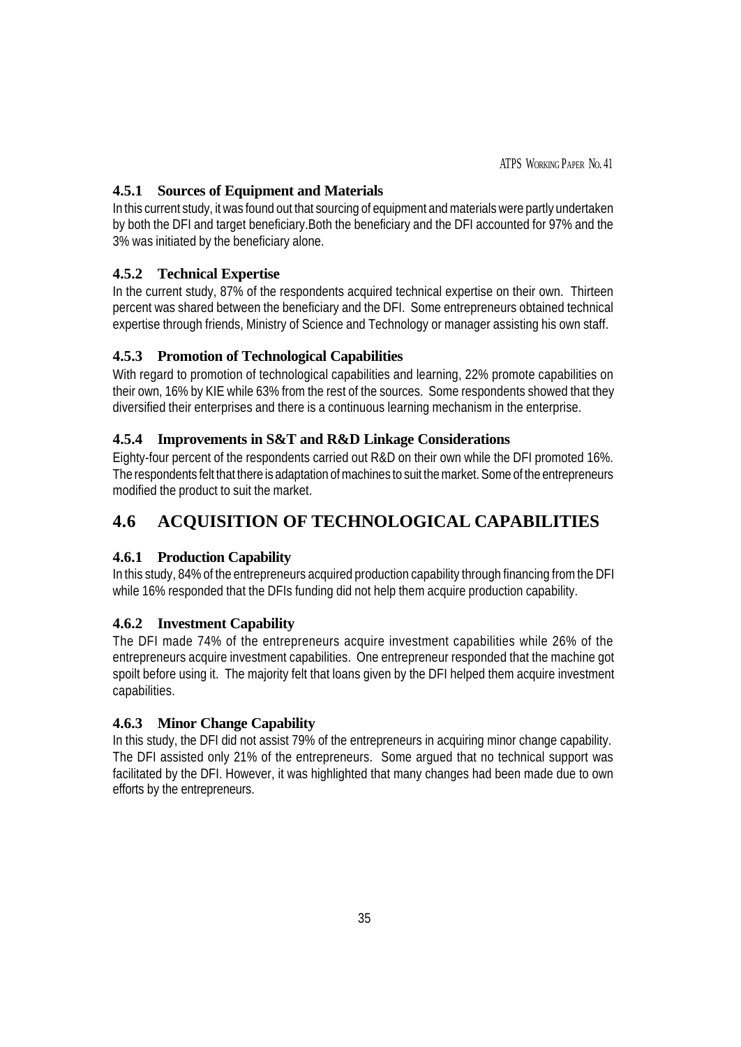### 4.5.1 Sources of Equipment and Materials

In this current study, it was found out that sourcing of equipment and materials were partly undertaken by both the DFI and target beneficiary.Both the beneficiary and the DFI accounted for 97% and the 3% was initiated by the beneficiary alone.

### 4.5.2 Technical Expertise

In the current study, 87% of the respondents acquired technical expertise on their own. Thirteen percent was shared between the beneficiary and the DFI. Some entrepreneurs obtained technical expertise through friends, Ministry of Science and Technology or manager assisting his own staff.

### 4.5.3 Promotion of Technological Capabilities

With regard to promotion of technological capabilities and learning, 22% promote capabilities on their own, 16% by KIE while 63% from the rest of the sources. Some respondents showed that they diversified their enterprises and there is a continuous learning mechanism in the enterprise.

### 4.5.4 Improvements in S&T and R&D Linkage Considerations

Eighty-four percent of the respondents carried out R&D on their own while the DFI promoted 16%. The respondents felt that there is adaptation of machines to suit the market. Some of the entrepreneurs modified the product to suit the market.

## 4.6 ACQUISITION OF TECHNOLOGICAL CAPABILITIES

### 4.6.1 Production Capability

In this study, 84% of the entrepreneurs acquired production capability through financing from the DFI while 16% responded that the DFIs funding did not help them acquire production capability.

### 4.6.2 Investment Capability

The DFI made 74% of the entrepreneurs acquire investment capabilities while 26% of the entrepreneurs acquire investment capabilities. One entrepreneur responded that the machine got spoilt before using it. The majority felt that loans given by the DFI helped them acquire investment capabilities.

### 4.6.3 Minor Change Capability

In this study, the DFI did not assist 79% of the entrepreneurs in acquiring minor change capability. The DFI assisted only 21% of the entrepreneurs. Some argued that no technical support was facilitated by the DFI. However, it was highlighted that many changes had been made due to own efforts by the entrepreneurs.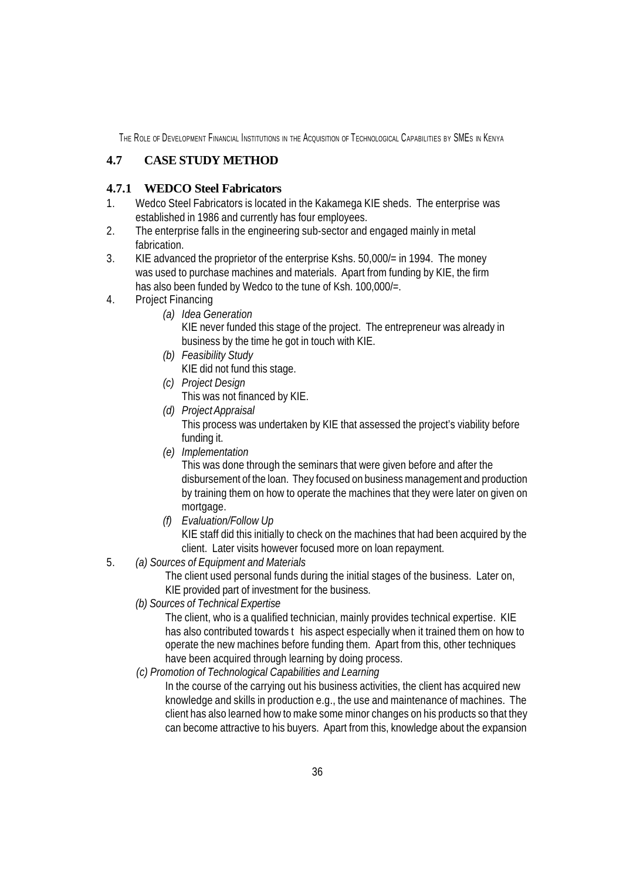## 4.7 CASE STUDY METHOD

### 4.7.1 WEDCO Steel Fabricators

1. Wedco Steel Fabricators is located in the Kakamega KIE sheds. The enterprise was established in 1986 and currently has four employees.
2. The enterprise falls in the engineering sub-sector and engaged mainly in metal fabrication.
3. KIE advanced the proprietor of the enterprise Kshs. 50,000/= in 1994. The money was used to purchase machines and materials. Apart from funding by KIE, the firm has also been funded by Wedco to the tune of Ksh. 100,000/=.
4. Project Financing
   - *(a) Idea Generation*
     KIE never funded this stage of the project. The entrepreneur was already in business by the time he got in touch with KIE.
   - *(b) Feasibility Study*
     KIE did not fund this stage.
   - *(c) Project Design*
     This was not financed by KIE.
   - *(d) Project Appraisal*
     This process was undertaken by KIE that assessed the project's viability before funding it.
   - *(e) Implementation*
     This was done through the seminars that were given before and after the disbursement of the loan. They focused on business management and production by training them on how to operate the machines that they were later on given on mortgage.
   - *(f) Evaluation/Follow Up*
     KIE staff did this initially to check on the machines that had been acquired by the client. Later visits however focused more on loan repayment.
5. *(a) Sources of Equipment and Materials*
   The client used personal funds during the initial stages of the business. Later on, KIE provided part of investment for the business.

   *(b) Sources of Technical Expertise*
   The client, who is a qualified technician, mainly provides technical expertise. KIE has also contributed towards t his aspect especially when it trained them on how to operate the new machines before funding them. Apart from this, other techniques have been acquired through learning by doing process.

   *(c) Promotion of Technological Capabilities and Learning*
   In the course of the carrying out his business activities, the client has acquired new knowledge and skills in production e.g., the use and maintenance of machines. The client has also learned how to make some minor changes on his products so that they can become attractive to his buyers. Apart from this, knowledge about the expansion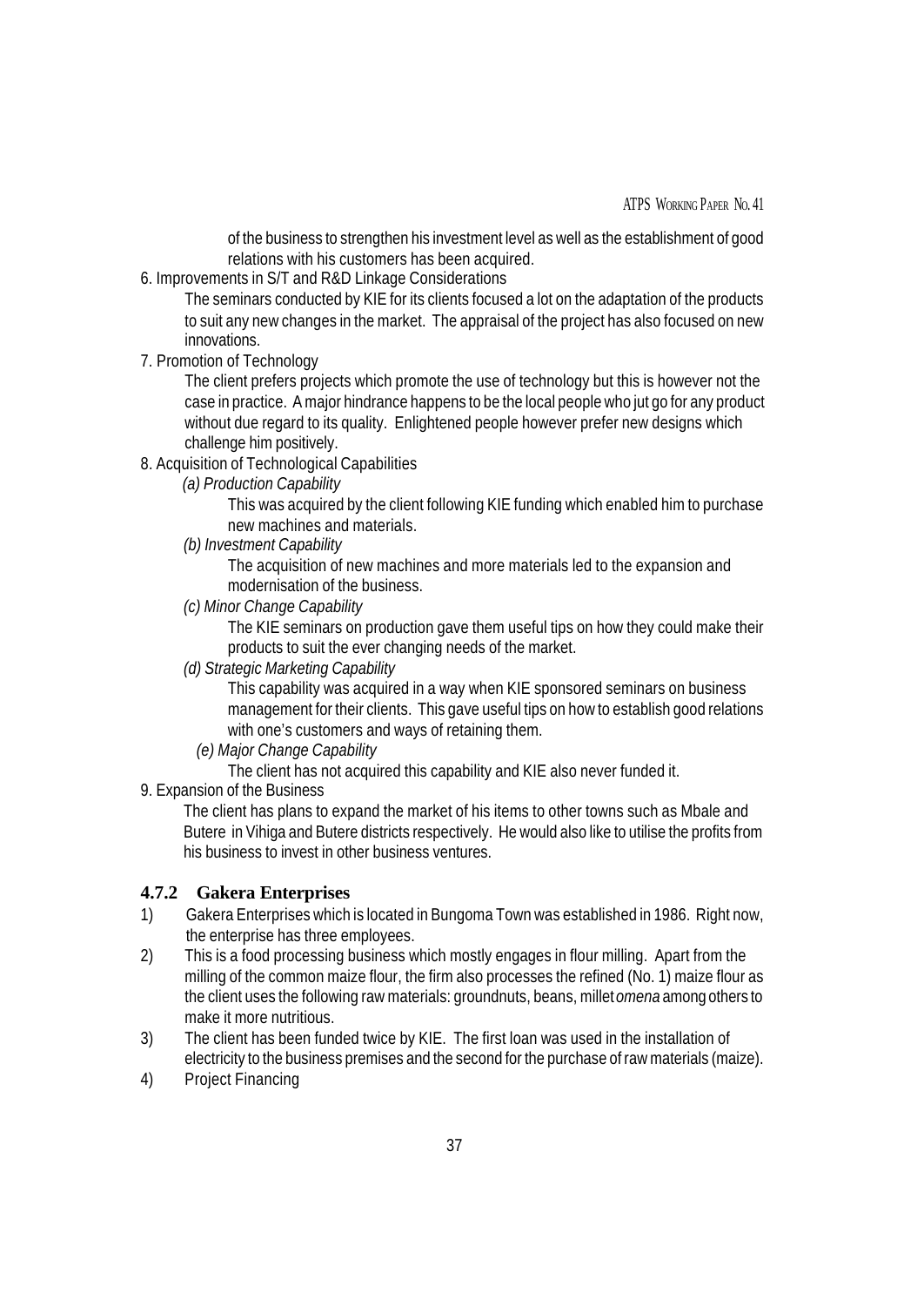of the business to strengthen his investment level as well as the establishment of good relations with his customers has been acquired.

6. Improvements in S/T and R&D Linkage Considerations

   The seminars conducted by KIE for its clients focused a lot on the adaptation of the products to suit any new changes in the market. The appraisal of the project has also focused on new innovations.

7. Promotion of Technology

   The client prefers projects which promote the use of technology but this is however not the case in practice. A major hindrance happens to be the local people who jut go for any product without due regard to its quality. Enlightened people however prefer new designs which challenge him positively.

8. Acquisition of Technological Capabilities

   *(a) Production Capability*

   This was acquired by the client following KIE funding which enabled him to purchase new machines and materials.

   *(b) Investment Capability*

   The acquisition of new machines and more materials led to the expansion and modernisation of the business.

   *(c) Minor Change Capability*

   The KIE seminars on production gave them useful tips on how they could make their products to suit the ever changing needs of the market.

   *(d) Strategic Marketing Capability*

   This capability was acquired in a way when KIE sponsored seminars on business management for their clients. This gave useful tips on how to establish good relations with one's customers and ways of retaining them.

   *(e) Major Change Capability*

   The client has not acquired this capability and KIE also never funded it.

9. Expansion of the Business

   The client has plans to expand the market of his items to other towns such as Mbale and Butere in Vihiga and Butere districts respectively. He would also like to utilise the profits from his business to invest in other business ventures.

### 4.7.2 Gakera Enterprises

1) Gakera Enterprises which is located in Bungoma Town was established in 1986. Right now, the enterprise has three employees.
2) This is a food processing business which mostly engages in flour milling. Apart from the milling of the common maize flour, the firm also processes the refined (No. 1) maize flour as the client uses the following raw materials: groundnuts, beans, millet *omena* among others to make it more nutritious.
3) The client has been funded twice by KIE. The first loan was used in the installation of electricity to the business premises and the second for the purchase of raw materials (maize).
4) Project Financing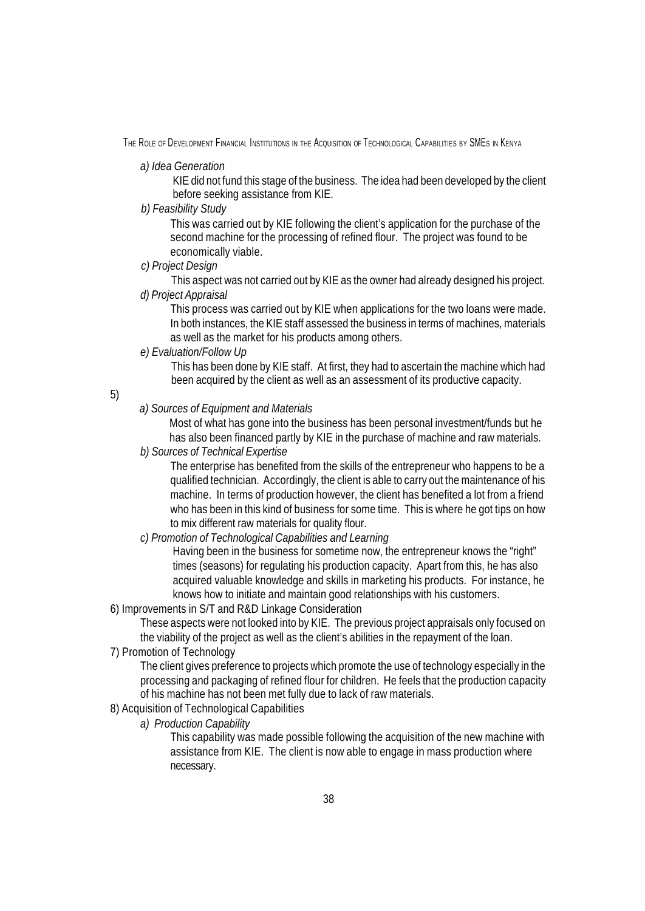*a) Idea Generation*

KIE did not fund this stage of the business. The idea had been developed by the client before seeking assistance from KIE.

*b) Feasibility Study*

This was carried out by KIE following the client's application for the purchase of the second machine for the processing of refined flour. The project was found to be economically viable.

*c) Project Design*

This aspect was not carried out by KIE as the owner had already designed his project.

*d) Project Appraisal*

This process was carried out by KIE when applications for the two loans were made. In both instances, the KIE staff assessed the business in terms of machines, materials as well as the market for his products among others.

*e) Evaluation/Follow Up*

This has been done by KIE staff. At first, they had to ascertain the machine which had been acquired by the client as well as an assessment of its productive capacity.

5)

*a) Sources of Equipment and Materials*

Most of what has gone into the business has been personal investment/funds but he has also been financed partly by KIE in the purchase of machine and raw materials.

*b) Sources of Technical Expertise*

The enterprise has benefited from the skills of the entrepreneur who happens to be a qualified technician. Accordingly, the client is able to carry out the maintenance of his machine. In terms of production however, the client has benefited a lot from a friend who has been in this kind of business for some time. This is where he got tips on how to mix different raw materials for quality flour.

*c) Promotion of Technological Capabilities and Learning*

Having been in the business for sometime now, the entrepreneur knows the "right" times (seasons) for regulating his production capacity. Apart from this, he has also acquired valuable knowledge and skills in marketing his products. For instance, he knows how to initiate and maintain good relationships with his customers.

6) Improvements in S/T and R&D Linkage Consideration

These aspects were not looked into by KIE. The previous project appraisals only focused on the viability of the project as well as the client's abilities in the repayment of the loan.

7) Promotion of Technology

The client gives preference to projects which promote the use of technology especially in the processing and packaging of refined flour for children. He feels that the production capacity of his machine has not been met fully due to lack of raw materials.

8) Acquisition of Technological Capabilities

*a) Production Capability*

This capability was made possible following the acquisition of the new machine with assistance from KIE. The client is now able to engage in mass production where necessary.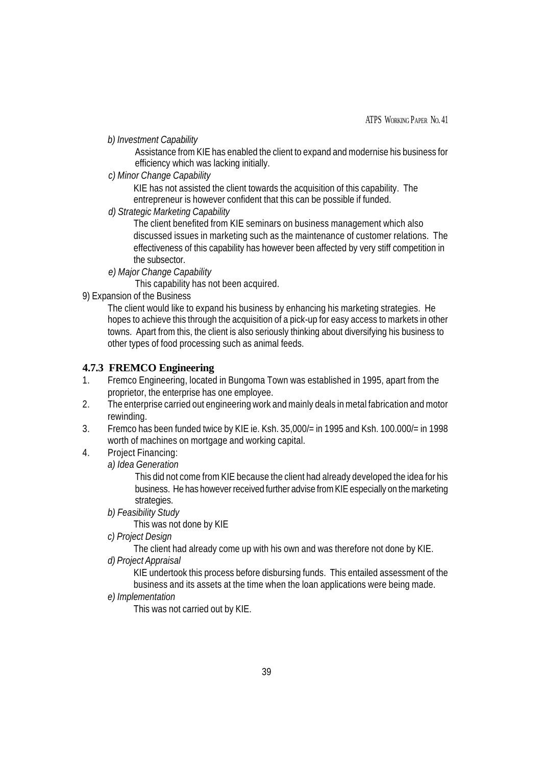*b) Investment Capability*

Assistance from KIE has enabled the client to expand and modernise his business for efficiency which was lacking initially.

*c) Minor Change Capability*

KIE has not assisted the client towards the acquisition of this capability. The entrepreneur is however confident that this can be possible if funded.

*d) Strategic Marketing Capability*

The client benefited from KIE seminars on business management which also discussed issues in marketing such as the maintenance of customer relations. The effectiveness of this capability has however been affected by very stiff competition in the subsector.

*e) Major Change Capability*

This capability has not been acquired.

9) Expansion of the Business

The client would like to expand his business by enhancing his marketing strategies. He hopes to achieve this through the acquisition of a pick-up for easy access to markets in other towns. Apart from this, the client is also seriously thinking about diversifying his business to other types of food processing such as animal feeds.

### 4.7.3 FREMCO Engineering

1. Fremco Engineering, located in Bungoma Town was established in 1995, apart from the proprietor, the enterprise has one employee.
2. The enterprise carried out engineering work and mainly deals in metal fabrication and motor rewinding.
3. Fremco has been funded twice by KIE ie. Ksh. 35,000/= in 1995 and Ksh. 100.000/= in 1998 worth of machines on mortgage and working capital.
4. Project Financing:

   *a) Idea Generation*

   This did not come from KIE because the client had already developed the idea for his business. He has however received further advise from KIE especially on the marketing strategies.

   *b) Feasibility Study*

   This was not done by KIE

   *c) Project Design*

   The client had already come up with his own and was therefore not done by KIE.

   *d) Project Appraisal*

   KIE undertook this process before disbursing funds. This entailed assessment of the business and its assets at the time when the loan applications were being made.

   *e) Implementation*

   This was not carried out by KIE.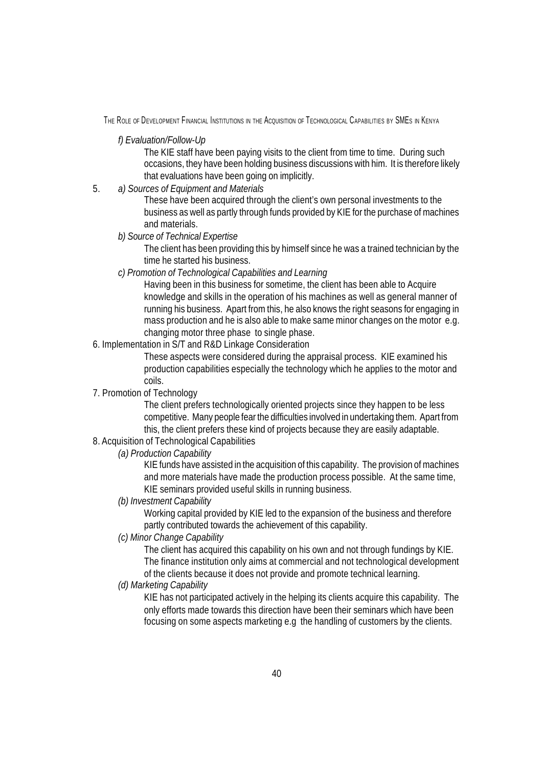*f) Evaluation/Follow-Up*

The KIE staff have been paying visits to the client from time to time. During such occasions, they have been holding business discussions with him. It is therefore likely that evaluations have been going on implicitly.

5. *a) Sources of Equipment and Materials*

These have been acquired through the client's own personal investments to the business as well as partly through funds provided by KIE for the purchase of machines and materials.

*b) Source of Technical Expertise*

The client has been providing this by himself since he was a trained technician by the time he started his business.

*c) Promotion of Technological Capabilities and Learning*

Having been in this business for sometime, the client has been able to Acquire knowledge and skills in the operation of his machines as well as general manner of running his business. Apart from this, he also knows the right seasons for engaging in mass production and he is also able to make same minor changes on the motor e.g. changing motor three phase to single phase.

6. Implementation in S/T and R&D Linkage Consideration

These aspects were considered during the appraisal process. KIE examined his production capabilities especially the technology which he applies to the motor and coils.

7. Promotion of Technology

The client prefers technologically oriented projects since they happen to be less competitive. Many people fear the difficulties involved in undertaking them. Apart from this, the client prefers these kind of projects because they are easily adaptable.

8. Acquisition of Technological Capabilities

*(a) Production Capability*

KIE funds have assisted in the acquisition of this capability. The provision of machines and more materials have made the production process possible. At the same time, KIE seminars provided useful skills in running business.

*(b) Investment Capability*

Working capital provided by KIE led to the expansion of the business and therefore partly contributed towards the achievement of this capability.

*(c) Minor Change Capability*

The client has acquired this capability on his own and not through fundings by KIE. The finance institution only aims at commercial and not technological development of the clients because it does not provide and promote technical learning.

*(d) Marketing Capability*

KIE has not participated actively in the helping its clients acquire this capability. The only efforts made towards this direction have been their seminars which have been focusing on some aspects marketing e.g the handling of customers by the clients.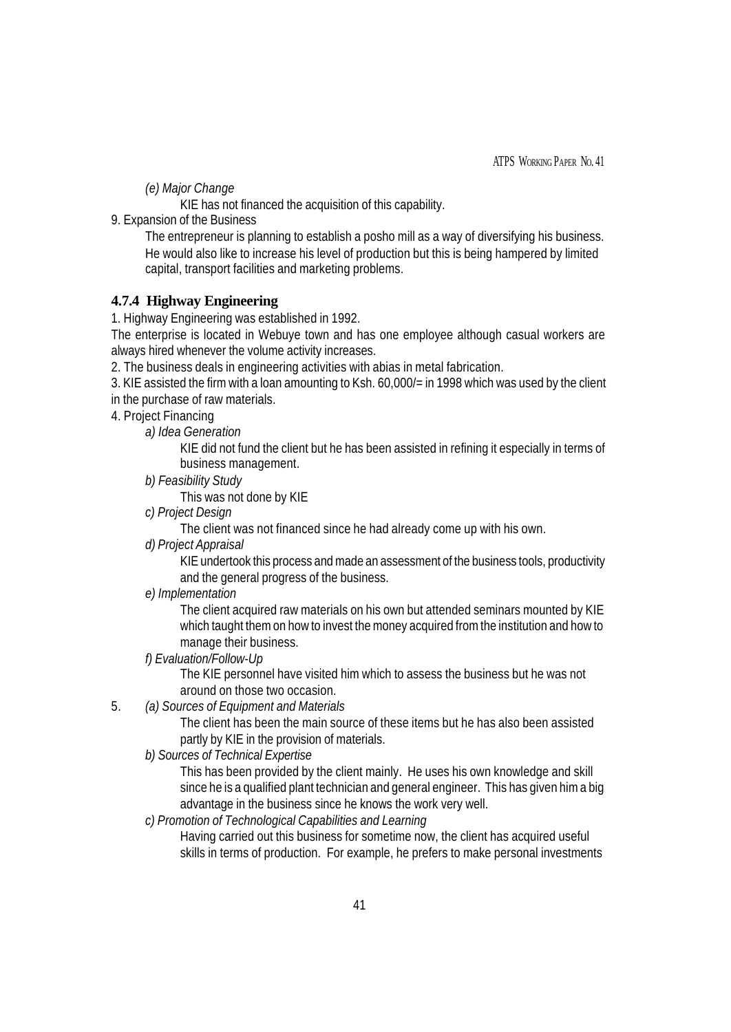*(e) Major Change*

KIE has not financed the acquisition of this capability.

9. Expansion of the Business

The entrepreneur is planning to establish a posho mill as a way of diversifying his business. He would also like to increase his level of production but this is being hampered by limited capital, transport facilities and marketing problems.

### 4.7.4 Highway Engineering

1. Highway Engineering was established in 1992.

The enterprise is located in Webuye town and has one employee although casual workers are always hired whenever the volume activity increases.

2. The business deals in engineering activities with abias in metal fabrication.

3. KIE assisted the firm with a loan amounting to Ksh. 60,000/= in 1998 which was used by the client in the purchase of raw materials.

4. Project Financing

*a) Idea Generation*

KIE did not fund the client but he has been assisted in refining it especially in terms of business management.

*b) Feasibility Study*

This was not done by KIE

*c) Project Design*

The client was not financed since he had already come up with his own.

*d) Project Appraisal*

KIE undertook this process and made an assessment of the business tools, productivity and the general progress of the business.

*e) Implementation*

The client acquired raw materials on his own but attended seminars mounted by KIE which taught them on how to invest the money acquired from the institution and how to manage their business.

*f) Evaluation/Follow-Up*

The KIE personnel have visited him which to assess the business but he was not around on those two occasion.

5. *(a) Sources of Equipment and Materials*

The client has been the main source of these items but he has also been assisted partly by KIE in the provision of materials.

*b) Sources of Technical Expertise*

This has been provided by the client mainly. He uses his own knowledge and skill since he is a qualified plant technician and general engineer. This has given him a big advantage in the business since he knows the work very well.

*c) Promotion of Technological Capabilities and Learning*

Having carried out this business for sometime now, the client has acquired useful skills in terms of production. For example, he prefers to make personal investments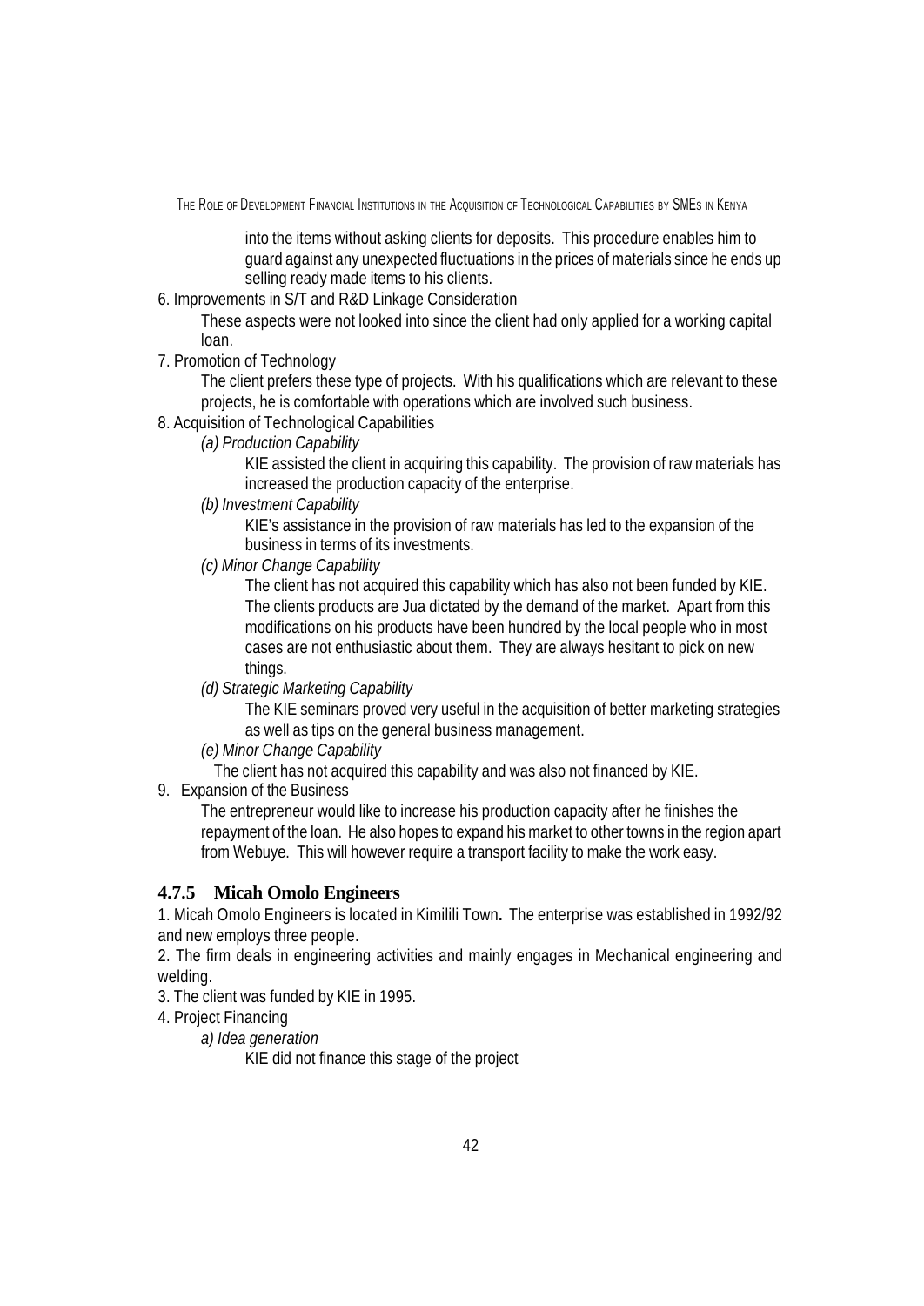into the items without asking clients for deposits. This procedure enables him to guard against any unexpected fluctuations in the prices of materials since he ends up selling ready made items to his clients.

6. Improvements in S/T and R&D Linkage Consideration

   These aspects were not looked into since the client had only applied for a working capital loan.

7. Promotion of Technology

   The client prefers these type of projects. With his qualifications which are relevant to these projects, he is comfortable with operations which are involved such business.

8. Acquisition of Technological Capabilities

   *(a) Production Capability*

   KIE assisted the client in acquiring this capability. The provision of raw materials has increased the production capacity of the enterprise.

   *(b) Investment Capability*

   KIE's assistance in the provision of raw materials has led to the expansion of the business in terms of its investments.

   *(c) Minor Change Capability*

   The client has not acquired this capability which has also not been funded by KIE. The clients products are Jua dictated by the demand of the market. Apart from this modifications on his products have been hundred by the local people who in most cases are not enthusiastic about them. They are always hesitant to pick on new things.

   *(d) Strategic Marketing Capability*

   The KIE seminars proved very useful in the acquisition of better marketing strategies as well as tips on the general business management.

   *(e) Minor Change Capability*

   The client has not acquired this capability and was also not financed by KIE.

9. Expansion of the Business

   The entrepreneur would like to increase his production capacity after he finishes the repayment of the loan. He also hopes to expand his market to other towns in the region apart from Webuye. This will however require a transport facility to make the work easy.

### 4.7.5 Micah Omolo Engineers

1. Micah Omolo Engineers is located in Kimilili Town**.** The enterprise was established in 1992/92 and new employs three people.

2. The firm deals in engineering activities and mainly engages in Mechanical engineering and welding.

3. The client was funded by KIE in 1995.

4. Project Financing

   *a) Idea generation*

   KIE did not finance this stage of the project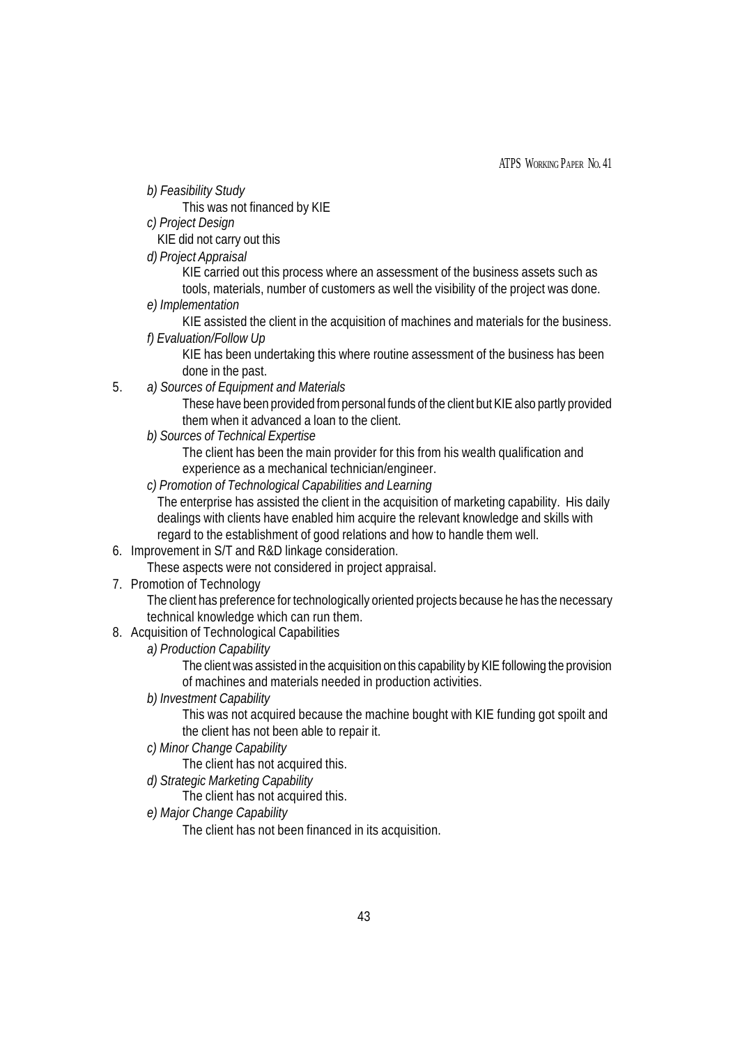*b) Feasibility Study*

This was not financed by KIE

*c) Project Design*

KIE did not carry out this

*d) Project Appraisal*

KIE carried out this process where an assessment of the business assets such as tools, materials, number of customers as well the visibility of the project was done.

*e) Implementation*

KIE assisted the client in the acquisition of machines and materials for the business.

*f) Evaluation/Follow Up*

KIE has been undertaking this where routine assessment of the business has been done in the past.

5. *a) Sources of Equipment and Materials*

These have been provided from personal funds of the client but KIE also partly provided them when it advanced a loan to the client.

*b) Sources of Technical Expertise*

The client has been the main provider for this from his wealth qualification and experience as a mechanical technician/engineer.

*c) Promotion of Technological Capabilities and Learning*

The enterprise has assisted the client in the acquisition of marketing capability. His daily dealings with clients have enabled him acquire the relevant knowledge and skills with regard to the establishment of good relations and how to handle them well.

6. Improvement in S/T and R&D linkage consideration.

These aspects were not considered in project appraisal.

7. Promotion of Technology

The client has preference for technologically oriented projects because he has the necessary technical knowledge which can run them.

8. Acquisition of Technological Capabilities

*a) Production Capability*

The client was assisted in the acquisition on this capability by KIE following the provision of machines and materials needed in production activities.

*b) Investment Capability*

This was not acquired because the machine bought with KIE funding got spoilt and the client has not been able to repair it.

*c) Minor Change Capability*

The client has not acquired this.

*d) Strategic Marketing Capability*

The client has not acquired this.

*e) Major Change Capability*

The client has not been financed in its acquisition.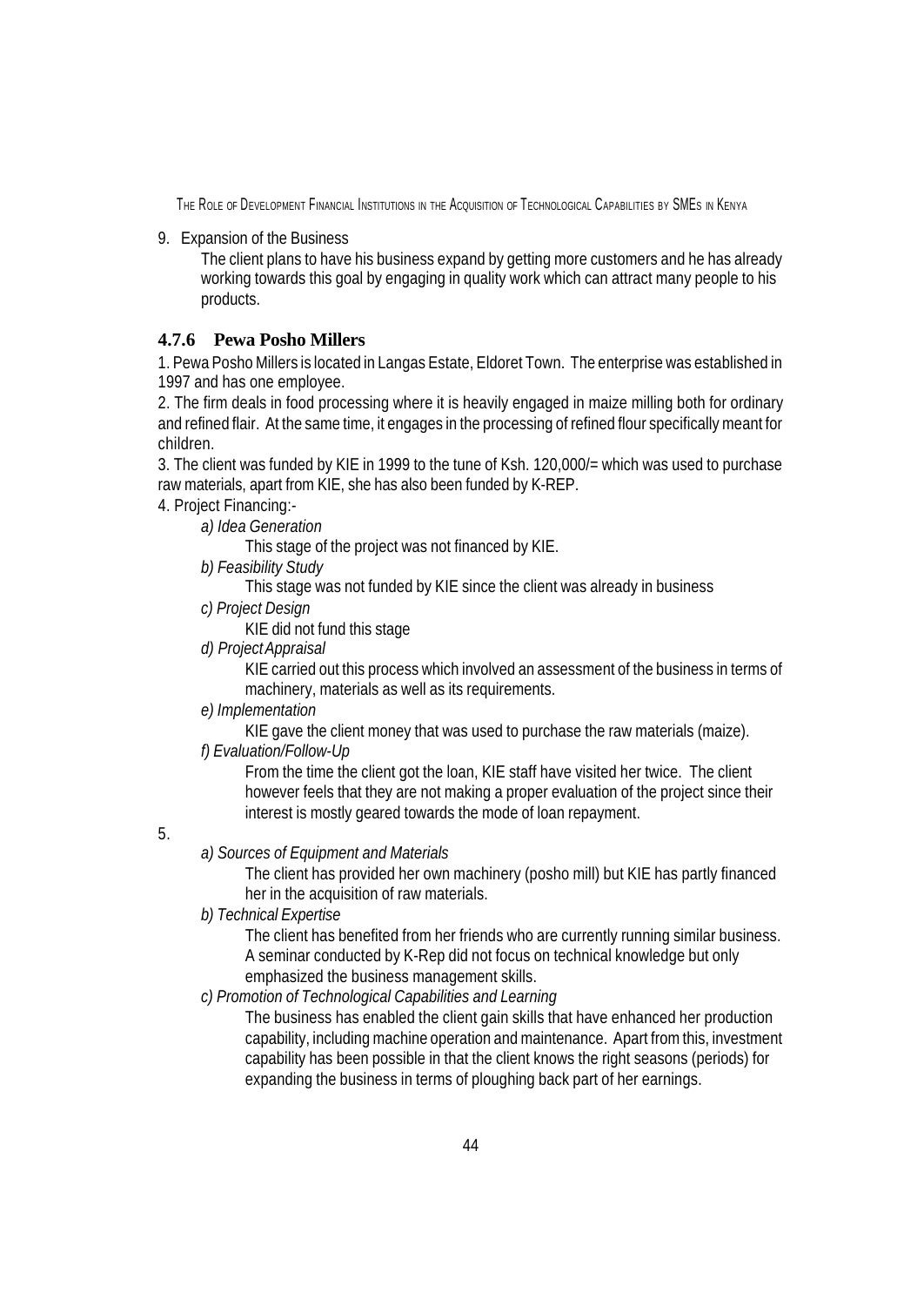9. Expansion of the Business

   The client plans to have his business expand by getting more customers and he has already working towards this goal by engaging in quality work which can attract many people to his products.

### 4.7.6 Pewa Posho Millers

1. Pewa Posho Millers is located in Langas Estate, Eldoret Town. The enterprise was established in 1997 and has one employee.

2. The firm deals in food processing where it is heavily engaged in maize milling both for ordinary and refined flair. At the same time, it engages in the processing of refined flour specifically meant for children.

3. The client was funded by KIE in 1999 to the tune of Ksh. 120,000/= which was used to purchase raw materials, apart from KIE, she has also been funded by K-REP.

4. Project Financing:-

   *a) Idea Generation*

   This stage of the project was not financed by KIE.

   *b) Feasibility Study*

   This stage was not funded by KIE since the client was already in business

   *c) Project Design*

   KIE did not fund this stage

   *d) Project Appraisal*

   KIE carried out this process which involved an assessment of the business in terms of machinery, materials as well as its requirements.

   *e) Implementation*

   KIE gave the client money that was used to purchase the raw materials (maize).

   *f) Evaluation/Follow-Up*

   From the time the client got the loan, KIE staff have visited her twice. The client however feels that they are not making a proper evaluation of the project since their interest is mostly geared towards the mode of loan repayment.

5.

   *a) Sources of Equipment and Materials*

   The client has provided her own machinery (posho mill) but KIE has partly financed her in the acquisition of raw materials.

   *b) Technical Expertise*

   The client has benefited from her friends who are currently running similar business. A seminar conducted by K-Rep did not focus on technical knowledge but only emphasized the business management skills.

   *c) Promotion of Technological Capabilities and Learning*

   The business has enabled the client gain skills that have enhanced her production capability, including machine operation and maintenance. Apart from this, investment capability has been possible in that the client knows the right seasons (periods) for expanding the business in terms of ploughing back part of her earnings.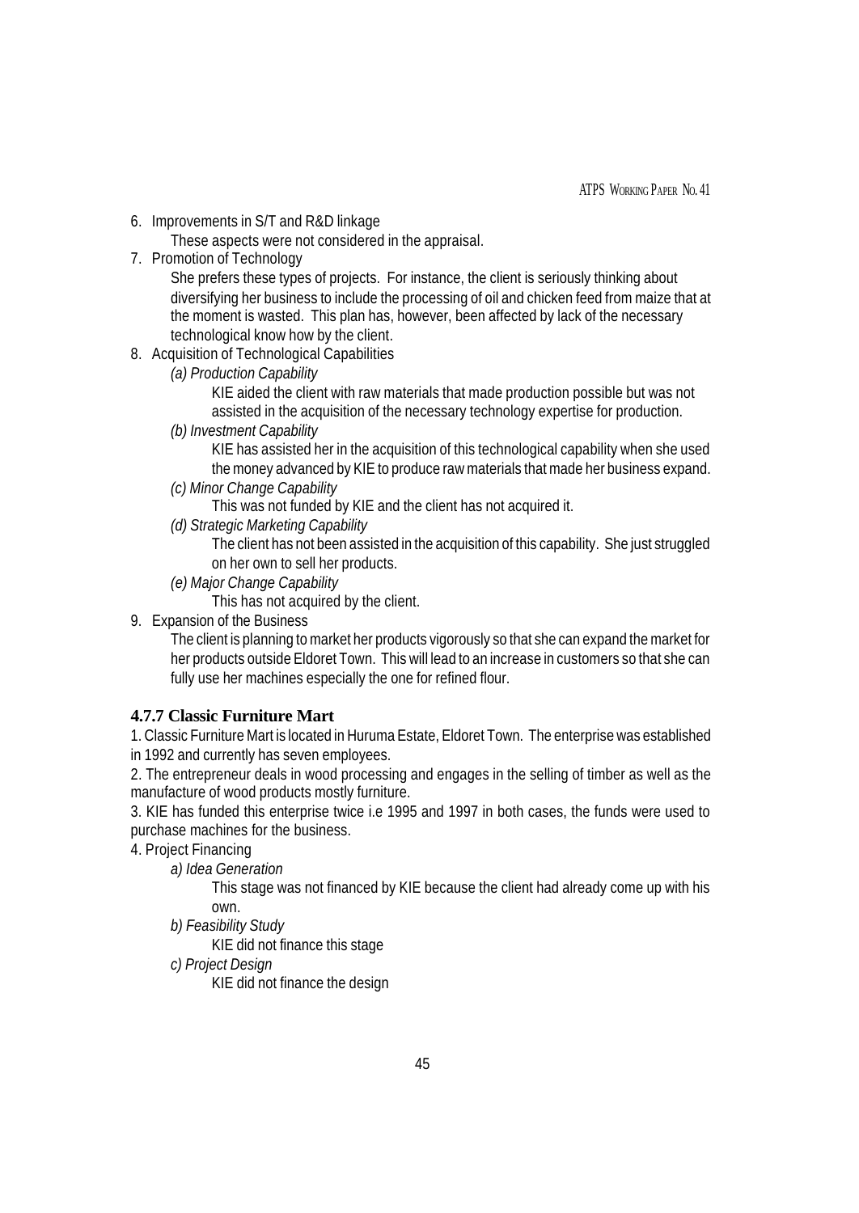6. Improvements in S/T and R&D linkage

   These aspects were not considered in the appraisal.

7. Promotion of Technology

   She prefers these types of projects. For instance, the client is seriously thinking about diversifying her business to include the processing of oil and chicken feed from maize that at the moment is wasted. This plan has, however, been affected by lack of the necessary technological know how by the client.

8. Acquisition of Technological Capabilities

   *(a) Production Capability*

   KIE aided the client with raw materials that made production possible but was not assisted in the acquisition of the necessary technology expertise for production.

   *(b) Investment Capability*

   KIE has assisted her in the acquisition of this technological capability when she used the money advanced by KIE to produce raw materials that made her business expand.

   *(c) Minor Change Capability*

   This was not funded by KIE and the client has not acquired it.

   *(d) Strategic Marketing Capability*

   The client has not been assisted in the acquisition of this capability. She just struggled on her own to sell her products.

   *(e) Major Change Capability*

   This has not acquired by the client.

9. Expansion of the Business

   The client is planning to market her products vigorously so that she can expand the market for her products outside Eldoret Town. This will lead to an increase in customers so that she can fully use her machines especially the one for refined flour.

### 4.7.7 Classic Furniture Mart

1. Classic Furniture Mart is located in Huruma Estate, Eldoret Town. The enterprise was established in 1992 and currently has seven employees.

2. The entrepreneur deals in wood processing and engages in the selling of timber as well as the manufacture of wood products mostly furniture.

3. KIE has funded this enterprise twice i.e 1995 and 1997 in both cases, the funds were used to purchase machines for the business.

4. Project Financing

   *a) Idea Generation*

   This stage was not financed by KIE because the client had already come up with his own.

   *b) Feasibility Study*

   KIE did not finance this stage

   *c) Project Design*

   KIE did not finance the design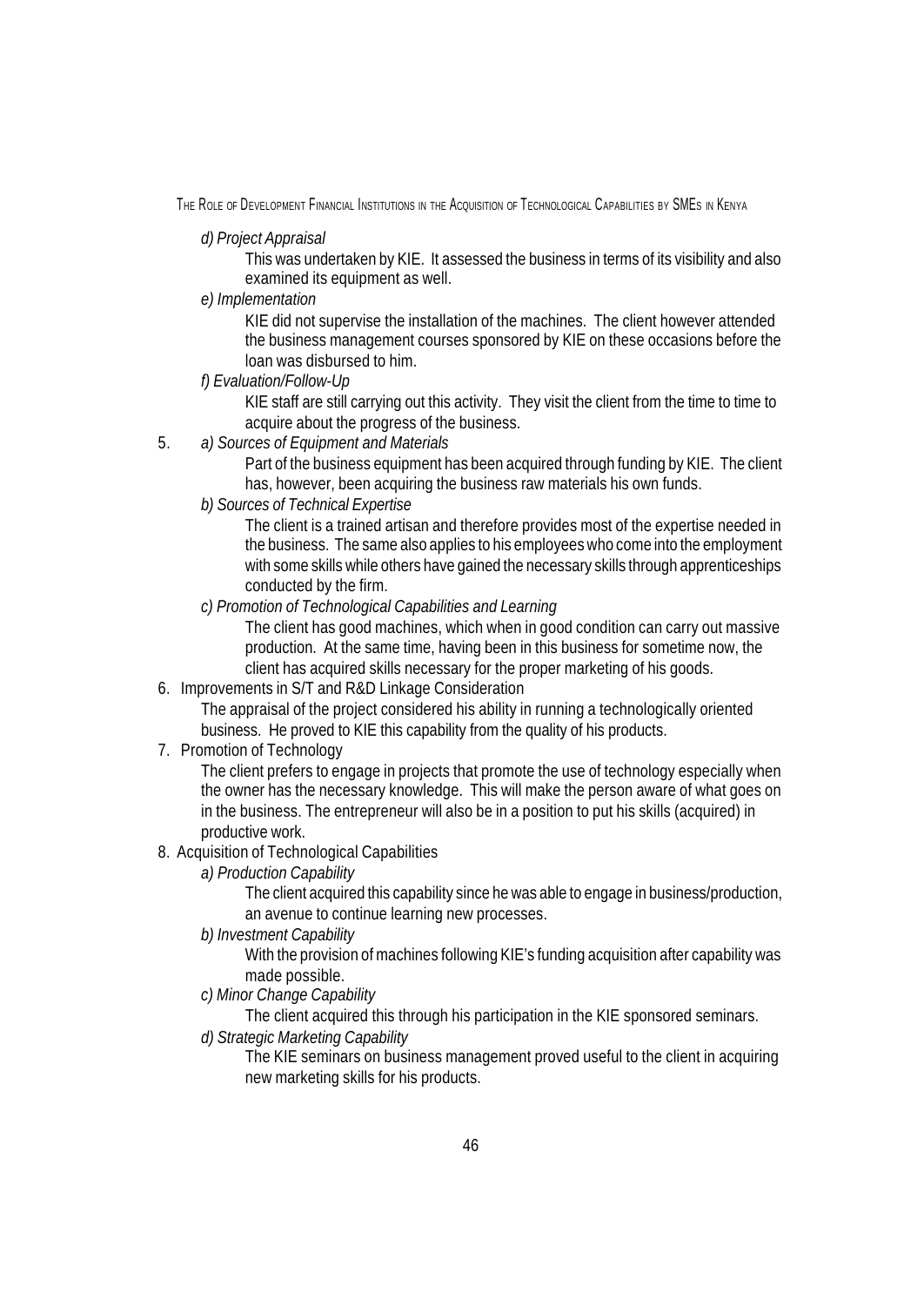*d) Project Appraisal*

This was undertaken by KIE. It assessed the business in terms of its visibility and also examined its equipment as well.

*e) Implementation*

KIE did not supervise the installation of the machines. The client however attended the business management courses sponsored by KIE on these occasions before the loan was disbursed to him.

*f) Evaluation/Follow-Up*

KIE staff are still carrying out this activity. They visit the client from the time to time to acquire about the progress of the business.

5. *a) Sources of Equipment and Materials*

Part of the business equipment has been acquired through funding by KIE. The client has, however, been acquiring the business raw materials his own funds.

*b) Sources of Technical Expertise*

The client is a trained artisan and therefore provides most of the expertise needed in the business. The same also applies to his employees who come into the employment with some skills while others have gained the necessary skills through apprenticeships conducted by the firm.

*c) Promotion of Technological Capabilities and Learning*

The client has good machines, which when in good condition can carry out massive production. At the same time, having been in this business for sometime now, the client has acquired skills necessary for the proper marketing of his goods.

6. Improvements in S/T and R&D Linkage Consideration

The appraisal of the project considered his ability in running a technologically oriented business. He proved to KIE this capability from the quality of his products.

7. Promotion of Technology

The client prefers to engage in projects that promote the use of technology especially when the owner has the necessary knowledge. This will make the person aware of what goes on in the business. The entrepreneur will also be in a position to put his skills (acquired) in productive work.

8. Acquisition of Technological Capabilities

*a) Production Capability*

The client acquired this capability since he was able to engage in business/production, an avenue to continue learning new processes.

*b) Investment Capability*

With the provision of machines following KIE's funding acquisition after capability was made possible.

*c) Minor Change Capability*

The client acquired this through his participation in the KIE sponsored seminars.

*d) Strategic Marketing Capability*

The KIE seminars on business management proved useful to the client in acquiring new marketing skills for his products.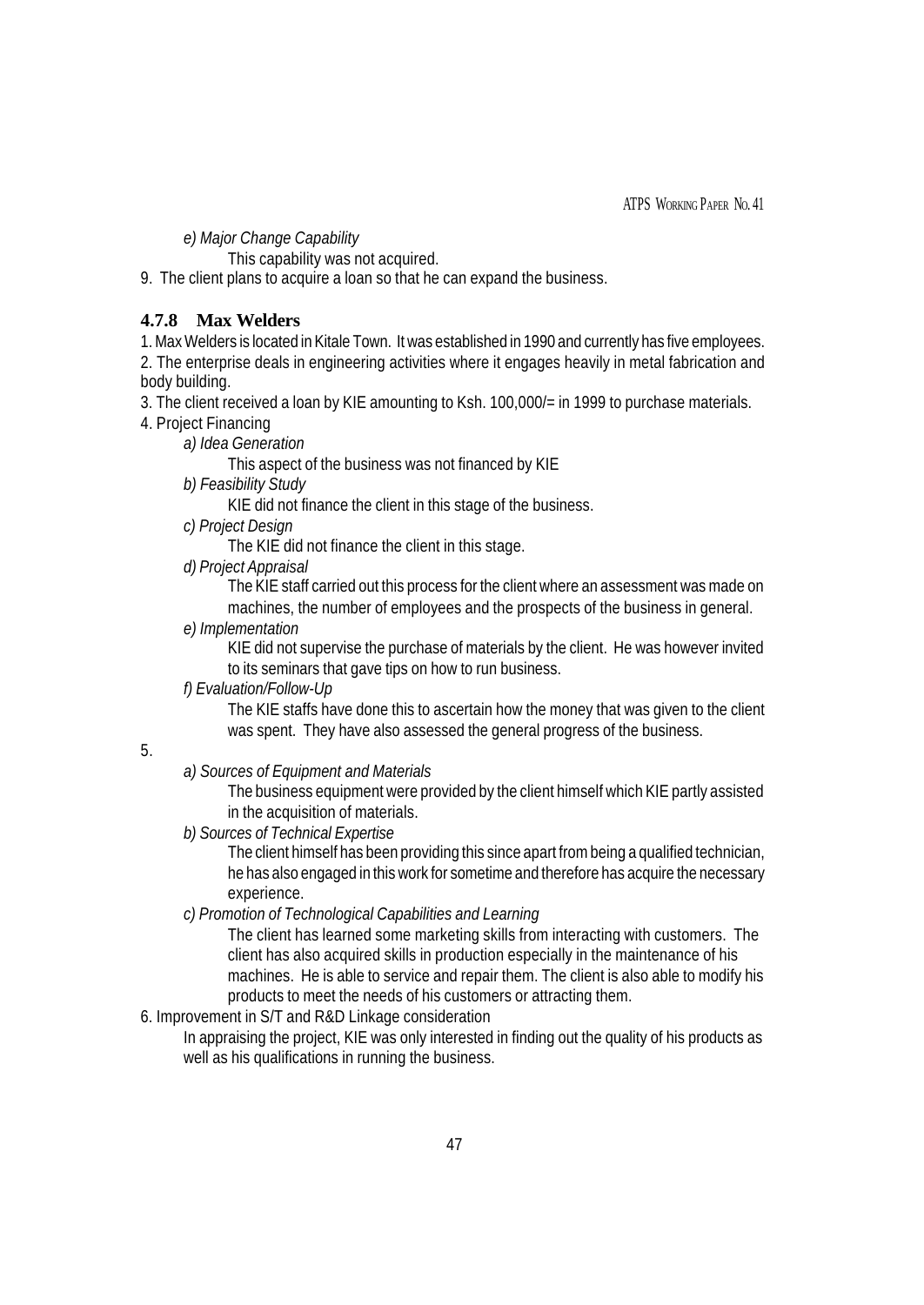*e) Major Change Capability*

This capability was not acquired.

9. The client plans to acquire a loan so that he can expand the business.

### 4.7.8 Max Welders

1. Max Welders is located in Kitale Town. It was established in 1990 and currently has five employees.
2. The enterprise deals in engineering activities where it engages heavily in metal fabrication and body building.
3. The client received a loan by KIE amounting to Ksh. 100,000/= in 1999 to purchase materials.
4. Project Financing

*a) Idea Generation*

This aspect of the business was not financed by KIE

*b) Feasibility Study*

KIE did not finance the client in this stage of the business.

*c) Project Design*

The KIE did not finance the client in this stage.

*d) Project Appraisal*

The KIE staff carried out this process for the client where an assessment was made on machines, the number of employees and the prospects of the business in general.

*e) Implementation*

KIE did not supervise the purchase of materials by the client. He was however invited to its seminars that gave tips on how to run business.

*f) Evaluation/Follow-Up*

The KIE staffs have done this to ascertain how the money that was given to the client was spent. They have also assessed the general progress of the business.

5.

*a) Sources of Equipment and Materials*

The business equipment were provided by the client himself which KIE partly assisted in the acquisition of materials.

*b) Sources of Technical Expertise*

The client himself has been providing this since apart from being a qualified technician, he has also engaged in this work for sometime and therefore has acquire the necessary experience.

*c) Promotion of Technological Capabilities and Learning*

The client has learned some marketing skills from interacting with customers. The client has also acquired skills in production especially in the maintenance of his machines. He is able to service and repair them. The client is also able to modify his products to meet the needs of his customers or attracting them.

6. Improvement in S/T and R&D Linkage consideration

In appraising the project, KIE was only interested in finding out the quality of his products as well as his qualifications in running the business.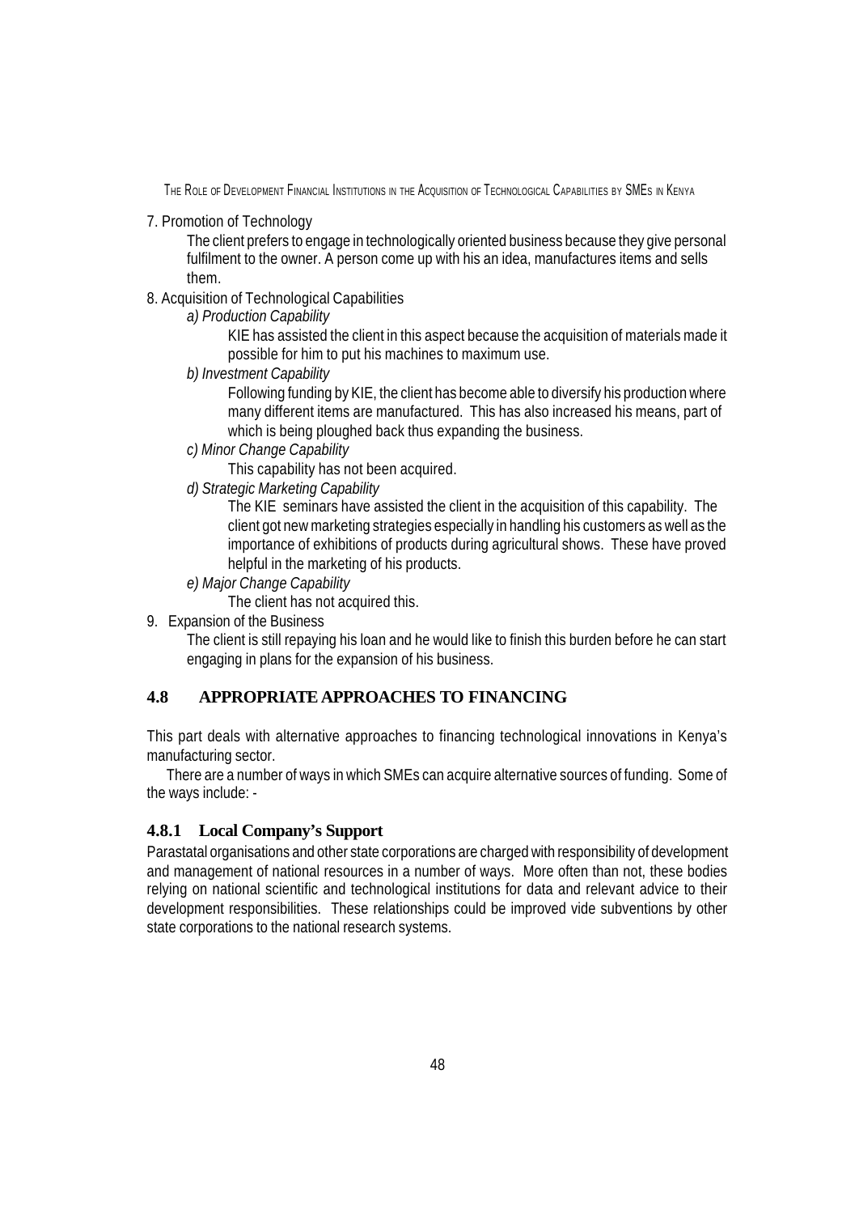7. Promotion of Technology

   The client prefers to engage in technologically oriented business because they give personal fulfilment to the owner. A person come up with his an idea, manufactures items and sells them.

8. Acquisition of Technological Capabilities

   *a) Production Capability*

   KIE has assisted the client in this aspect because the acquisition of materials made it possible for him to put his machines to maximum use.

   *b) Investment Capability*

   Following funding by KIE, the client has become able to diversify his production where many different items are manufactured. This has also increased his means, part of which is being ploughed back thus expanding the business.

   *c) Minor Change Capability*

   This capability has not been acquired.

   *d) Strategic Marketing Capability*

   The KIE seminars have assisted the client in the acquisition of this capability. The client got new marketing strategies especially in handling his customers as well as the importance of exhibitions of products during agricultural shows. These have proved helpful in the marketing of his products.

   *e) Major Change Capability*

   The client has not acquired this.

9. Expansion of the Business

   The client is still repaying his loan and he would like to finish this burden before he can start engaging in plans for the expansion of his business.

## 4.8 APPROPRIATE APPROACHES TO FINANCING

This part deals with alternative approaches to financing technological innovations in Kenya's manufacturing sector.

There are a number of ways in which SMEs can acquire alternative sources of funding. Some of the ways include: -

### 4.8.1 Local Company's Support

Parastatal organisations and other state corporations are charged with responsibility of development and management of national resources in a number of ways. More often than not, these bodies relying on national scientific and technological institutions for data and relevant advice to their development responsibilities. These relationships could be improved vide subventions by other state corporations to the national research systems.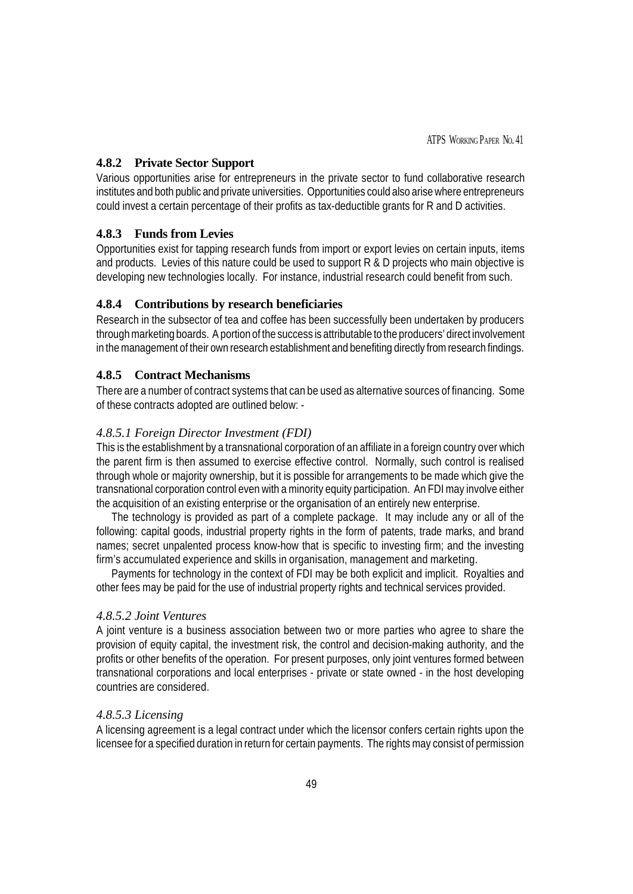### 4.8.2 Private Sector Support

Various opportunities arise for entrepreneurs in the private sector to fund collaborative research institutes and both public and private universities. Opportunities could also arise where entrepreneurs could invest a certain percentage of their profits as tax-deductible grants for R and D activities.

### 4.8.3 Funds from Levies

Opportunities exist for tapping research funds from import or export levies on certain inputs, items and products. Levies of this nature could be used to support R & D projects who main objective is developing new technologies locally. For instance, industrial research could benefit from such.

### 4.8.4 Contributions by research beneficiaries

Research in the subsector of tea and coffee has been successfully been undertaken by producers through marketing boards. A portion of the success is attributable to the producers' direct involvement in the management of their own research establishment and benefiting directly from research findings.

### 4.8.5 Contract Mechanisms

There are a number of contract systems that can be used as alternative sources of financing. Some of these contracts adopted are outlined below: -

#### *4.8.5.1 Foreign Director Investment (FDI)*

This is the establishment by a transnational corporation of an affiliate in a foreign country over which the parent firm is then assumed to exercise effective control. Normally, such control is realised through whole or majority ownership, but it is possible for arrangements to be made which give the transnational corporation control even with a minority equity participation. An FDI may involve either the acquisition of an existing enterprise or the organisation of an entirely new enterprise.

The technology is provided as part of a complete package. It may include any or all of the following: capital goods, industrial property rights in the form of patents, trade marks, and brand names; secret unpalented process know-how that is specific to investing firm; and the investing firm's accumulated experience and skills in organisation, management and marketing.

Payments for technology in the context of FDI may be both explicit and implicit. Royalties and other fees may be paid for the use of industrial property rights and technical services provided.

#### *4.8.5.2 Joint Ventures*

A joint venture is a business association between two or more parties who agree to share the provision of equity capital, the investment risk, the control and decision-making authority, and the profits or other benefits of the operation. For present purposes, only joint ventures formed between transnational corporations and local enterprises - private or state owned - in the host developing countries are considered.

#### *4.8.5.3 Licensing*

A licensing agreement is a legal contract under which the licensor confers certain rights upon the licensee for a specified duration in return for certain payments. The rights may consist of permission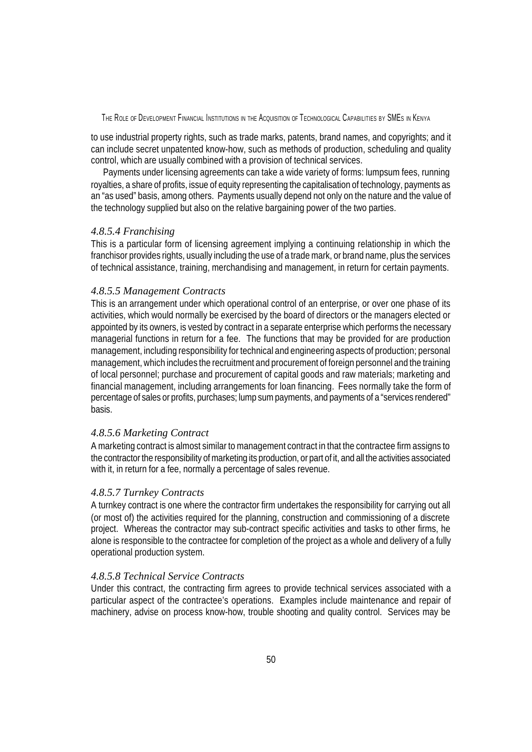to use industrial property rights, such as trade marks, patents, brand names, and copyrights; and it can include secret unpatented know-how, such as methods of production, scheduling and quality control, which are usually combined with a provision of technical services.

Payments under licensing agreements can take a wide variety of forms: lumpsum fees, running royalties, a share of profits, issue of equity representing the capitalisation of technology, payments as an "as used" basis, among others. Payments usually depend not only on the nature and the value of the technology supplied but also on the relative bargaining power of the two parties.

#### *4.8.5.4 Franchising*

This is a particular form of licensing agreement implying a continuing relationship in which the franchisor provides rights, usually including the use of a trade mark, or brand name, plus the services of technical assistance, training, merchandising and management, in return for certain payments.

#### *4.8.5.5 Management Contracts*

This is an arrangement under which operational control of an enterprise, or over one phase of its activities, which would normally be exercised by the board of directors or the managers elected or appointed by its owners, is vested by contract in a separate enterprise which performs the necessary managerial functions in return for a fee. The functions that may be provided for are production management, including responsibility for technical and engineering aspects of production; personal management, which includes the recruitment and procurement of foreign personnel and the training of local personnel; purchase and procurement of capital goods and raw materials; marketing and financial management, including arrangements for loan financing. Fees normally take the form of percentage of sales or profits, purchases; lump sum payments, and payments of a "services rendered" basis.

#### *4.8.5.6 Marketing Contract*

A marketing contract is almost similar to management contract in that the contractee firm assigns to the contractor the responsibility of marketing its production, or part of it, and all the activities associated with it, in return for a fee, normally a percentage of sales revenue.

#### *4.8.5.7 Turnkey Contracts*

A turnkey contract is one where the contractor firm undertakes the responsibility for carrying out all (or most of) the activities required for the planning, construction and commissioning of a discrete project. Whereas the contractor may sub-contract specific activities and tasks to other firms, he alone is responsible to the contractee for completion of the project as a whole and delivery of a fully operational production system.

#### *4.8.5.8 Technical Service Contracts*

Under this contract, the contracting firm agrees to provide technical services associated with a particular aspect of the contractee's operations. Examples include maintenance and repair of machinery, advise on process know-how, trouble shooting and quality control. Services may be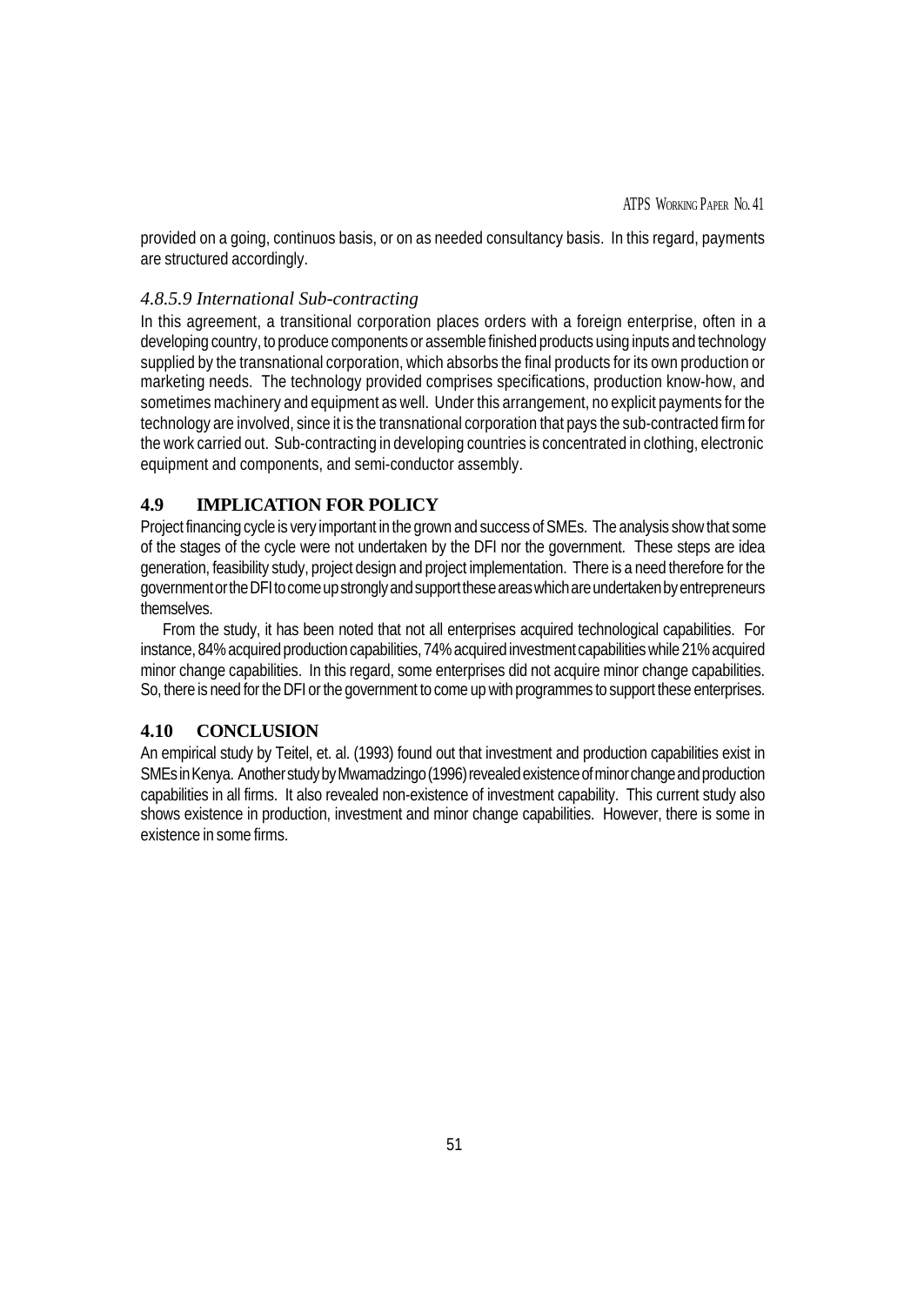provided on a going, continuos basis, or on as needed consultancy basis. In this regard, payments are structured accordingly.

#### *4.8.5.9 International Sub-contracting*

In this agreement, a transitional corporation places orders with a foreign enterprise, often in a developing country, to produce components or assemble finished products using inputs and technology supplied by the transnational corporation, which absorbs the final products for its own production or marketing needs. The technology provided comprises specifications, production know-how, and sometimes machinery and equipment as well. Under this arrangement, no explicit payments for the technology are involved, since it is the transnational corporation that pays the sub-contracted firm for the work carried out. Sub-contracting in developing countries is concentrated in clothing, electronic equipment and components, and semi-conductor assembly.

## 4.9 IMPLICATION FOR POLICY

Project financing cycle is very important in the grown and success of SMEs. The analysis show that some of the stages of the cycle were not undertaken by the DFI nor the government. These steps are idea generation, feasibility study, project design and project implementation. There is a need therefore for the government or the DFI to come up strongly and support these areas which are undertaken by entrepreneurs themselves.

From the study, it has been noted that not all enterprises acquired technological capabilities. For instance, 84% acquired production capabilities, 74% acquired investment capabilities while 21% acquired minor change capabilities. In this regard, some enterprises did not acquire minor change capabilities. So, there is need for the DFI or the government to come up with programmes to support these enterprises.

## 4.10 CONCLUSION

An empirical study by Teitel, et. al. (1993) found out that investment and production capabilities exist in SMEs in Kenya. Another study by Mwamadzingo (1996) revealed existence of minor change and production capabilities in all firms. It also revealed non-existence of investment capability. This current study also shows existence in production, investment and minor change capabilities. However, there is some in existence in some firms.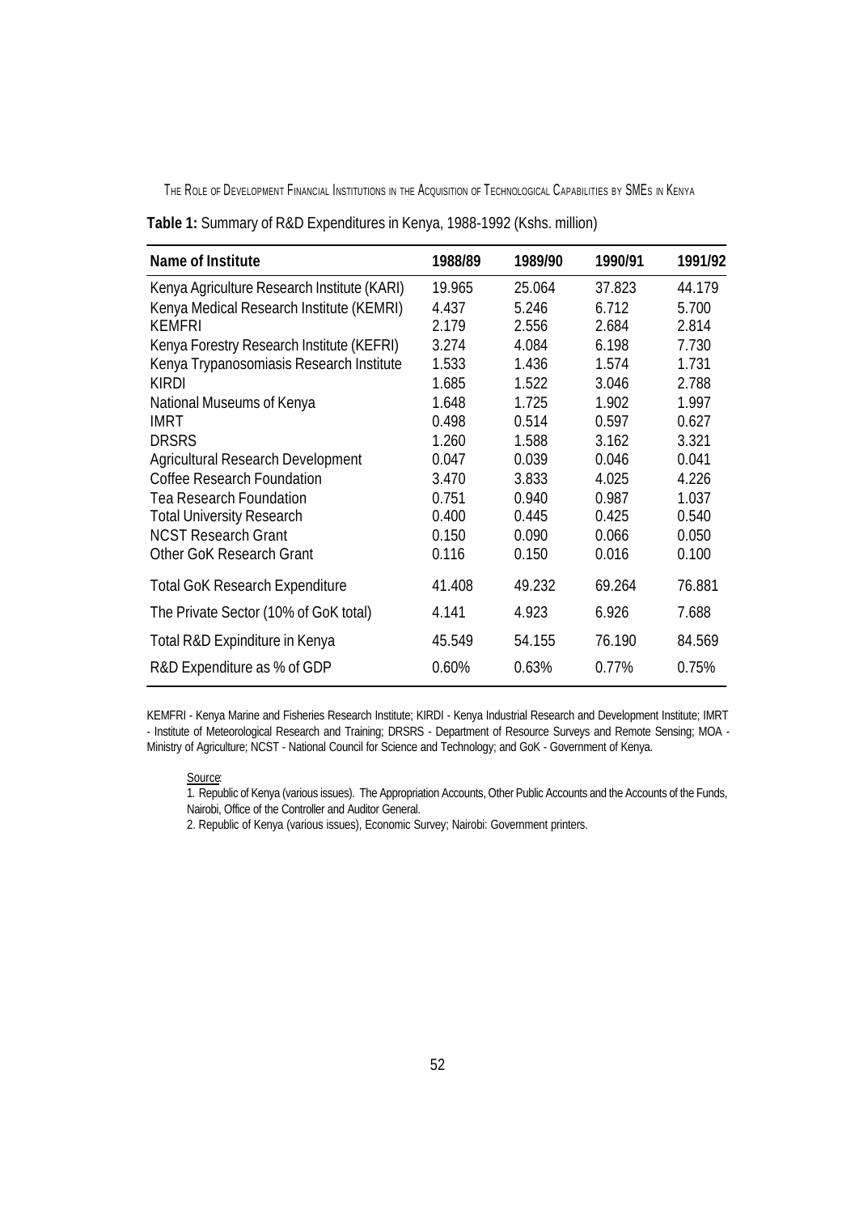**Table 1:** Summary of R&D Expenditures in Kenya, 1988-1992 (Kshs. million)

| Name of Institute | 1988/89 | 1989/90 | 1990/91 | 1991/92 |
|---|---|---|---|---|
| Kenya Agriculture Research Institute (KARI) | 19.965 | 25.064 | 37.823 | 44.179 |
| Kenya Medical Research Institute (KEMRI) | 4.437 | 5.246 | 6.712 | 5.700 |
| KEMFRI | 2.179 | 2.556 | 2.684 | 2.814 |
| Kenya Forestry Research Institute (KEFRI) | 3.274 | 4.084 | 6.198 | 7.730 |
| Kenya Trypanosomiasis Research Institute | 1.533 | 1.436 | 1.574 | 1.731 |
| KIRDI | 1.685 | 1.522 | 3.046 | 2.788 |
| National Museums of Kenya | 1.648 | 1.725 | 1.902 | 1.997 |
| IMRT | 0.498 | 0.514 | 0.597 | 0.627 |
| DRSRS | 1.260 | 1.588 | 3.162 | 3.321 |
| Agricultural Research Development | 0.047 | 0.039 | 0.046 | 0.041 |
| Coffee Research Foundation | 3.470 | 3.833 | 4.025 | 4.226 |
| Tea Research Foundation | 0.751 | 0.940 | 0.987 | 1.037 |
| Total University Research | 0.400 | 0.445 | 0.425 | 0.540 |
| NCST Research Grant | 0.150 | 0.090 | 0.066 | 0.050 |
| Other GoK Research Grant | 0.116 | 0.150 | 0.016 | 0.100 |
| Total GoK Research Expenditure | 41.408 | 49.232 | 69.264 | 76.881 |
| The Private Sector (10% of GoK total) | 4.141 | 4.923 | 6.926 | 7.688 |
| Total R&D Expinditure in Kenya | 45.549 | 54.155 | 76.190 | 84.569 |
| R&D Expenditure as % of GDP | 0.60% | 0.63% | 0.77% | 0.75% |

KEMFRI - Kenya Marine and Fisheries Research Institute; KIRDI - Kenya Industrial Research and Development Institute; IMRT - Institute of Meteorological Research and Training; DRSRS - Department of Resource Surveys and Remote Sensing; MOA - Ministry of Agriculture; NCST - National Council for Science and Technology; and GoK - Government of Kenya.

Source:

1. Republic of Kenya (various issues). The Appropriation Accounts, Other Public Accounts and the Accounts of the Funds, Nairobi, Office of the Controller and Auditor General.
2. Republic of Kenya (various issues), Economic Survey; Nairobi: Government printers.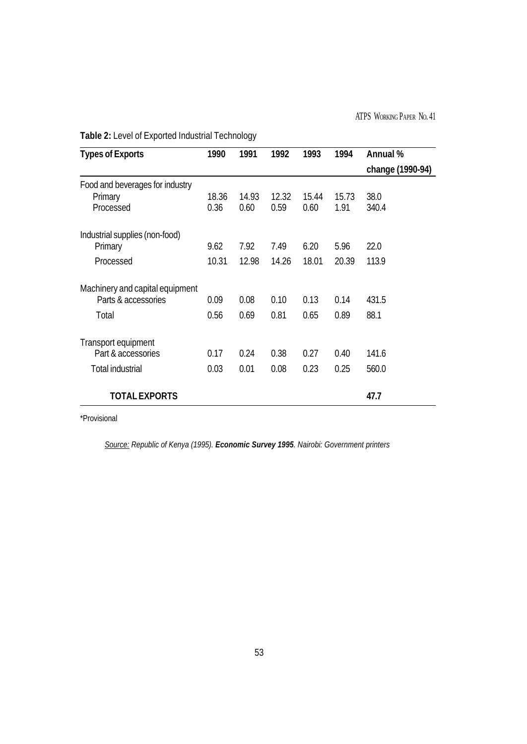**Table 2:** Level of Exported Industrial Technology

| Types of Exports | 1990 | 1991 | 1992 | 1993 | 1994 | Annual % change (1990-94) |
|---|---|---|---|---|---|---|
| Food and beverages for industry | | | | | | |
| Primary | 18.36 | 14.93 | 12.32 | 15.44 | 15.73 | 38.0 |
| Processed | 0.36 | 0.60 | 0.59 | 0.60 | 1.91 | 340.4 |
| Industrial supplies (non-food) | | | | | | |
| Primary | 9.62 | 7.92 | 7.49 | 6.20 | 5.96 | 22.0 |
| Processed | 10.31 | 12.98 | 14.26 | 18.01 | 20.39 | 113.9 |
| Machinery and capital equipment | | | | | | |
| Parts & accessories | 0.09 | 0.08 | 0.10 | 0.13 | 0.14 | 431.5 |
| Total | 0.56 | 0.69 | 0.81 | 0.65 | 0.89 | 88.1 |
| Transport equipment | | | | | | |
| Part & accessories | 0.17 | 0.24 | 0.38 | 0.27 | 0.40 | 141.6 |
| Total industrial | 0.03 | 0.01 | 0.08 | 0.23 | 0.25 | 560.0 |
| **TOTAL EXPORTS** | | | | | | **47.7** |

*Provisional

*Source: Republic of Kenya (1995). **Economic Survey 1995**. Nairobi: Government printers*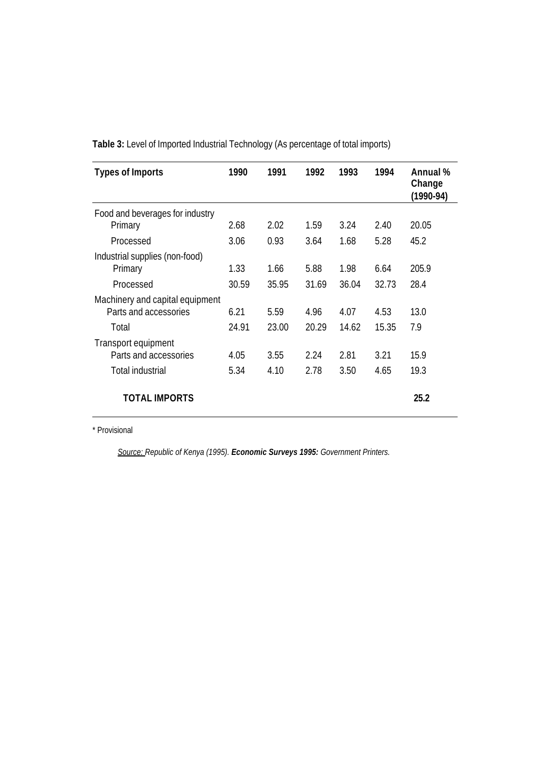**Table 3:** Level of Imported Industrial Technology (As percentage of total imports)

| Types of Imports | 1990 | 1991 | 1992 | 1993 | 1994 | Annual % Change (1990-94) |
|---|---|---|---|---|---|---|
| Food and beverages for industry | | | | | | |
| Primary | 2.68 | 2.02 | 1.59 | 3.24 | 2.40 | 20.05 |
| Processed | 3.06 | 0.93 | 3.64 | 1.68 | 5.28 | 45.2 |
| Industrial supplies (non-food) | | | | | | |
| Primary | 1.33 | 1.66 | 5.88 | 1.98 | 6.64 | 205.9 |
| Processed | 30.59 | 35.95 | 31.69 | 36.04 | 32.73 | 28.4 |
| Machinery and capital equipment | | | | | | |
| Parts and accessories | 6.21 | 5.59 | 4.96 | 4.07 | 4.53 | 13.0 |
| Total | 24.91 | 23.00 | 20.29 | 14.62 | 15.35 | 7.9 |
| Transport equipment | | | | | | |
| Parts and accessories | 4.05 | 3.55 | 2.24 | 2.81 | 3.21 | 15.9 |
| Total industrial | 5.34 | 4.10 | 2.78 | 3.50 | 4.65 | 19.3 |
| **TOTAL IMPORTS** | | | | | | **25.2** |

* Provisional

*Source: Republic of Kenya (1995). **Economic Surveys 1995:** Government Printers.*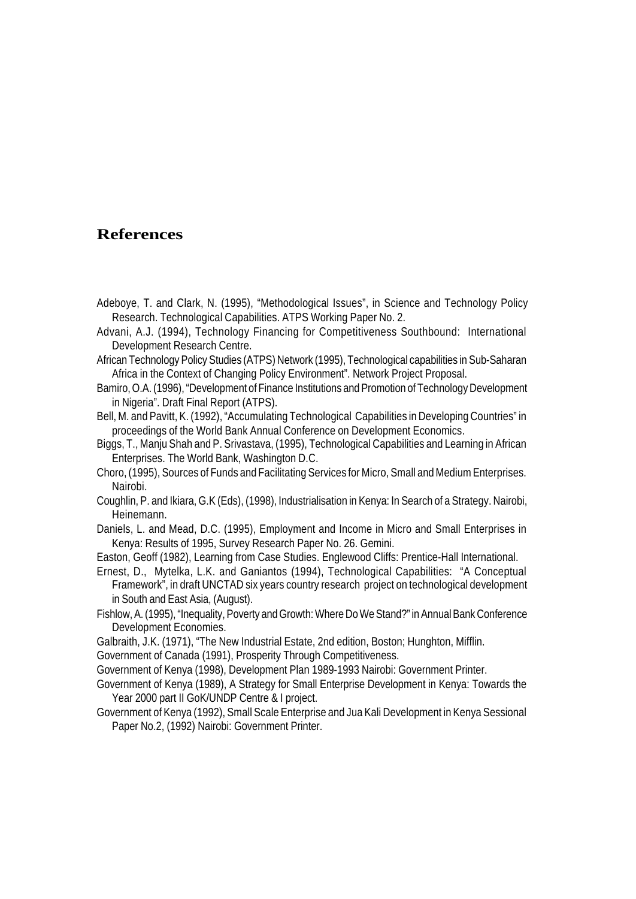# References

Adeboye, T. and Clark, N. (1995), "Methodological Issues", in Science and Technology Policy Research. Technological Capabilities. ATPS Working Paper No. 2.

Advani, A.J. (1994), Technology Financing for Competitiveness Southbound: International Development Research Centre.

African Technology Policy Studies (ATPS) Network (1995), Technological capabilities in Sub-Saharan Africa in the Context of Changing Policy Environment". Network Project Proposal.

Bamiro, O.A. (1996), "Development of Finance Institutions and Promotion of Technology Development in Nigeria". Draft Final Report (ATPS).

Bell, M. and Pavitt, K. (1992), "Accumulating Technological Capabilities in Developing Countries" in proceedings of the World Bank Annual Conference on Development Economics.

Biggs, T., Manju Shah and P. Srivastava, (1995), Technological Capabilities and Learning in African Enterprises. The World Bank, Washington D.C.

Choro, (1995), Sources of Funds and Facilitating Services for Micro, Small and Medium Enterprises. Nairobi.

Coughlin, P. and Ikiara, G.K (Eds), (1998), Industrialisation in Kenya: In Search of a Strategy. Nairobi, Heinemann.

Daniels, L. and Mead, D.C. (1995), Employment and Income in Micro and Small Enterprises in Kenya: Results of 1995, Survey Research Paper No. 26. Gemini.

Easton, Geoff (1982), Learning from Case Studies. Englewood Cliffs: Prentice-Hall International.

Ernest, D., Mytelka, L.K. and Ganiantos (1994), Technological Capabilities: "A Conceptual Framework", in draft UNCTAD six years country research project on technological development in South and East Asia, (August).

Fishlow, A. (1995), "Inequality, Poverty and Growth: Where Do We Stand?" in Annual Bank Conference Development Economies.

Galbraith, J.K. (1971), "The New Industrial Estate, 2nd edition, Boston; Hunghton, Mifflin.

Government of Canada (1991), Prosperity Through Competitiveness.

Government of Kenya (1998), Development Plan 1989-1993 Nairobi: Government Printer.

Government of Kenya (1989), A Strategy for Small Enterprise Development in Kenya: Towards the Year 2000 part II GoK/UNDP Centre & I project.

Government of Kenya (1992), Small Scale Enterprise and Jua Kali Development in Kenya Sessional Paper No.2, (1992) Nairobi: Government Printer.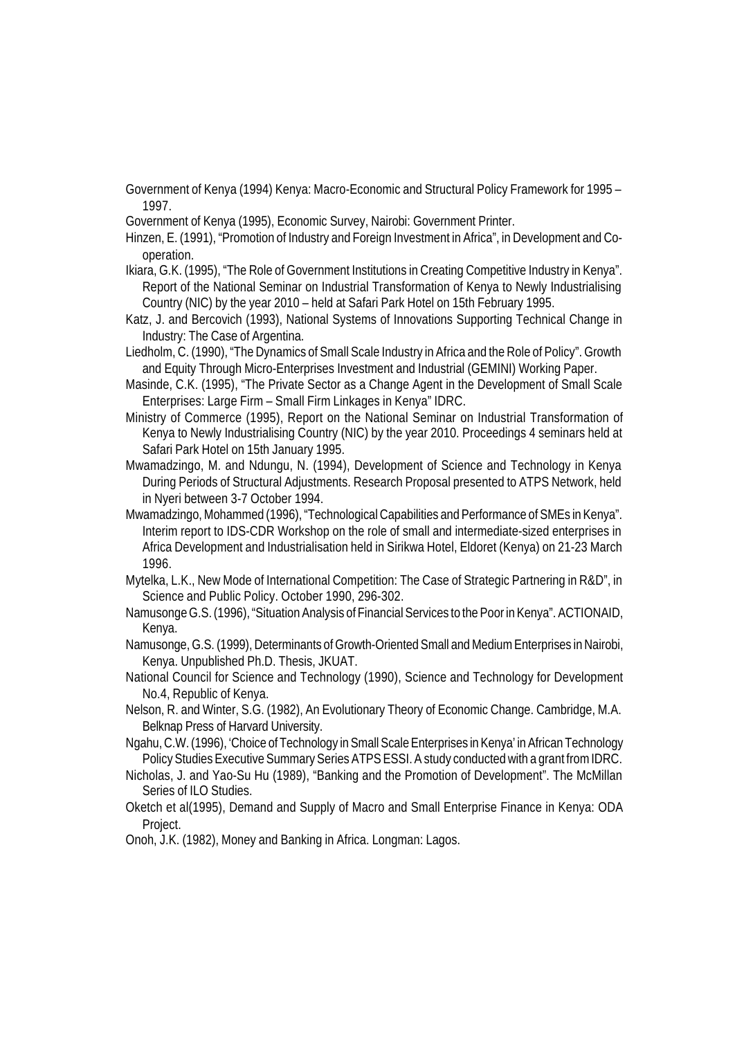Government of Kenya (1994) Kenya: Macro-Economic and Structural Policy Framework for 1995 – 1997.

Government of Kenya (1995), Economic Survey, Nairobi: Government Printer.

Hinzen, E. (1991), "Promotion of Industry and Foreign Investment in Africa", in Development and Co-operation.

Ikiara, G.K. (1995), "The Role of Government Institutions in Creating Competitive Industry in Kenya". Report of the National Seminar on Industrial Transformation of Kenya to Newly Industrialising Country (NIC) by the year 2010 – held at Safari Park Hotel on 15th February 1995.

Katz, J. and Bercovich (1993), National Systems of Innovations Supporting Technical Change in Industry: The Case of Argentina.

Liedholm, C. (1990), "The Dynamics of Small Scale Industry in Africa and the Role of Policy". Growth and Equity Through Micro-Enterprises Investment and Industrial (GEMINI) Working Paper.

Masinde, C.K. (1995), "The Private Sector as a Change Agent in the Development of Small Scale Enterprises: Large Firm – Small Firm Linkages in Kenya" IDRC.

Ministry of Commerce (1995), Report on the National Seminar on Industrial Transformation of Kenya to Newly Industrialising Country (NIC) by the year 2010. Proceedings 4 seminars held at Safari Park Hotel on 15th January 1995.

Mwamadzingo, M. and Ndungu, N. (1994), Development of Science and Technology in Kenya During Periods of Structural Adjustments. Research Proposal presented to ATPS Network, held in Nyeri between 3-7 October 1994.

Mwamadzingo, Mohammed (1996), "Technological Capabilities and Performance of SMEs in Kenya". Interim report to IDS-CDR Workshop on the role of small and intermediate-sized enterprises in Africa Development and Industrialisation held in Sirikwa Hotel, Eldoret (Kenya) on 21-23 March 1996.

Mytelka, L.K., New Mode of International Competition: The Case of Strategic Partnering in R&D", in Science and Public Policy. October 1990, 296-302.

Namusonge G.S. (1996), "Situation Analysis of Financial Services to the Poor in Kenya". ACTIONAID, Kenya.

Namusonge, G.S. (1999), Determinants of Growth-Oriented Small and Medium Enterprises in Nairobi, Kenya. Unpublished Ph.D. Thesis, JKUAT.

National Council for Science and Technology (1990), Science and Technology for Development No.4, Republic of Kenya.

Nelson, R. and Winter, S.G. (1982), An Evolutionary Theory of Economic Change. Cambridge, M.A. Belknap Press of Harvard University.

Ngahu, C.W. (1996), 'Choice of Technology in Small Scale Enterprises in Kenya' in African Technology Policy Studies Executive Summary Series ATPS ESSI. A study conducted with a grant from IDRC.

Nicholas, J. and Yao-Su Hu (1989), "Banking and the Promotion of Development". The McMillan Series of ILO Studies.

Oketch et al(1995), Demand and Supply of Macro and Small Enterprise Finance in Kenya: ODA Project.

Onoh, J.K. (1982), Money and Banking in Africa. Longman: Lagos.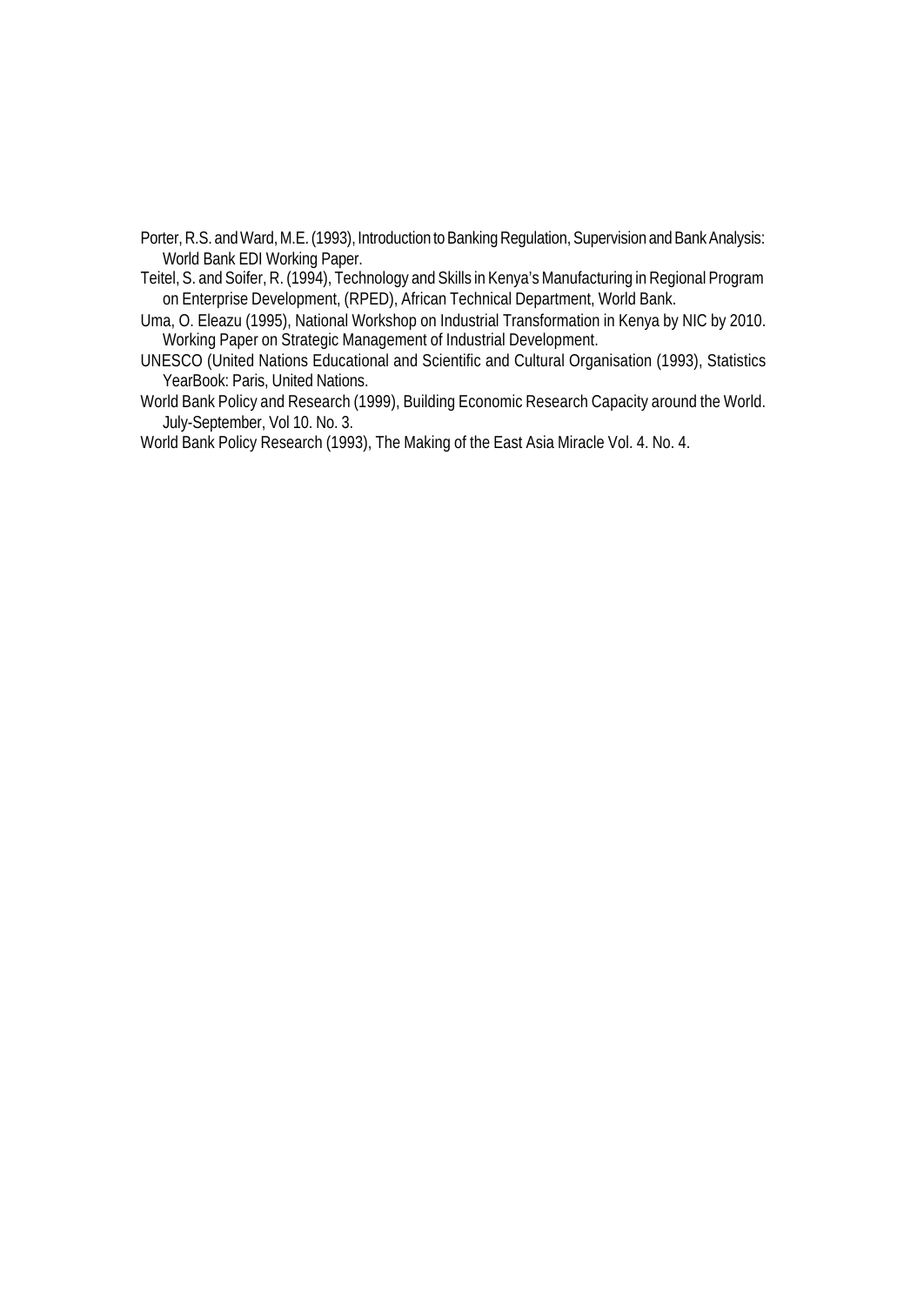Porter, R.S. and Ward, M.E. (1993), Introduction to Banking Regulation, Supervision and Bank Analysis: World Bank EDI Working Paper.

Teitel, S. and Soifer, R. (1994), Technology and Skills in Kenya's Manufacturing in Regional Program on Enterprise Development, (RPED), African Technical Department, World Bank.

Uma, O. Eleazu (1995), National Workshop on Industrial Transformation in Kenya by NIC by 2010. Working Paper on Strategic Management of Industrial Development.

UNESCO (United Nations Educational and Scientific and Cultural Organisation (1993), Statistics YearBook: Paris, United Nations.

World Bank Policy and Research (1999), Building Economic Research Capacity around the World. July-September, Vol 10. No. 3.

World Bank Policy Research (1993), The Making of the East Asia Miracle Vol. 4. No. 4.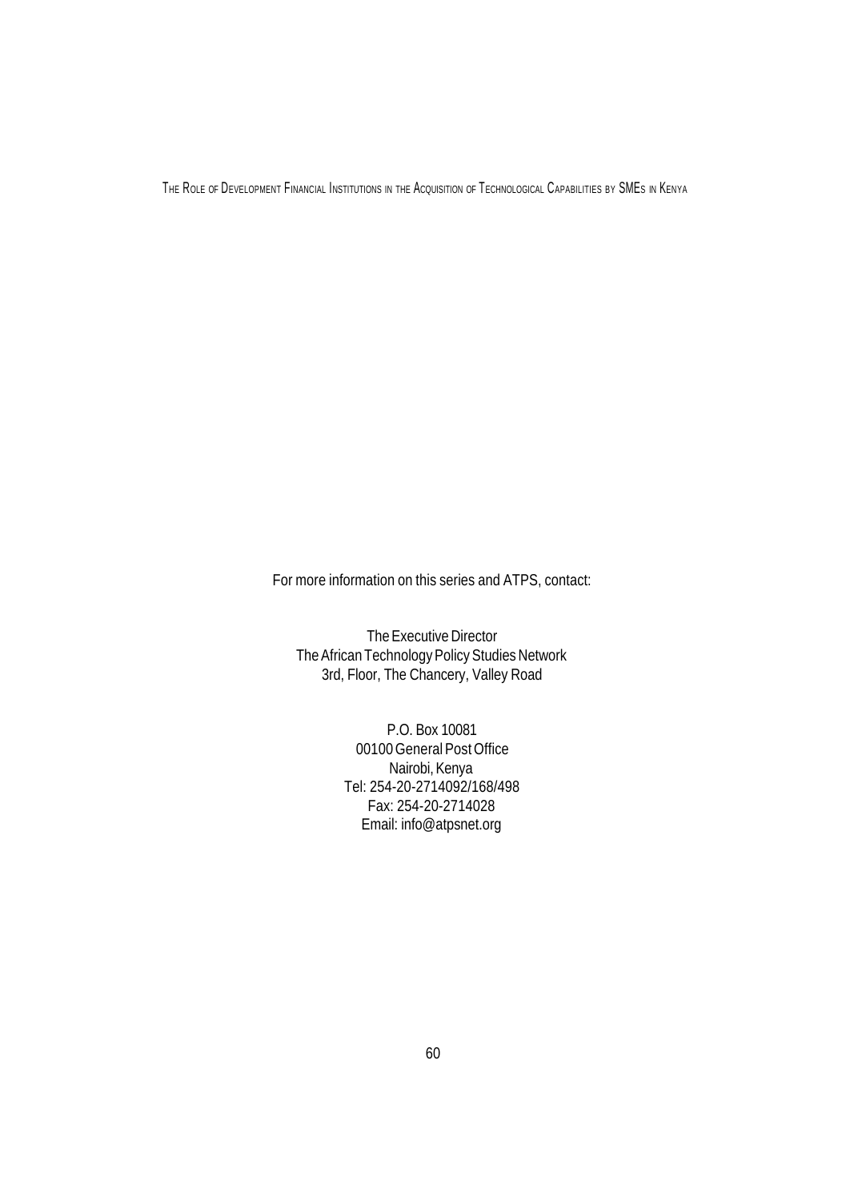For more information on this series and ATPS, contact:

The Executive Director
The African Technology Policy Studies Network
3rd, Floor, The Chancery, Valley Road

P.O. Box 10081
00100 General Post Office
Nairobi, Kenya
Tel: 254-20-2714092/168/498
Fax: 254-20-2714028
Email: info@atpsnet.org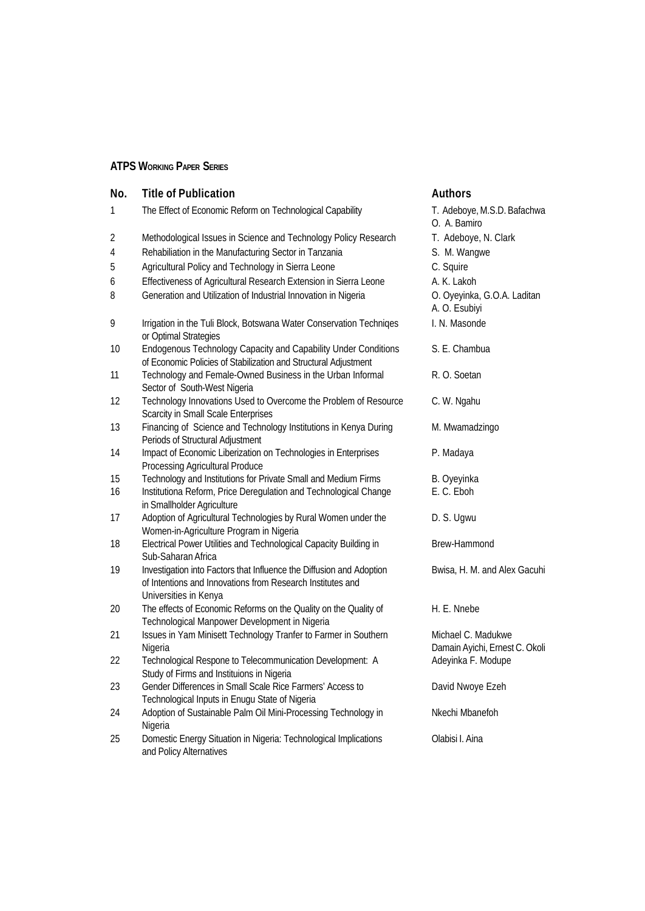**ATPS WORKING PAPER SERIES**

| No. | Title of Publication | Authors |
|---|---|---|
| 1 | The Effect of Economic Reform on Technological Capability | T. Adeboye, M.S.D. Bafachwa O. A. Bamiro |
| 2 | Methodological Issues in Science and Technology Policy Research | T. Adeboye, N. Clark |
| 4 | Rehabiliation in the Manufacturing Sector in Tanzania | S. M. Wangwe |
| 5 | Agricultural Policy and Technology in Sierra Leone | C. Squire |
| 6 | Effectiveness of Agricultural Research Extension in Sierra Leone | A. K. Lakoh |
| 8 | Generation and Utilization of Industrial Innovation in Nigeria | O. Oyeyinka, G.O.A. Laditan A. O. Esubiyi |
| 9 | Irrigation in the Tuli Block, Botswana Water Conservation Techniqes or Optimal Strategies | I. N. Masonde |
| 10 | Endogenous Technology Capacity and Capability Under Conditions of Economic Policies of Stabilization and Structural Adjustment | S. E. Chambua |
| 11 | Technology and Female-Owned Business in the Urban Informal Sector of South-West Nigeria | R. O. Soetan |
| 12 | Technology Innovations Used to Overcome the Problem of Resource Scarcity in Small Scale Enterprises | C. W. Ngahu |
| 13 | Financing of Science and Technology Institutions in Kenya During Periods of Structural Adjustment | M. Mwamadzingo |
| 14 | Impact of Economic Liberization on Technologies in Enterprises Processing Agricultural Produce | P. Madaya |
| 15 | Technology and Institutions for Private Small and Medium Firms | B. Oyeyinka |
| 16 | Institutiona Reform, Price Deregulation and Technological Change in Smallholder Agriculture | E. C. Eboh |
| 17 | Adoption of Agricultural Technologies by Rural Women under the Women-in-Agriculture Program in Nigeria | D. S. Ugwu |
| 18 | Electrical Power Utilities and Technological Capacity Building in Sub-Saharan Africa | Brew-Hammond |
| 19 | Investigation into Factors that Influence the Diffusion and Adoption of Intentions and Innovations from Research Institutes and Universities in Kenya | Bwisa, H. M. and Alex Gacuhi |
| 20 | The effects of Economic Reforms on the Quality on the Quality of Technological Manpower Development in Nigeria | H. E. Nnebe |
| 21 | Issues in Yam Minisett Technology Tranfer to Farmer in Southern Nigeria | Michael C. Madukwe Damain Ayichi, Ernest C. Okoli |
| 22 | Technological Respone to Telecommunication Development: A Study of Firms and Instituions in Nigeria | Adeyinka F. Modupe |
| 23 | Gender Differences in Small Scale Rice Farmers' Access to Technological Inputs in Enugu State of Nigeria | David Nwoye Ezeh |
| 24 | Adoption of Sustainable Palm Oil Mini-Processing Technology in Nigeria | Nkechi Mbanefoh |
| 25 | Domestic Energy Situation in Nigeria: Technological Implications and Policy Alternatives | Olabisi I. Aina |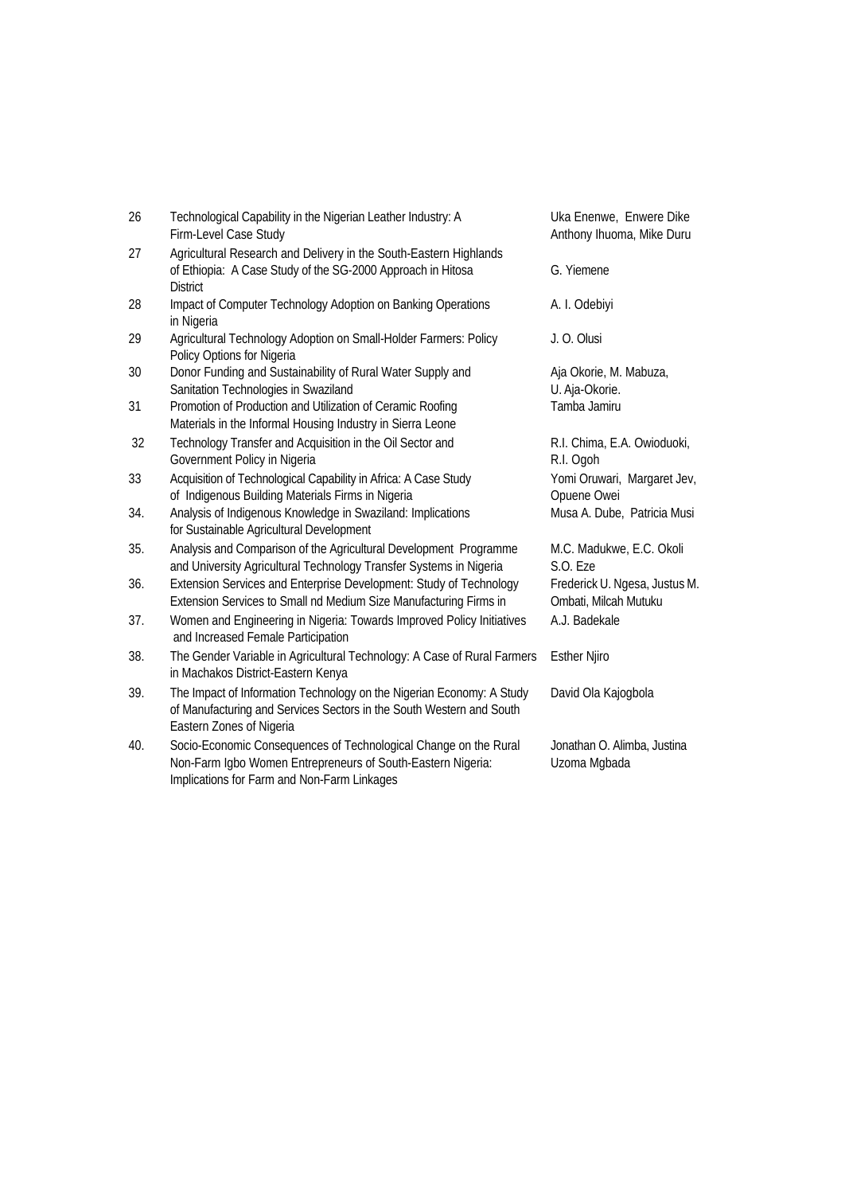| | | |
|---|---|---|
| 26 | Technological Capability in the Nigerian Leather Industry: A Firm-Level Case Study | Uka Enenwe, Enwere Dike Anthony Ihuoma, Mike Duru |
| 27 | Agricultural Research and Delivery in the South-Eastern Highlands of Ethiopia: A Case Study of the SG-2000 Approach in Hitosa District | G. Yiemene |
| 28 | Impact of Computer Technology Adoption on Banking Operations in Nigeria | A. I. Odebiyi |
| 29 | Agricultural Technology Adoption on Small-Holder Farmers: Policy Policy Options for Nigeria | J. O. Olusi |
| 30 | Donor Funding and Sustainability of Rural Water Supply and Sanitation Technologies in Swaziland | Aja Okorie, M. Mabuza, U. Aja-Okorie. |
| 31 | Promotion of Production and Utilization of Ceramic Roofing Materials in the Informal Housing Industry in Sierra Leone | Tamba Jamiru |
| 32 | Technology Transfer and Acquisition in the Oil Sector and Government Policy in Nigeria | R.I. Chima, E.A. Owioduoki, R.I. Ogoh |
| 33 | Acquisition of Technological Capability in Africa: A Case Study of Indigenous Building Materials Firms in Nigeria | Yomi Oruwari, Margaret Jev, Opuene Owei |
| 34. | Analysis of Indigenous Knowledge in Swaziland: Implications for Sustainable Agricultural Development | Musa A. Dube, Patricia Musi |
| 35. | Analysis and Comparison of the Agricultural Development Programme and University Agricultural Technology Transfer Systems in Nigeria | M.C. Madukwe, E.C. Okoli S.O. Eze |
| 36. | Extension Services and Enterprise Development: Study of Technology Extension Services to Small nd Medium Size Manufacturing Firms in | Frederick U. Ngesa, Justus M. Ombati, Milcah Mutuku |
| 37. | Women and Engineering in Nigeria: Towards Improved Policy Initiatives and Increased Female Participation | A.J. Badekale |
| 38. | The Gender Variable in Agricultural Technology: A Case of Rural Farmers in Machakos District-Eastern Kenya | Esther Njiro |
| 39. | The Impact of Information Technology on the Nigerian Economy: A Study of Manufacturing and Services Sectors in the South Western and South Eastern Zones of Nigeria | David Ola Kajogbola |
| 40. | Socio-Economic Consequences of Technological Change on the Rural Non-Farm Igbo Women Entrepreneurs of South-Eastern Nigeria: Implications for Farm and Non-Farm Linkages | Jonathan O. Alimba, Justina Uzoma Mgbada |